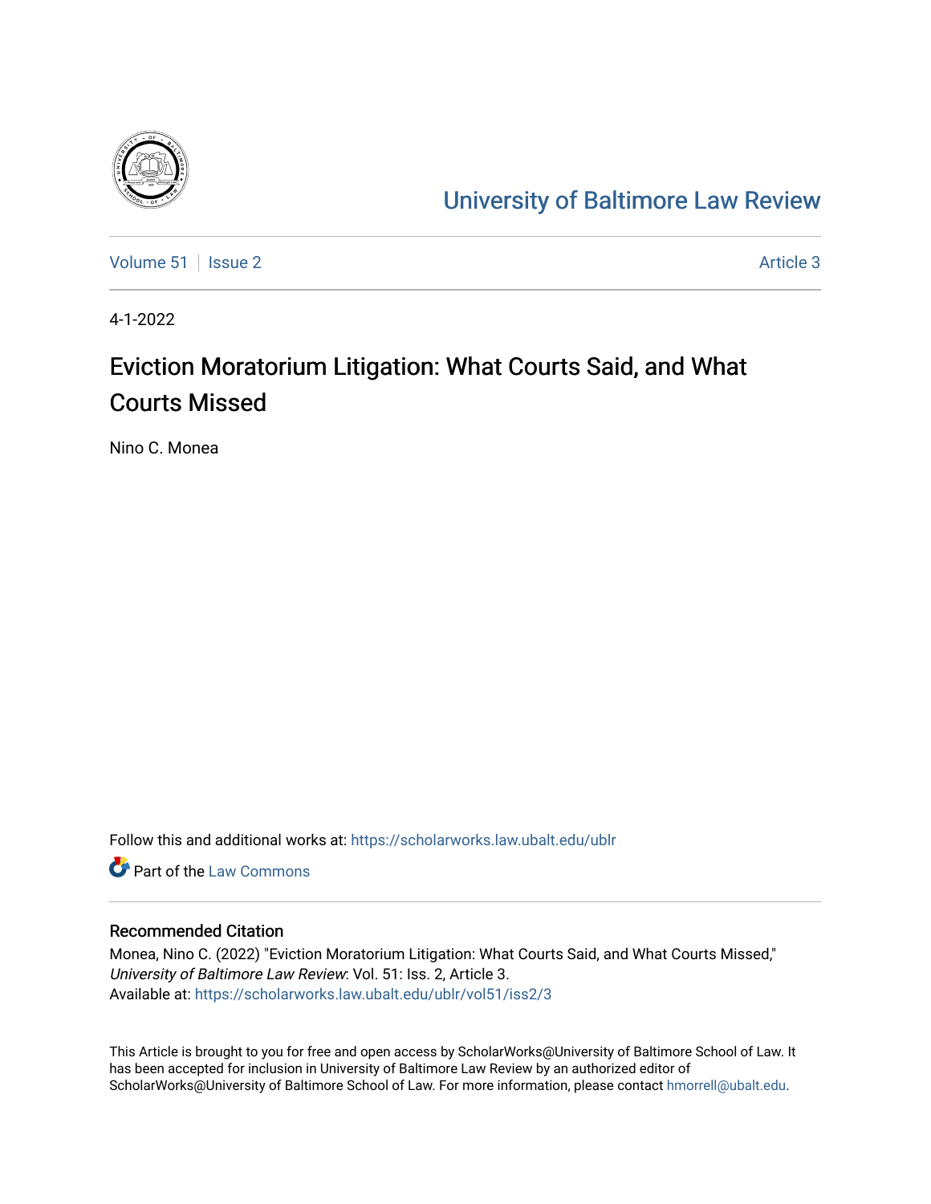# University of Baltimore Law Review

Volume 51 | Issue 2 — Article 3

4-1-2022

## Eviction Moratorium Litigation: What Courts Said, and What Courts Missed

Nino C. Monea

Follow this and additional works at: https://scholarworks.law.ubalt.edu/ublr

Part of the Law Commons

### Recommended Citation

Monea, Nino C. (2022) "Eviction Moratorium Litigation: What Courts Said, and What Courts Missed," *University of Baltimore Law Review*: Vol. 51: Iss. 2, Article 3.
Available at: https://scholarworks.law.ubalt.edu/ublr/vol51/iss2/3

This Article is brought to you for free and open access by ScholarWorks@University of Baltimore School of Law. It has been accepted for inclusion in University of Baltimore Law Review by an authorized editor of ScholarWorks@University of Baltimore School of Law. For more information, please contact hmorrell@ubalt.edu.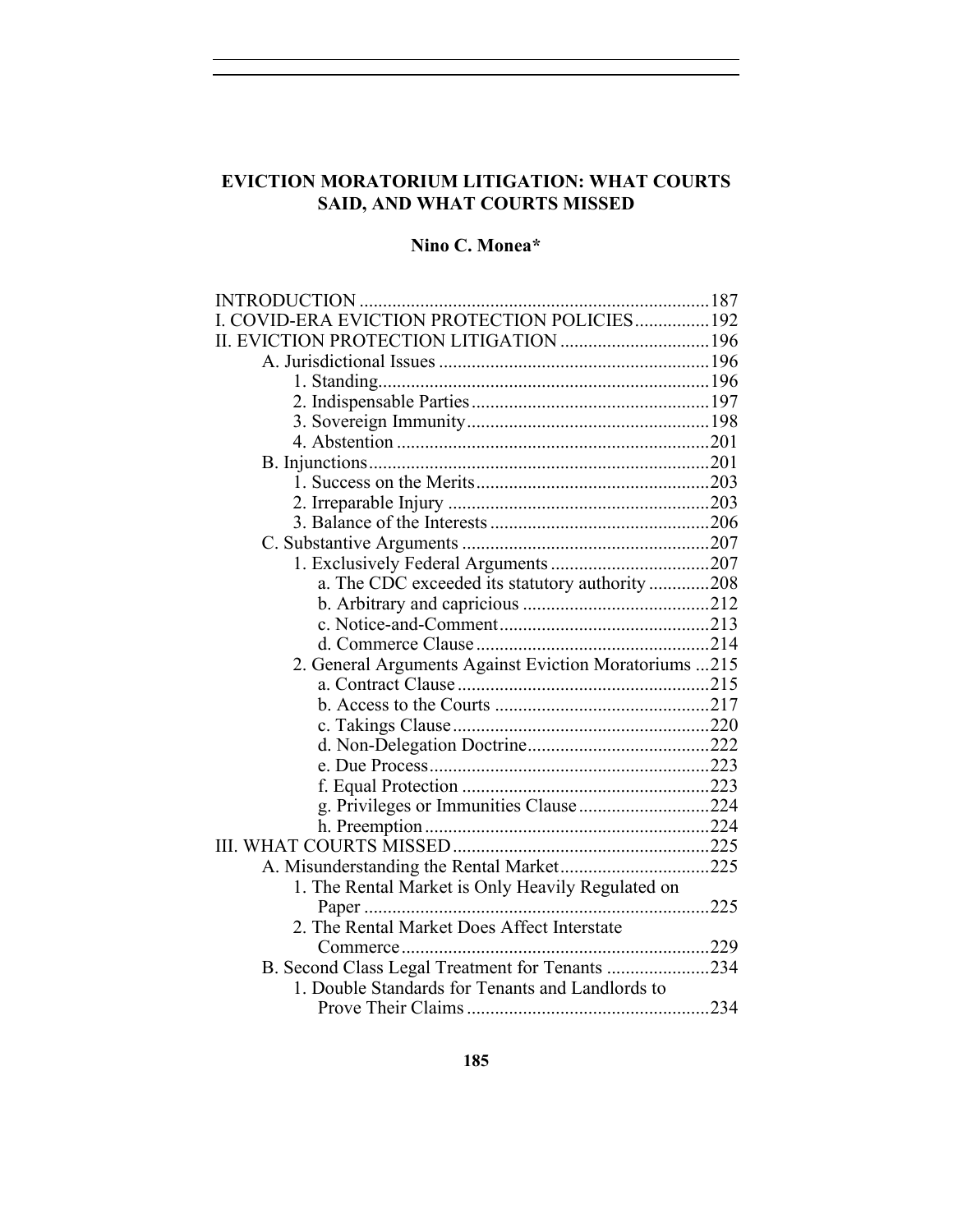# EVICTION MORATORIUM LITIGATION: WHAT COURTS SAID, AND WHAT COURTS MISSED

**Nino C. Monea***

INTRODUCTION ....................................................................187
I. COVID-ERA EVICTION PROTECTION POLICIES................192
II. EVICTION PROTECTION LITIGATION ................................196
- A. Jurisdictional Issues ..........................................................196
  - 1. Standing......................................................................196
  - 2. Indispensable Parties ..................................................197
  - 3. Sovereign Immunity....................................................198
  - 4. Abstention ..................................................................201
- B. Injunctions.........................................................................201
  - 1. Success on the Merits..................................................203
  - 2. Irreparable Injury ........................................................203
  - 3. Balance of the Interests ...............................................206
- C. Substantive Arguments .....................................................207
  - 1. Exclusively Federal Arguments ..................................207
    - a. The CDC exceeded its statutory authority .............208
    - b. Arbitrary and capricious ........................................212
    - c. Notice-and-Comment.............................................213
    - d. Commerce Clause ..................................................214
  - 2. General Arguments Against Eviction Moratoriums ...215
    - a. Contract Clause ......................................................215
    - b. Access to the Courts ..............................................217
    - c. Takings Clause.......................................................220
    - d. Non-Delegation Doctrine.......................................222
    - e. Due Process............................................................223
    - f. Equal Protection .....................................................223
    - g. Privileges or Immunities Clause............................224
    - h. Preemption .............................................................224

III. WHAT COURTS MISSED .......................................................225
- A. Misunderstanding the Rental Market................................225
  - 1. The Rental Market is Only Heavily Regulated on Paper ..........................................................................225
  - 2. The Rental Market Does Affect Interstate Commerce...................................................................229
- B. Second Class Legal Treatment for Tenants ......................234
  - 1. Double Standards for Tenants and Landlords to Prove Their Claims ....................................................234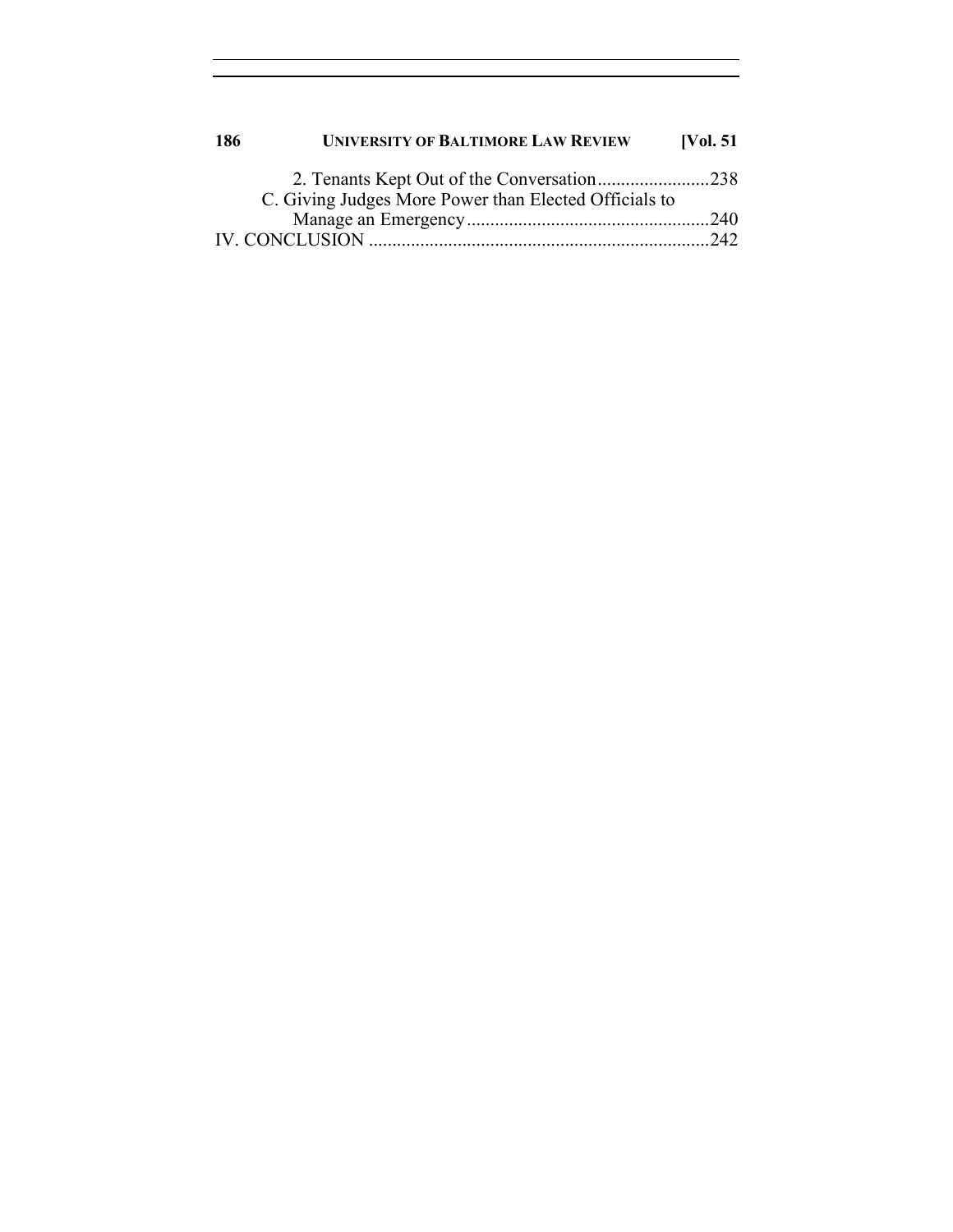2. Tenants Kept Out of the Conversation........................238

C. Giving Judges More Power than Elected Officials to Manage an Emergency....................................................240

IV. CONCLUSION ........................................................................242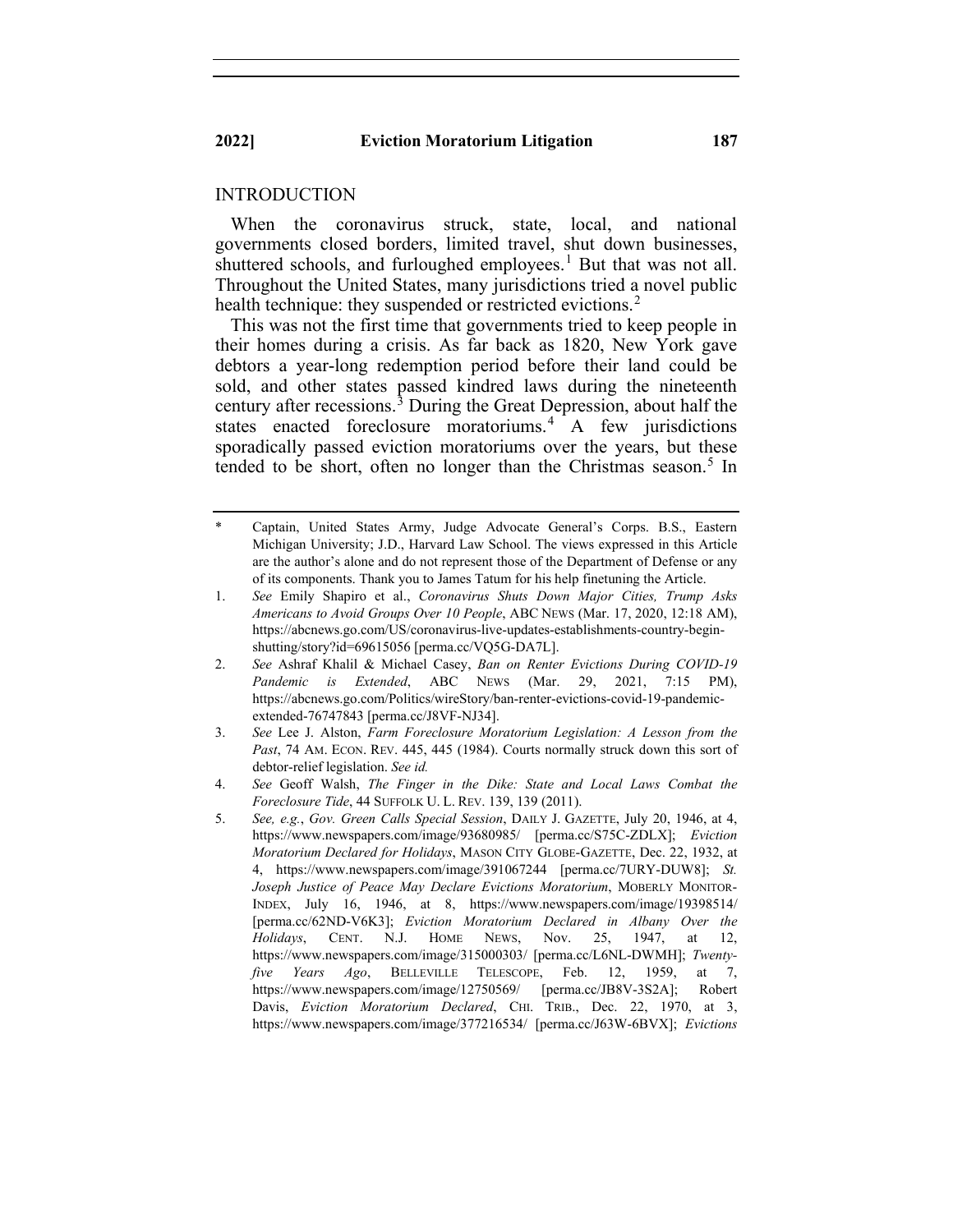## INTRODUCTION

When the coronavirus struck, state, local, and national governments closed borders, limited travel, shut down businesses, shuttered schools, and furloughed employees.[1] But that was not all. Throughout the United States, many jurisdictions tried a novel public health technique: they suspended or restricted evictions.[2]

This was not the first time that governments tried to keep people in their homes during a crisis. As far back as 1820, New York gave debtors a year-long redemption period before their land could be sold, and other states passed kindred laws during the nineteenth century after recessions.[3] During the Great Depression, about half the states enacted foreclosure moratoriums.[4] A few jurisdictions sporadically passed eviction moratoriums over the years, but these tended to be short, often no longer than the Christmas season.[5] In

---

\* Captain, United States Army, Judge Advocate General's Corps. B.S., Eastern Michigan University; J.D., Harvard Law School. The views expressed in this Article are the author's alone and do not represent those of the Department of Defense or any of its components. Thank you to James Tatum for his help finetuning the Article.

1. *See* Emily Shapiro et al., *Coronavirus Shuts Down Major Cities, Trump Asks Americans to Avoid Groups Over 10 People*, ABC NEWS (Mar. 17, 2020, 12:18 AM), https://abcnews.go.com/US/coronavirus-live-updates-establishments-country-begin-shutting/story?id=69615056 [perma.cc/VQ5G-DA7L].

2. *See* Ashraf Khalil & Michael Casey, *Ban on Renter Evictions During COVID-19 Pandemic is Extended*, ABC NEWS (Mar. 29, 2021, 7:15 PM), https://abcnews.go.com/Politics/wireStory/ban-renter-evictions-covid-19-pandemic-extended-76747843 [perma.cc/J8VF-NJ34].

3. *See* Lee J. Alston, *Farm Foreclosure Moratorium Legislation: A Lesson from the Past*, 74 AM. ECON. REV. 445, 445 (1984). Courts normally struck down this sort of debtor-relief legislation. *See id.*

4. *See* Geoff Walsh, *The Finger in the Dike: State and Local Laws Combat the Foreclosure Tide*, 44 SUFFOLK U. L. REV. 139, 139 (2011).

5. *See, e.g.*, *Gov. Green Calls Special Session*, DAILY J. GAZETTE, July 20, 1946, at 4, https://www.newspapers.com/image/93680985/ [perma.cc/S75C-ZDLX]; *Eviction Moratorium Declared for Holidays*, MASON CITY GLOBE-GAZETTE, Dec. 22, 1932, at 4, https://www.newspapers.com/image/391067244 [perma.cc/7URY-DUW8]; *St. Joseph Justice of Peace May Declare Evictions Moratorium*, MOBERLY MONITOR-INDEX, July 16, 1946, at 8, https://www.newspapers.com/image/19398514/ [perma.cc/62ND-V6K3]; *Eviction Moratorium Declared in Albany Over the Holidays*, CENT. N.J. HOME NEWS, Nov. 25, 1947, at 12, https://www.newspapers.com/image/315000303/ [perma.cc/L6NL-DWMH]; *Twenty-five Years Ago*, BELLEVILLE TELESCOPE, Feb. 12, 1959, at 7, https://www.newspapers.com/image/12750569/ [perma.cc/JB8V-3S2A]; Robert Davis, *Eviction Moratorium Declared*, CHI. TRIB., Dec. 22, 1970, at 3, https://www.newspapers.com/image/377216534/ [perma.cc/J63W-6BVX]; *Evictions*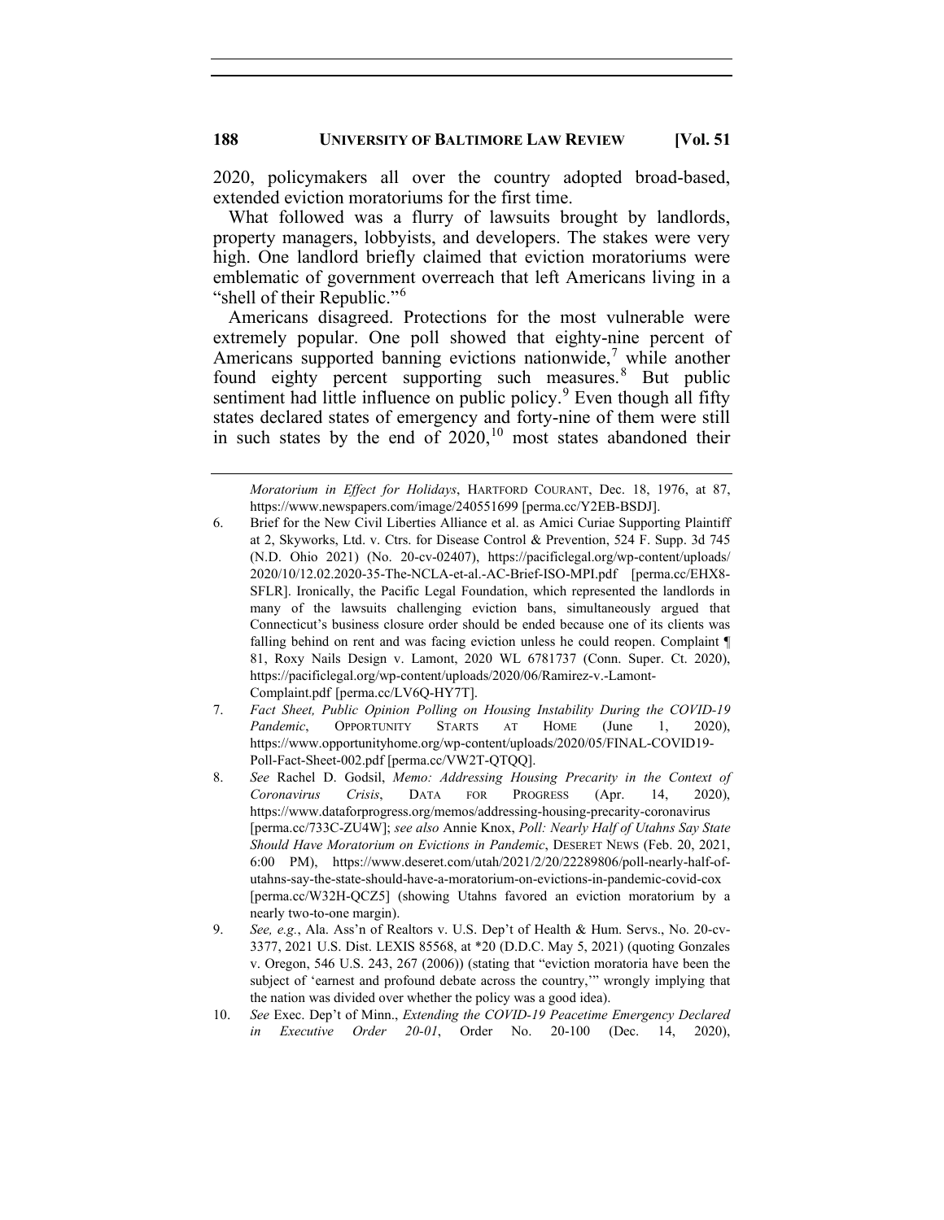2020, policymakers all over the country adopted broad-based, extended eviction moratoriums for the first time.

What followed was a flurry of lawsuits brought by landlords, property managers, lobbyists, and developers. The stakes were very high. One landlord briefly claimed that eviction moratoriums were emblematic of government overreach that left Americans living in a "shell of their Republic."[6]

Americans disagreed. Protections for the most vulnerable were extremely popular. One poll showed that eighty-nine percent of Americans supported banning evictions nationwide,[7] while another found eighty percent supporting such measures.[8] But public sentiment had little influence on public policy.[9] Even though all fifty states declared states of emergency and forty-nine of them were still in such states by the end of 2020,[10] most states abandoned their

---

*Moratorium in Effect for Holidays*, HARTFORD COURANT, Dec. 18, 1976, at 87, https://www.newspapers.com/image/240551699 [perma.cc/Y2EB-BSDJ].

6. Brief for the New Civil Liberties Alliance et al. as Amici Curiae Supporting Plaintiff at 2, Skyworks, Ltd. v. Ctrs. for Disease Control & Prevention, 524 F. Supp. 3d 745 (N.D. Ohio 2021) (No. 20-cv-02407), https://pacificlegal.org/wp-content/uploads/2020/10/12.02.2020-35-The-NCLA-et-al.-AC-Brief-ISO-MPI.pdf [perma.cc/EHX8-SFLR]. Ironically, the Pacific Legal Foundation, which represented the landlords in many of the lawsuits challenging eviction bans, simultaneously argued that Connecticut's business closure order should be ended because one of its clients was falling behind on rent and was facing eviction unless he could reopen. Complaint ¶ 81, Roxy Nails Design v. Lamont, 2020 WL 6781737 (Conn. Super. Ct. 2020), https://pacificlegal.org/wp-content/uploads/2020/06/Ramirez-v.-Lamont-Complaint.pdf [perma.cc/LV6Q-HY7T].

7. *Fact Sheet, Public Opinion Polling on Housing Instability During the COVID-19 Pandemic*, OPPORTUNITY STARTS AT HOME (June 1, 2020), https://www.opportunityhome.org/wp-content/uploads/2020/05/FINAL-COVID19-Poll-Fact-Sheet-002.pdf [perma.cc/VW2T-QTQQ].

8. *See* Rachel D. Godsil, *Memo: Addressing Housing Precarity in the Context of Coronavirus Crisis*, DATA FOR PROGRESS (Apr. 14, 2020), https://www.dataforprogress.org/memos/addressing-housing-precarity-coronavirus [perma.cc/733C-ZU4W]; *see also* Annie Knox, *Poll: Nearly Half of Utahns Say State Should Have Moratorium on Evictions in Pandemic*, DESERET NEWS (Feb. 20, 2021, 6:00 PM), https://www.deseret.com/utah/2021/2/20/22289806/poll-nearly-half-of-utahns-say-the-state-should-have-a-moratorium-on-evictions-in-pandemic-covid-cox [perma.cc/W32H-QCZ5] (showing Utahns favored an eviction moratorium by a nearly two-to-one margin).

9. *See, e.g.*, Ala. Ass'n of Realtors v. U.S. Dep't of Health & Hum. Servs., No. 20-cv-3377, 2021 U.S. Dist. LEXIS 85568, at *20 (D.D.C. May 5, 2021) (quoting Gonzales v. Oregon, 546 U.S. 243, 267 (2006)) (stating that "eviction moratoria have been the subject of 'earnest and profound debate across the country,'" wrongly implying that the nation was divided over whether the policy was a good idea).

10. *See* Exec. Dep't of Minn., *Extending the COVID-19 Peacetime Emergency Declared in Executive Order 20-01*, Order No. 20-100 (Dec. 14, 2020),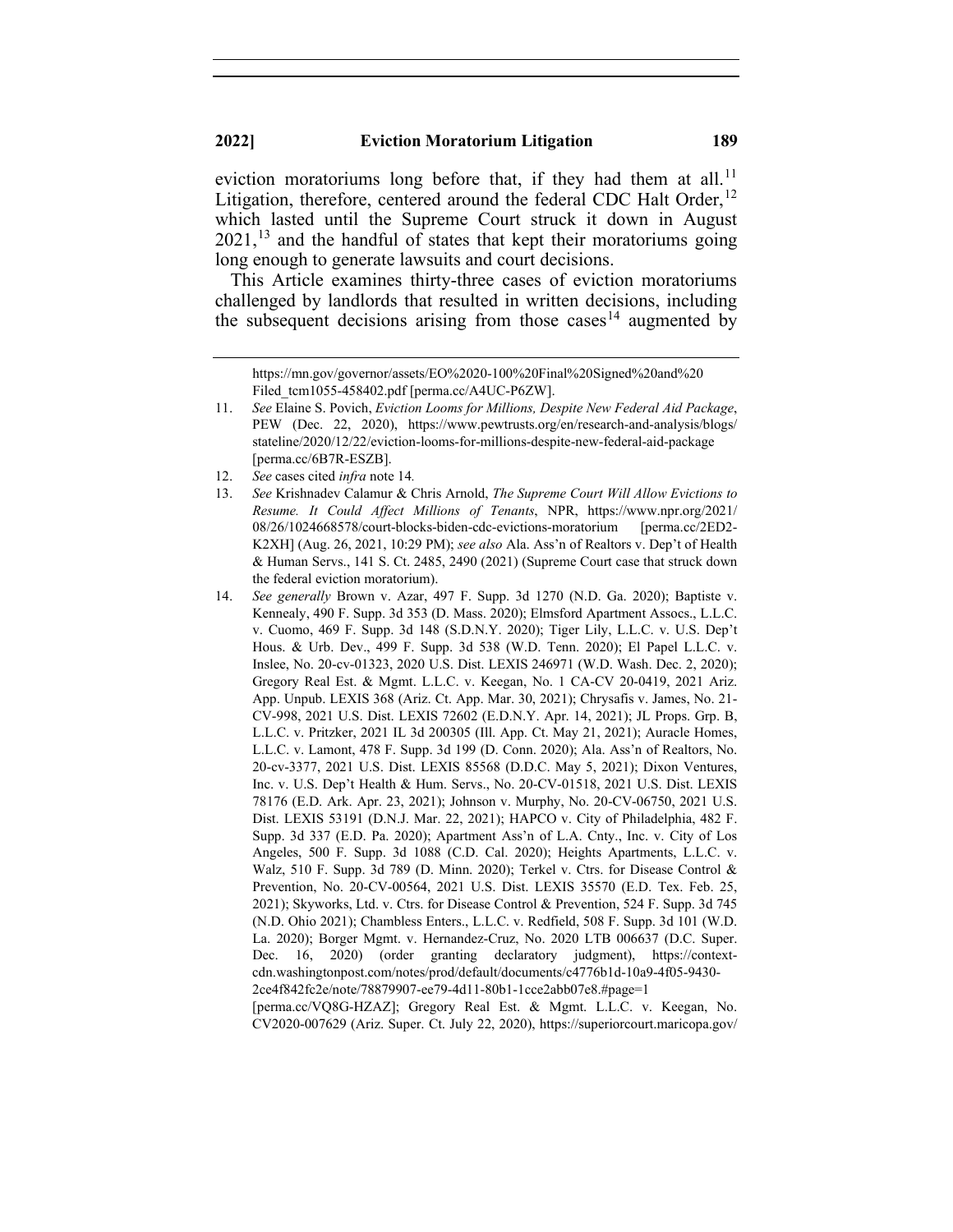eviction moratoriums long before that, if they had them at all.[11] Litigation, therefore, centered around the federal CDC Halt Order,[12] which lasted until the Supreme Court struck it down in August 2021,[13] and the handful of states that kept their moratoriums going long enough to generate lawsuits and court decisions.

This Article examines thirty-three cases of eviction moratoriums challenged by landlords that resulted in written decisions, including the subsequent decisions arising from those cases[14] augmented by

---

https://mn.gov/governor/assets/EO%2020-100%20Final%20Signed%20and%20 Filed_tcm1055-458402.pdf [perma.cc/A4UC-P6ZW].

11. *See* Elaine S. Povich, *Eviction Looms for Millions, Despite New Federal Aid Package*, PEW (Dec. 22, 2020), https://www.pewtrusts.org/en/research-and-analysis/blogs/stateline/2020/12/22/eviction-looms-for-millions-despite-new-federal-aid-package [perma.cc/6B7R-ESZB].

12. *See* cases cited *infra* note 14*.*

13. *See* Krishnadev Calamur & Chris Arnold, *The Supreme Court Will Allow Evictions to Resume. It Could Affect Millions of Tenants*, NPR, https://www.npr.org/2021/08/26/1024668578/court-blocks-biden-cdc-evictions-moratorium [perma.cc/2ED2-K2XH] (Aug. 26, 2021, 10:29 PM); *see also* Ala. Ass'n of Realtors v. Dep't of Health & Human Servs., 141 S. Ct. 2485, 2490 (2021) (Supreme Court case that struck down the federal eviction moratorium).

14. *See generally* Brown v. Azar, 497 F. Supp. 3d 1270 (N.D. Ga. 2020); Baptiste v. Kennealy, 490 F. Supp. 3d 353 (D. Mass. 2020); Elmsford Apartment Assocs., L.L.C. v. Cuomo, 469 F. Supp. 3d 148 (S.D.N.Y. 2020); Tiger Lily, L.L.C. v. U.S. Dep't Hous. & Urb. Dev., 499 F. Supp. 3d 538 (W.D. Tenn. 2020); El Papel L.L.C. v. Inslee, No. 20-cv-01323, 2020 U.S. Dist. LEXIS 246971 (W.D. Wash. Dec. 2, 2020); Gregory Real Est. & Mgmt. L.L.C. v. Keegan, No. 1 CA-CV 20-0419, 2021 Ariz. App. Unpub. LEXIS 368 (Ariz. Ct. App. Mar. 30, 2021); Chrysafis v. James, No. 21-CV-998, 2021 U.S. Dist. LEXIS 72602 (E.D.N.Y. Apr. 14, 2021); JL Props. Grp. B, L.L.C. v. Pritzker, 2021 IL 3d 200305 (Ill. App. Ct. May 21, 2021); Auracle Homes, L.L.C. v. Lamont, 478 F. Supp. 3d 199 (D. Conn. 2020); Ala. Ass'n of Realtors, No. 20-cv-3377, 2021 U.S. Dist. LEXIS 85568 (D.D.C. May 5, 2021); Dixon Ventures, Inc. v. U.S. Dep't Health & Hum. Servs., No. 20-CV-01518, 2021 U.S. Dist. LEXIS 78176 (E.D. Ark. Apr. 23, 2021); Johnson v. Murphy, No. 20-CV-06750, 2021 U.S. Dist. LEXIS 53191 (D.N.J. Mar. 22, 2021); HAPCO v. City of Philadelphia, 482 F. Supp. 3d 337 (E.D. Pa. 2020); Apartment Ass'n of L.A. Cnty., Inc. v. City of Los Angeles, 500 F. Supp. 3d 1088 (C.D. Cal. 2020); Heights Apartments, L.L.C. v. Walz, 510 F. Supp. 3d 789 (D. Minn. 2020); Terkel v. Ctrs. for Disease Control & Prevention, No. 20-CV-00564, 2021 U.S. Dist. LEXIS 35570 (E.D. Tex. Feb. 25, 2021); Skyworks, Ltd. v. Ctrs. for Disease Control & Prevention, 524 F. Supp. 3d 745 (N.D. Ohio 2021); Chambless Enters., L.L.C. v. Redfield, 508 F. Supp. 3d 101 (W.D. La. 2020); Borger Mgmt. v. Hernandez-Cruz, No. 2020 LTB 006637 (D.C. Super. Dec. 16, 2020) (order granting declaratory judgment), https://context-cdn.washingtonpost.com/notes/prod/default/documents/c4776b1d-10a9-4f05-9430-2ce4f842fc2e/note/78879907-ee79-4d11-80b1-1cce2abb07e8.#page=1 [perma.cc/VQ8G-HZAZ]; Gregory Real Est. & Mgmt. L.L.C. v. Keegan, No. CV2020-007629 (Ariz. Super. Ct. July 22, 2020), https://superiorcourt.maricopa.gov/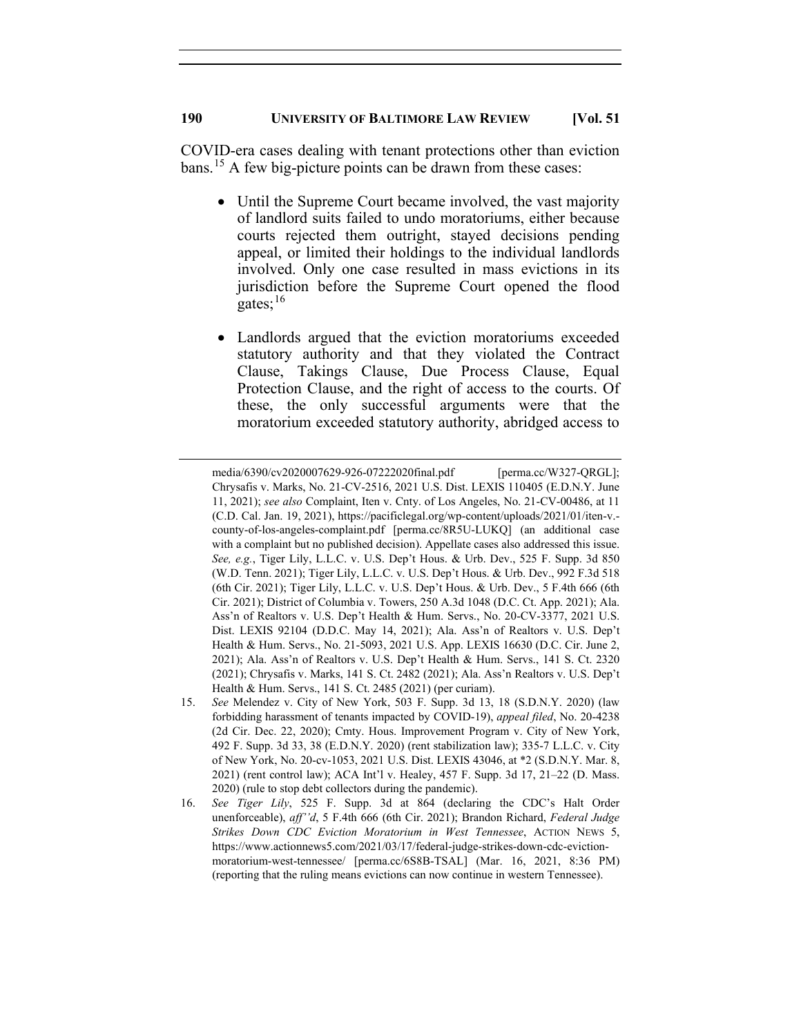COVID-era cases dealing with tenant protections other than eviction bans.[15] A few big-picture points can be drawn from these cases:

- Until the Supreme Court became involved, the vast majority of landlord suits failed to undo moratoriums, either because courts rejected them outright, stayed decisions pending appeal, or limited their holdings to the individual landlords involved. Only one case resulted in mass evictions in its jurisdiction before the Supreme Court opened the flood gates;[16]

- Landlords argued that the eviction moratoriums exceeded statutory authority and that they violated the Contract Clause, Takings Clause, Due Process Clause, Equal Protection Clause, and the right of access to the courts. Of these, the only successful arguments were that the moratorium exceeded statutory authority, abridged access to

---

media/6390/cv2020007629-926-07222020final.pdf [perma.cc/W327-QRGL]; Chrysafis v. Marks, No. 21-CV-2516, 2021 U.S. Dist. LEXIS 110405 (E.D.N.Y. June 11, 2021); *see also* Complaint, Iten v. Cnty. of Los Angeles, No. 21-CV-00486, at 11 (C.D. Cal. Jan. 19, 2021), https://pacificlegal.org/wp-content/uploads/2021/01/iten-v.-county-of-los-angeles-complaint.pdf [perma.cc/8R5U-LUKQ] (an additional case with a complaint but no published decision). Appellate cases also addressed this issue. *See, e.g.*, Tiger Lily, L.L.C. v. U.S. Dep't Hous. & Urb. Dev., 525 F. Supp. 3d 850 (W.D. Tenn. 2021); Tiger Lily, L.L.C. v. U.S. Dep't Hous. & Urb. Dev., 992 F.3d 518 (6th Cir. 2021); Tiger Lily, L.L.C. v. U.S. Dep't Hous. & Urb. Dev., 5 F.4th 666 (6th Cir. 2021); District of Columbia v. Towers, 250 A.3d 1048 (D.C. Ct. App. 2021); Ala. Ass'n of Realtors v. U.S. Dep't Health & Hum. Servs., No. 20-CV-3377, 2021 U.S. Dist. LEXIS 92104 (D.D.C. May 14, 2021); Ala. Ass'n of Realtors v. U.S. Dep't Health & Hum. Servs., No. 21-5093, 2021 U.S. App. LEXIS 16630 (D.C. Cir. June 2, 2021); Ala. Ass'n of Realtors v. U.S. Dep't Health & Hum. Servs., 141 S. Ct. 2320 (2021); Chrysafis v. Marks, 141 S. Ct. 2482 (2021); Ala. Ass'n Realtors v. U.S. Dep't Health & Hum. Servs., 141 S. Ct. 2485 (2021) (per curiam).

15. *See* Melendez v. City of New York, 503 F. Supp. 3d 13, 18 (S.D.N.Y. 2020) (law forbidding harassment of tenants impacted by COVID-19), *appeal filed*, No. 20-4238 (2d Cir. Dec. 22, 2020); Cmty. Hous. Improvement Program v. City of New York, 492 F. Supp. 3d 33, 38 (E.D.N.Y. 2020) (rent stabilization law); 335-7 L.L.C. v. City of New York, No. 20-cv-1053, 2021 U.S. Dist. LEXIS 43046, at *2 (S.D.N.Y. Mar. 8, 2021) (rent control law); ACA Int'l v. Healey, 457 F. Supp. 3d 17, 21–22 (D. Mass. 2020) (rule to stop debt collectors during the pandemic).

16. *See Tiger Lily*, 525 F. Supp. 3d at 864 (declaring the CDC's Halt Order unenforceable), *aff''d*, 5 F.4th 666 (6th Cir. 2021); Brandon Richard, *Federal Judge Strikes Down CDC Eviction Moratorium in West Tennessee*, ACTION NEWS 5, https://www.actionnews5.com/2021/03/17/federal-judge-strikes-down-cdc-eviction-moratorium-west-tennessee/ [perma.cc/6S8B-TSAL] (Mar. 16, 2021, 8:36 PM) (reporting that the ruling means evictions can now continue in western Tennessee).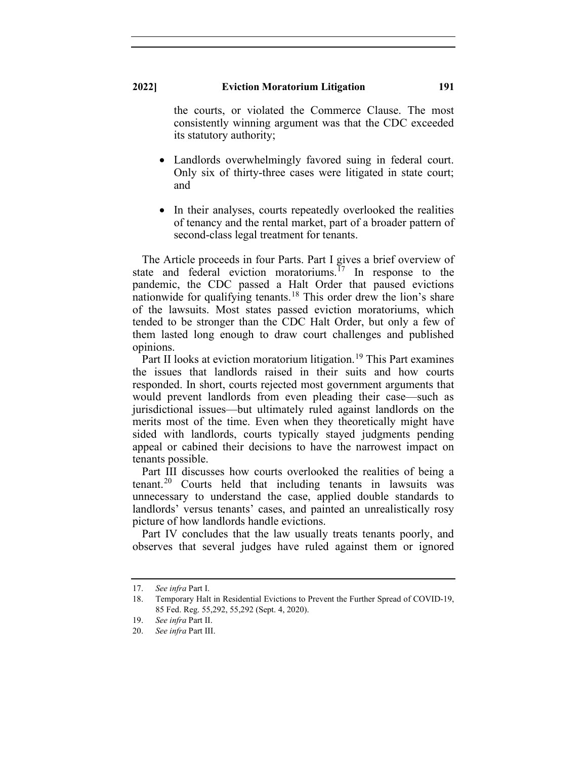the courts, or violated the Commerce Clause. The most consistently winning argument was that the CDC exceeded its statutory authority;

- Landlords overwhelmingly favored suing in federal court. Only six of thirty-three cases were litigated in state court; and

- In their analyses, courts repeatedly overlooked the realities of tenancy and the rental market, part of a broader pattern of second-class legal treatment for tenants.

The Article proceeds in four Parts. Part I gives a brief overview of state and federal eviction moratoriums.[17] In response to the pandemic, the CDC passed a Halt Order that paused evictions nationwide for qualifying tenants.[18] This order drew the lion's share of the lawsuits. Most states passed eviction moratoriums, which tended to be stronger than the CDC Halt Order, but only a few of them lasted long enough to draw court challenges and published opinions.

Part II looks at eviction moratorium litigation.[19] This Part examines the issues that landlords raised in their suits and how courts responded. In short, courts rejected most government arguments that would prevent landlords from even pleading their case—such as jurisdictional issues—but ultimately ruled against landlords on the merits most of the time. Even when they theoretically might have sided with landlords, courts typically stayed judgments pending appeal or cabined their decisions to have the narrowest impact on tenants possible.

Part III discusses how courts overlooked the realities of being a tenant.[20] Courts held that including tenants in lawsuits was unnecessary to understand the case, applied double standards to landlords' versus tenants' cases, and painted an unrealistically rosy picture of how landlords handle evictions.

Part IV concludes that the law usually treats tenants poorly, and observes that several judges have ruled against them or ignored

---

17. *See infra* Part I.
18. Temporary Halt in Residential Evictions to Prevent the Further Spread of COVID-19, 85 Fed. Reg. 55,292, 55,292 (Sept. 4, 2020).
19. *See infra* Part II.
20. *See infra* Part III.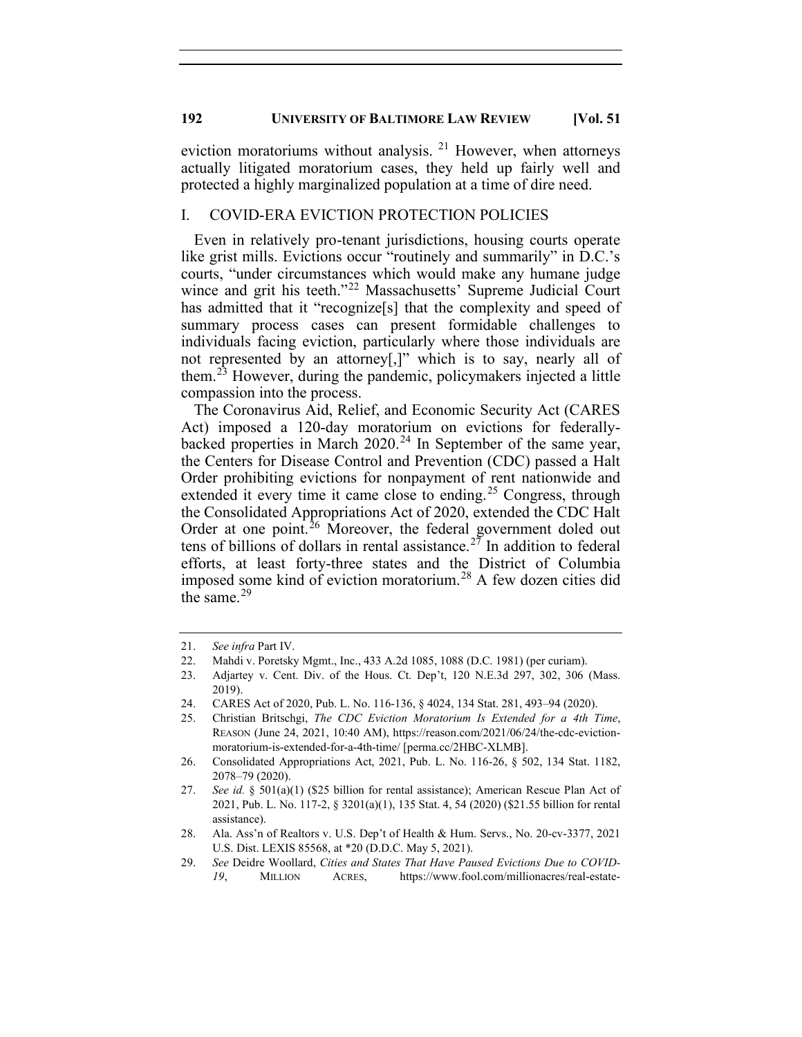eviction moratoriums without analysis. [21] However, when attorneys actually litigated moratorium cases, they held up fairly well and protected a highly marginalized population at a time of dire need.

## I. COVID-ERA EVICTION PROTECTION POLICIES

Even in relatively pro-tenant jurisdictions, housing courts operate like grist mills. Evictions occur "routinely and summarily" in D.C.'s courts, "under circumstances which would make any humane judge wince and grit his teeth."[22] Massachusetts' Supreme Judicial Court has admitted that it "recognize[s] that the complexity and speed of summary process cases can present formidable challenges to individuals facing eviction, particularly where those individuals are not represented by an attorney[,]" which is to say, nearly all of them.[23] However, during the pandemic, policymakers injected a little compassion into the process.

The Coronavirus Aid, Relief, and Economic Security Act (CARES Act) imposed a 120-day moratorium on evictions for federally-backed properties in March 2020.[24] In September of the same year, the Centers for Disease Control and Prevention (CDC) passed a Halt Order prohibiting evictions for nonpayment of rent nationwide and extended it every time it came close to ending.[25] Congress, through the Consolidated Appropriations Act of 2020, extended the CDC Halt Order at one point.[26] Moreover, the federal government doled out tens of billions of dollars in rental assistance.[27] In addition to federal efforts, at least forty-three states and the District of Columbia imposed some kind of eviction moratorium.[28] A few dozen cities did the same.[29]

---

21. *See infra* Part IV.
22. Mahdi v. Poretsky Mgmt., Inc., 433 A.2d 1085, 1088 (D.C. 1981) (per curiam).
23. Adjartey v. Cent. Div. of the Hous. Ct. Dep't, 120 N.E.3d 297, 302, 306 (Mass. 2019).
24. CARES Act of 2020, Pub. L. No. 116-136, § 4024, 134 Stat. 281, 493–94 (2020).
25. Christian Britschgi, *The CDC Eviction Moratorium Is Extended for a 4th Time*, REASON (June 24, 2021, 10:40 AM), https://reason.com/2021/06/24/the-cdc-eviction-moratorium-is-extended-for-a-4th-time/ [perma.cc/2HBC-XLMB].
26. Consolidated Appropriations Act, 2021, Pub. L. No. 116-26, § 502, 134 Stat. 1182, 2078–79 (2020).
27. *See id.* § 501(a)(1) ($25 billion for rental assistance); American Rescue Plan Act of 2021, Pub. L. No. 117-2, § 3201(a)(1), 135 Stat. 4, 54 (2020) ($21.55 billion for rental assistance).
28. Ala. Ass'n of Realtors v. U.S. Dep't of Health & Hum. Servs., No. 20-cv-3377, 2021 U.S. Dist. LEXIS 85568, at *20 (D.D.C. May 5, 2021).
29. *See* Deidre Woollard, *Cities and States That Have Paused Evictions Due to COVID-19*, MILLION ACRES, https://www.fool.com/millionacres/real-estate-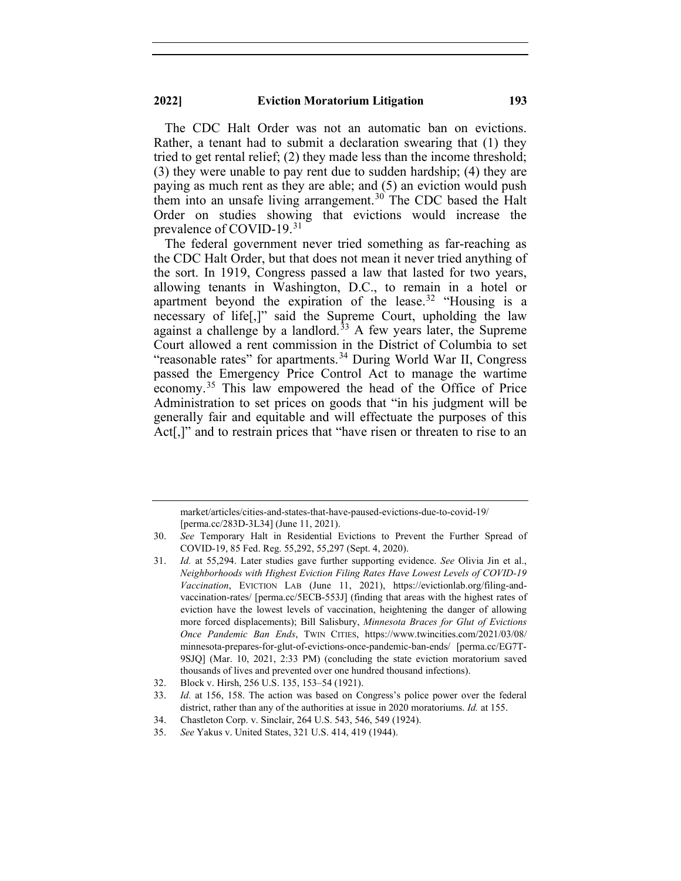The CDC Halt Order was not an automatic ban on evictions. Rather, a tenant had to submit a declaration swearing that (1) they tried to get rental relief; (2) they made less than the income threshold; (3) they were unable to pay rent due to sudden hardship; (4) they are paying as much rent as they are able; and (5) an eviction would push them into an unsafe living arrangement.[30] The CDC based the Halt Order on studies showing that evictions would increase the prevalence of COVID-19.[31]

The federal government never tried something as far-reaching as the CDC Halt Order, but that does not mean it never tried anything of the sort. In 1919, Congress passed a law that lasted for two years, allowing tenants in Washington, D.C., to remain in a hotel or apartment beyond the expiration of the lease.[32] "Housing is a necessary of life[,]" said the Supreme Court, upholding the law against a challenge by a landlord.[33] A few years later, the Supreme Court allowed a rent commission in the District of Columbia to set "reasonable rates" for apartments.[34] During World War II, Congress passed the Emergency Price Control Act to manage the wartime economy.[35] This law empowered the head of the Office of Price Administration to set prices on goods that "in his judgment will be generally fair and equitable and will effectuate the purposes of this Act[,]" and to restrain prices that "have risen or threaten to rise to an

---

market/articles/cities-and-states-that-have-paused-evictions-due-to-covid-19/ [perma.cc/283D-3L34] (June 11, 2021).

30. *See* Temporary Halt in Residential Evictions to Prevent the Further Spread of COVID-19, 85 Fed. Reg. 55,292, 55,297 (Sept. 4, 2020).
31. *Id.* at 55,294. Later studies gave further supporting evidence. *See* Olivia Jin et al., *Neighborhoods with Highest Eviction Filing Rates Have Lowest Levels of COVID-19 Vaccination*, EVICTION LAB (June 11, 2021), https://evictionlab.org/filing-and-vaccination-rates/ [perma.cc/5ECB-553J] (finding that areas with the highest rates of eviction have the lowest levels of vaccination, heightening the danger of allowing more forced displacements); Bill Salisbury, *Minnesota Braces for Glut of Evictions Once Pandemic Ban Ends*, TWIN CITIES, https://www.twincities.com/2021/03/08/minnesota-prepares-for-glut-of-evictions-once-pandemic-ban-ends/ [perma.cc/EG7T-9SJQ] (Mar. 10, 2021, 2:33 PM) (concluding the state eviction moratorium saved thousands of lives and prevented over one hundred thousand infections).
32. Block v. Hirsh, 256 U.S. 135, 153–54 (1921).
33. *Id.* at 156, 158. The action was based on Congress's police power over the federal district, rather than any of the authorities at issue in 2020 moratoriums. *Id.* at 155.
34. Chastleton Corp. v. Sinclair, 264 U.S. 543, 546, 549 (1924).
35. *See* Yakus v. United States, 321 U.S. 414, 419 (1944).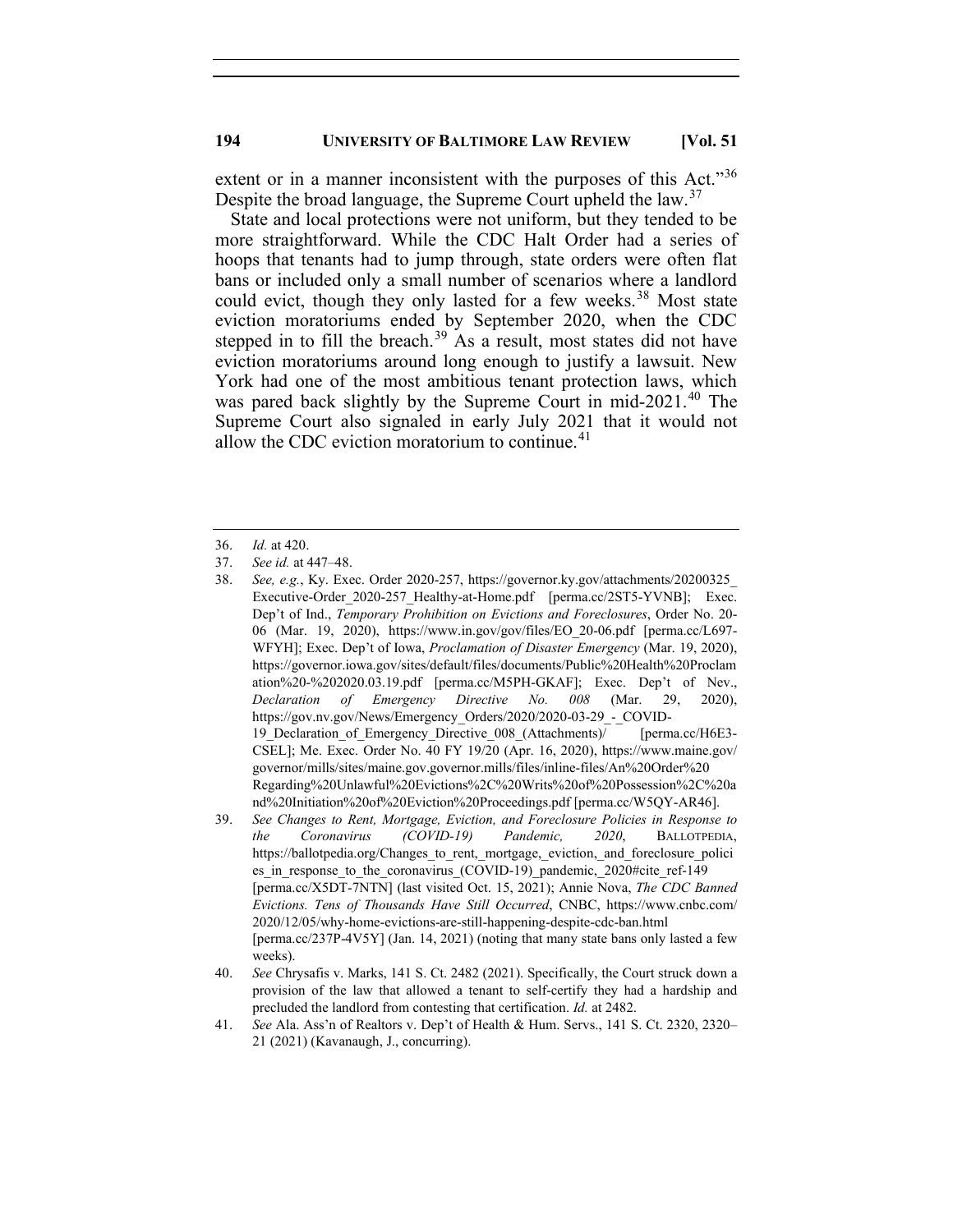extent or in a manner inconsistent with the purposes of this Act."[36] Despite the broad language, the Supreme Court upheld the law.[37]

State and local protections were not uniform, but they tended to be more straightforward. While the CDC Halt Order had a series of hoops that tenants had to jump through, state orders were often flat bans or included only a small number of scenarios where a landlord could evict, though they only lasted for a few weeks.[38] Most state eviction moratoriums ended by September 2020, when the CDC stepped in to fill the breach.[39] As a result, most states did not have eviction moratoriums around long enough to justify a lawsuit. New York had one of the most ambitious tenant protection laws, which was pared back slightly by the Supreme Court in mid-2021.[40] The Supreme Court also signaled in early July 2021 that it would not allow the CDC eviction moratorium to continue.[41]

---

36. *Id.* at 420.
37. *See id.* at 447–48.
38. *See, e.g.*, Ky. Exec. Order 2020-257, https://governor.ky.gov/attachments/20200325_Executive-Order_2020-257_Healthy-at-Home.pdf [perma.cc/2ST5-YVNB]; Exec. Dep't of Ind., *Temporary Prohibition on Evictions and Foreclosures*, Order No. 20-06 (Mar. 19, 2020), https://www.in.gov/gov/files/EO_20-06.pdf [perma.cc/L697-WFYH]; Exec. Dep't of Iowa, *Proclamation of Disaster Emergency* (Mar. 19, 2020), https://governor.iowa.gov/sites/default/files/documents/Public%20Health%20Proclamation%20-%202020.03.19.pdf [perma.cc/M5PH-GKAF]; Exec. Dep't of Nev., *Declaration of Emergency Directive No. 008* (Mar. 29, 2020), https://gov.nv.gov/News/Emergency_Orders/2020/2020-03-29_-_COVID-19_Declaration_of_Emergency_Directive_008_(Attachments)/ [perma.cc/H6E3-CSEL]; Me. Exec. Order No. 40 FY 19/20 (Apr. 16, 2020), https://www.maine.gov/governor/mills/sites/maine.gov.governor.mills/files/inline-files/An%20Order%20Regarding%20Unlawful%20Evictions%2C%20Writs%20of%20Possession%2C%20and%20Initiation%20of%20Eviction%20Proceedings.pdf [perma.cc/W5QY-AR46].
39. *See Changes to Rent, Mortgage, Eviction, and Foreclosure Policies in Response to the Coronavirus (COVID-19) Pandemic, 2020*, BALLOTPEDIA, https://ballotpedia.org/Changes_to_rent,_mortgage,_eviction,_and_foreclosure_policies_in_response_to_the_coronavirus_(COVID-19)_pandemic,_2020#cite_ref-149 [perma.cc/X5DT-7NTN] (last visited Oct. 15, 2021); Annie Nova, *The CDC Banned Evictions. Tens of Thousands Have Still Occurred*, CNBC, https://www.cnbc.com/2020/12/05/why-home-evictions-are-still-happening-despite-cdc-ban.html [perma.cc/237P-4V5Y] (Jan. 14, 2021) (noting that many state bans only lasted a few weeks).
40. *See* Chrysafis v. Marks, 141 S. Ct. 2482 (2021). Specifically, the Court struck down a provision of the law that allowed a tenant to self-certify they had a hardship and precluded the landlord from contesting that certification. *Id.* at 2482.
41. *See* Ala. Ass'n of Realtors v. Dep't of Health & Hum. Servs., 141 S. Ct. 2320, 2320–21 (2021) (Kavanaugh, J., concurring).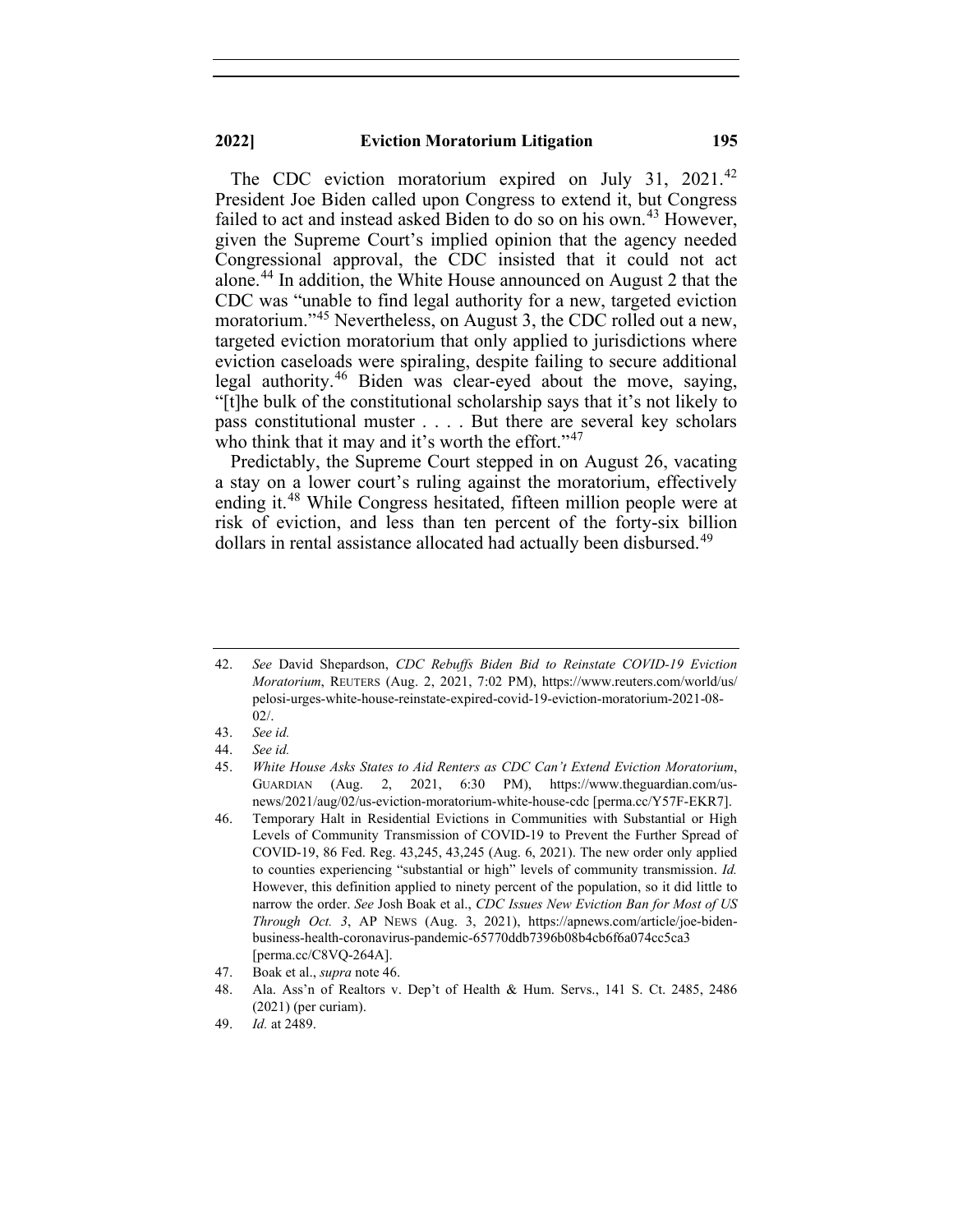The CDC eviction moratorium expired on July 31, 2021.[42] President Joe Biden called upon Congress to extend it, but Congress failed to act and instead asked Biden to do so on his own.[43] However, given the Supreme Court's implied opinion that the agency needed Congressional approval, the CDC insisted that it could not act alone.[44] In addition, the White House announced on August 2 that the CDC was "unable to find legal authority for a new, targeted eviction moratorium."[45] Nevertheless, on August 3, the CDC rolled out a new, targeted eviction moratorium that only applied to jurisdictions where eviction caseloads were spiraling, despite failing to secure additional legal authority.[46] Biden was clear-eyed about the move, saying, "[t]he bulk of the constitutional scholarship says that it's not likely to pass constitutional muster . . . . But there are several key scholars who think that it may and it's worth the effort."[47]

Predictably, the Supreme Court stepped in on August 26, vacating a stay on a lower court's ruling against the moratorium, effectively ending it.[48] While Congress hesitated, fifteen million people were at risk of eviction, and less than ten percent of the forty-six billion dollars in rental assistance allocated had actually been disbursed.[49]

---

42. *See* David Shepardson, *CDC Rebuffs Biden Bid to Reinstate COVID-19 Eviction Moratorium*, REUTERS (Aug. 2, 2021, 7:02 PM), https://www.reuters.com/world/us/pelosi-urges-white-house-reinstate-expired-covid-19-eviction-moratorium-2021-08-02/.
43. *See id.*
44. *See id.*
45. *White House Asks States to Aid Renters as CDC Can't Extend Eviction Moratorium*, GUARDIAN (Aug. 2, 2021, 6:30 PM), https://www.theguardian.com/us-news/2021/aug/02/us-eviction-moratorium-white-house-cdc [perma.cc/Y57F-EKR7].
46. Temporary Halt in Residential Evictions in Communities with Substantial or High Levels of Community Transmission of COVID-19 to Prevent the Further Spread of COVID-19, 86 Fed. Reg. 43,245, 43,245 (Aug. 6, 2021). The new order only applied to counties experiencing "substantial or high" levels of community transmission. *Id.* However, this definition applied to ninety percent of the population, so it did little to narrow the order. *See* Josh Boak et al., *CDC Issues New Eviction Ban for Most of US Through Oct. 3*, AP NEWS (Aug. 3, 2021), https://apnews.com/article/joe-biden-business-health-coronavirus-pandemic-65770ddb7396b08b4cb6f6a074cc5ca3 [perma.cc/C8VQ-264A].
47. Boak et al., *supra* note 46.
48. Ala. Ass'n of Realtors v. Dep't of Health & Hum. Servs., 141 S. Ct. 2485, 2486 (2021) (per curiam).
49. *Id.* at 2489.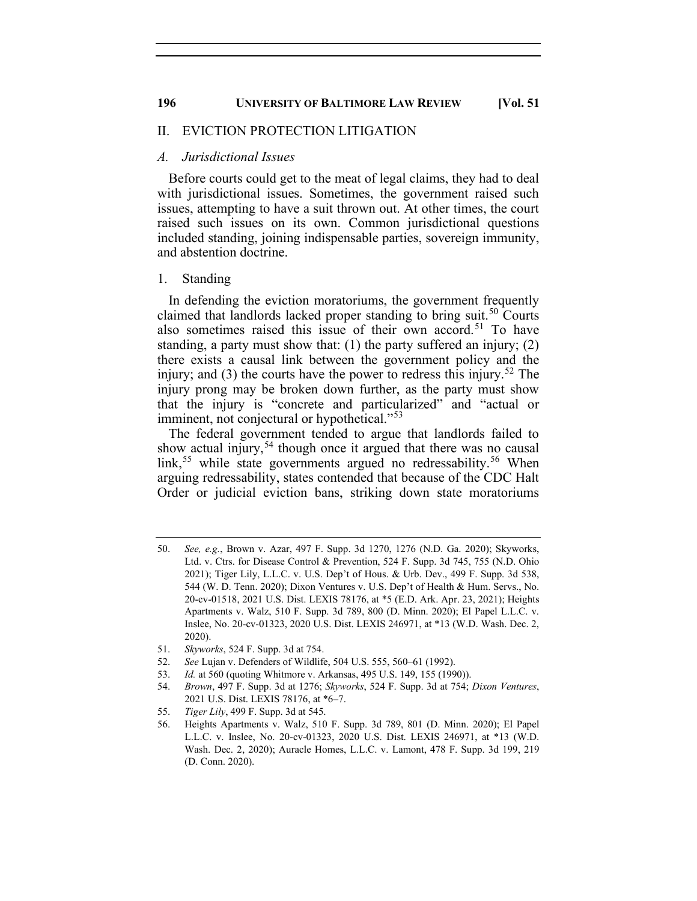## II. EVICTION PROTECTION LITIGATION

### *A. Jurisdictional Issues*

Before courts could get to the meat of legal claims, they had to deal with jurisdictional issues. Sometimes, the government raised such issues, attempting to have a suit thrown out. At other times, the court raised such issues on its own. Common jurisdictional questions included standing, joining indispensable parties, sovereign immunity, and abstention doctrine.

#### 1. Standing

In defending the eviction moratoriums, the government frequently claimed that landlords lacked proper standing to bring suit.[50] Courts also sometimes raised this issue of their own accord.[51] To have standing, a party must show that: (1) the party suffered an injury; (2) there exists a causal link between the government policy and the injury; and (3) the courts have the power to redress this injury.[52] The injury prong may be broken down further, as the party must show that the injury is "concrete and particularized" and "actual or imminent, not conjectural or hypothetical."[53]

The federal government tended to argue that landlords failed to show actual injury,[54] though once it argued that there was no causal link,[55] while state governments argued no redressability.[56] When arguing redressability, states contended that because of the CDC Halt Order or judicial eviction bans, striking down state moratoriums

---

50. *See, e.g.*, Brown v. Azar, 497 F. Supp. 3d 1270, 1276 (N.D. Ga. 2020); Skyworks, Ltd. v. Ctrs. for Disease Control & Prevention, 524 F. Supp. 3d 745, 755 (N.D. Ohio 2021); Tiger Lily, L.L.C. v. U.S. Dep't of Hous. & Urb. Dev., 499 F. Supp. 3d 538, 544 (W. D. Tenn. 2020); Dixon Ventures v. U.S. Dep't of Health & Hum. Servs., No. 20-cv-01518, 2021 U.S. Dist. LEXIS 78176, at *5 (E.D. Ark. Apr. 23, 2021); Heights Apartments v. Walz, 510 F. Supp. 3d 789, 800 (D. Minn. 2020); El Papel L.L.C. v. Inslee, No. 20-cv-01323, 2020 U.S. Dist. LEXIS 246971, at *13 (W.D. Wash. Dec. 2, 2020).
51. *Skyworks*, 524 F. Supp. 3d at 754.
52. *See* Lujan v. Defenders of Wildlife, 504 U.S. 555, 560–61 (1992).
53. *Id.* at 560 (quoting Whitmore v. Arkansas, 495 U.S. 149, 155 (1990)).
54. *Brown*, 497 F. Supp. 3d at 1276; *Skyworks*, 524 F. Supp. 3d at 754; *Dixon Ventures*, 2021 U.S. Dist. LEXIS 78176, at *6–7.
55. *Tiger Lily*, 499 F. Supp. 3d at 545.
56. Heights Apartments v. Walz, 510 F. Supp. 3d 789, 801 (D. Minn. 2020); El Papel L.L.C. v. Inslee, No. 20-cv-01323, 2020 U.S. Dist. LEXIS 246971, at *13 (W.D. Wash. Dec. 2, 2020); Auracle Homes, L.L.C. v. Lamont, 478 F. Supp. 3d 199, 219 (D. Conn. 2020).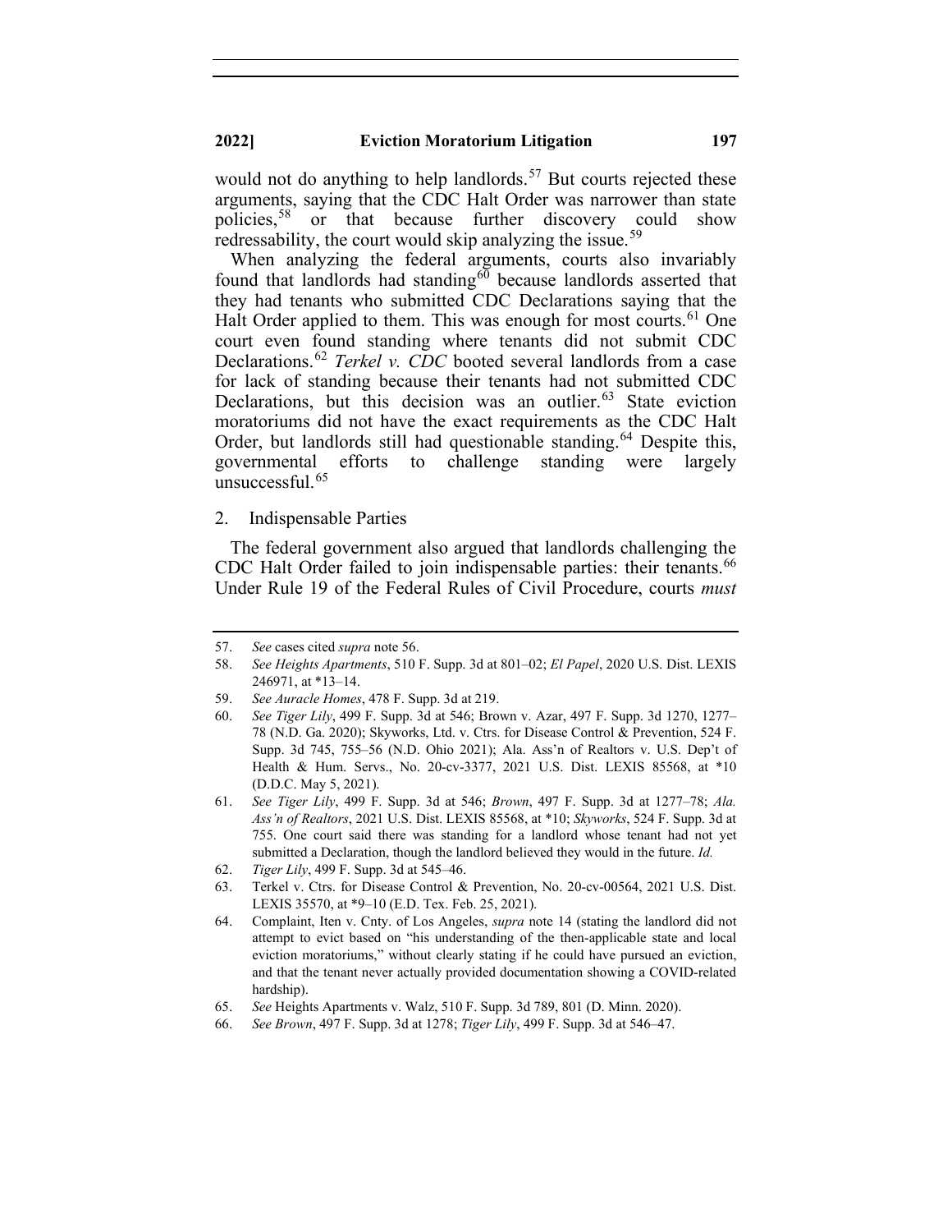would not do anything to help landlords.[57] But courts rejected these arguments, saying that the CDC Halt Order was narrower than state policies,[58] or that because further discovery could show redressability, the court would skip analyzing the issue.[59]

When analyzing the federal arguments, courts also invariably found that landlords had standing[60] because landlords asserted that they had tenants who submitted CDC Declarations saying that the Halt Order applied to them. This was enough for most courts.[61] One court even found standing where tenants did not submit CDC Declarations.[62] *Terkel v. CDC* booted several landlords from a case for lack of standing because their tenants had not submitted CDC Declarations, but this decision was an outlier.[63] State eviction moratoriums did not have the exact requirements as the CDC Halt Order, but landlords still had questionable standing.[64] Despite this, governmental efforts to challenge standing were largely unsuccessful.[65]

2. Indispensable Parties

The federal government also argued that landlords challenging the CDC Halt Order failed to join indispensable parties: their tenants.[66] Under Rule 19 of the Federal Rules of Civil Procedure, courts *must*

---

57. *See* cases cited *supra* note 56.
58. *See Heights Apartments*, 510 F. Supp. 3d at 801–02; *El Papel*, 2020 U.S. Dist. LEXIS 246971, at *13–14.
59. *See Auracle Homes*, 478 F. Supp. 3d at 219.
60. *See Tiger Lily*, 499 F. Supp. 3d at 546; Brown v. Azar, 497 F. Supp. 3d 1270, 1277–78 (N.D. Ga. 2020); Skyworks, Ltd. v. Ctrs. for Disease Control & Prevention, 524 F. Supp. 3d 745, 755–56 (N.D. Ohio 2021); Ala. Ass'n of Realtors v. U.S. Dep't of Health & Hum. Servs., No. 20-cv-3377, 2021 U.S. Dist. LEXIS 85568, at *10 (D.D.C. May 5, 2021).
61. *See Tiger Lily*, 499 F. Supp. 3d at 546; *Brown*, 497 F. Supp. 3d at 1277–78; *Ala. Ass'n of Realtors*, 2021 U.S. Dist. LEXIS 85568, at *10; *Skyworks*, 524 F. Supp. 3d at 755. One court said there was standing for a landlord whose tenant had not yet submitted a Declaration, though the landlord believed they would in the future. *Id.*
62. *Tiger Lily*, 499 F. Supp. 3d at 545–46.
63. Terkel v. Ctrs. for Disease Control & Prevention, No. 20-cv-00564, 2021 U.S. Dist. LEXIS 35570, at *9–10 (E.D. Tex. Feb. 25, 2021).
64. Complaint, Iten v. Cnty. of Los Angeles, *supra* note 14 (stating the landlord did not attempt to evict based on "his understanding of the then-applicable state and local eviction moratoriums," without clearly stating if he could have pursued an eviction, and that the tenant never actually provided documentation showing a COVID-related hardship).
65. *See* Heights Apartments v. Walz, 510 F. Supp. 3d 789, 801 (D. Minn. 2020).
66. *See Brown*, 497 F. Supp. 3d at 1278; *Tiger Lily*, 499 F. Supp. 3d at 546–47.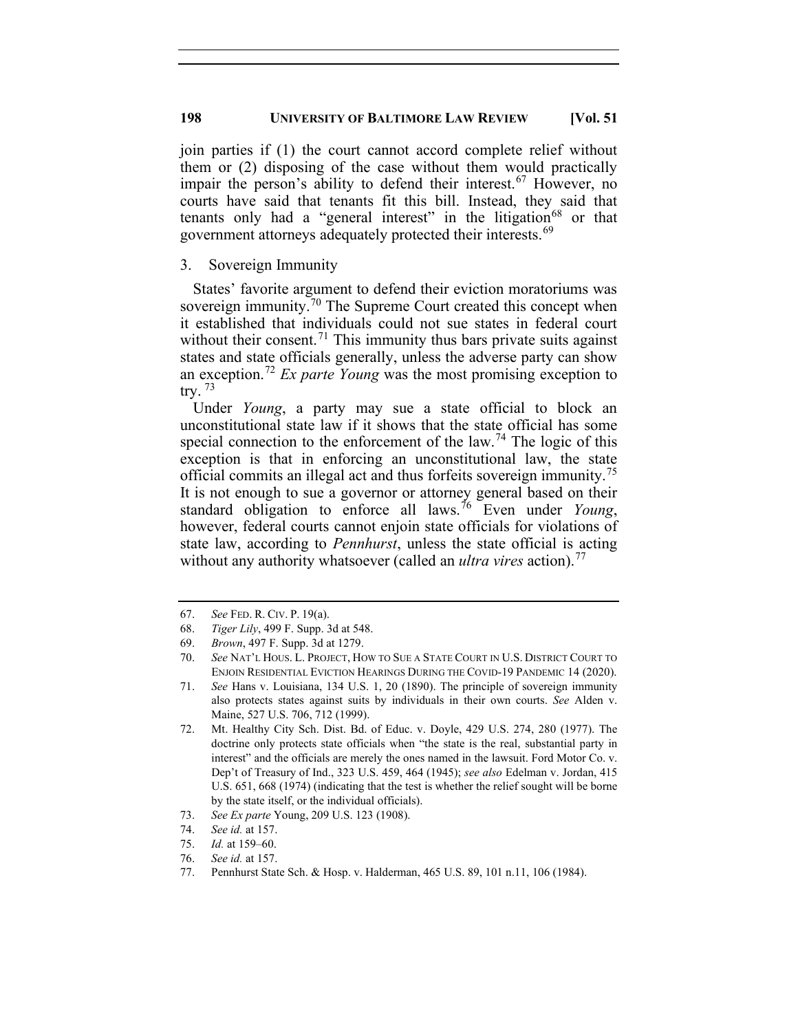join parties if (1) the court cannot accord complete relief without them or (2) disposing of the case without them would practically impair the person's ability to defend their interest.[67] However, no courts have said that tenants fit this bill. Instead, they said that tenants only had a "general interest" in the litigation[68] or that government attorneys adequately protected their interests.[69]

### 3. Sovereign Immunity

States' favorite argument to defend their eviction moratoriums was sovereign immunity.[70] The Supreme Court created this concept when it established that individuals could not sue states in federal court without their consent.[71] This immunity thus bars private suits against states and state officials generally, unless the adverse party can show an exception.[72] *Ex parte Young* was the most promising exception to try.[73]

Under *Young*, a party may sue a state official to block an unconstitutional state law if it shows that the state official has some special connection to the enforcement of the law.[74] The logic of this exception is that in enforcing an unconstitutional law, the state official commits an illegal act and thus forfeits sovereign immunity.[75] It is not enough to sue a governor or attorney general based on their standard obligation to enforce all laws.[76] Even under *Young*, however, federal courts cannot enjoin state officials for violations of state law, according to *Pennhurst*, unless the state official is acting without any authority whatsoever (called an *ultra vires* action).[77]

---

67. *See* FED. R. CIV. P. 19(a).
68. *Tiger Lily*, 499 F. Supp. 3d at 548.
69. *Brown*, 497 F. Supp. 3d at 1279.
70. *See* NAT'L HOUS. L. PROJECT, HOW TO SUE A STATE COURT IN U.S. DISTRICT COURT TO ENJOIN RESIDENTIAL EVICTION HEARINGS DURING THE COVID-19 PANDEMIC 14 (2020).
71. *See* Hans v. Louisiana, 134 U.S. 1, 20 (1890). The principle of sovereign immunity also protects states against suits by individuals in their own courts. *See* Alden v. Maine, 527 U.S. 706, 712 (1999).
72. Mt. Healthy City Sch. Dist. Bd. of Educ. v. Doyle, 429 U.S. 274, 280 (1977). The doctrine only protects state officials when "the state is the real, substantial party in interest" and the officials are merely the ones named in the lawsuit. Ford Motor Co. v. Dep't of Treasury of Ind., 323 U.S. 459, 464 (1945); *see also* Edelman v. Jordan, 415 U.S. 651, 668 (1974) (indicating that the test is whether the relief sought will be borne by the state itself, or the individual officials).
73. *See Ex parte* Young, 209 U.S. 123 (1908).
74. *See id.* at 157.
75. *Id.* at 159–60.
76. *See id.* at 157.
77. Pennhurst State Sch. & Hosp. v. Halderman, 465 U.S. 89, 101 n.11, 106 (1984).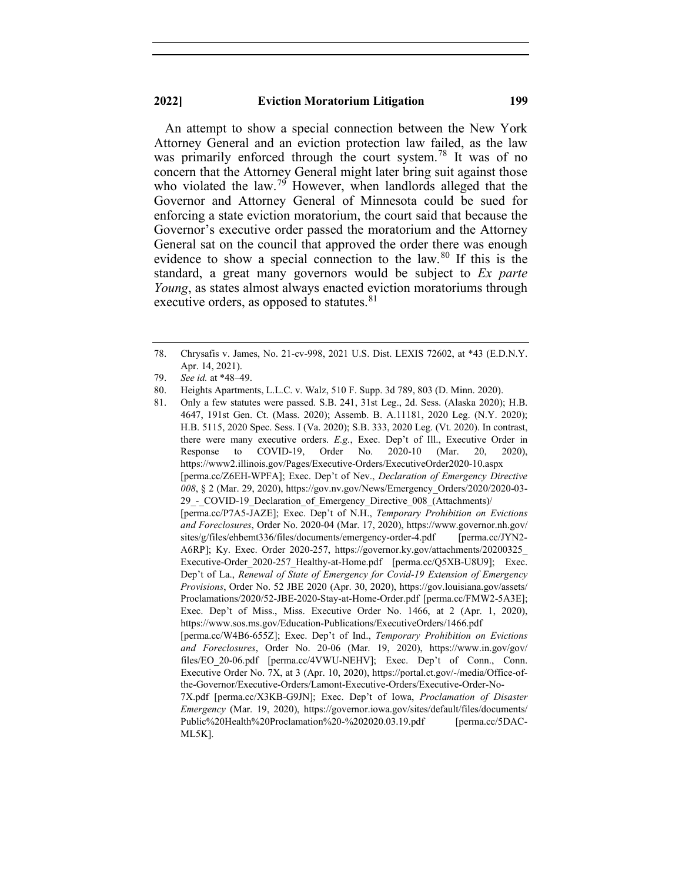An attempt to show a special connection between the New York Attorney General and an eviction protection law failed, as the law was primarily enforced through the court system.[78] It was of no concern that the Attorney General might later bring suit against those who violated the law.[79] However, when landlords alleged that the Governor and Attorney General of Minnesota could be sued for enforcing a state eviction moratorium, the court said that because the Governor's executive order passed the moratorium and the Attorney General sat on the council that approved the order there was enough evidence to show a special connection to the law.[80] If this is the standard, a great many governors would be subject to *Ex parte Young*, as states almost always enacted eviction moratoriums through executive orders, as opposed to statutes.[81]

---

78. Chrysafis v. James, No. 21-cv-998, 2021 U.S. Dist. LEXIS 72602, at *43 (E.D.N.Y. Apr. 14, 2021).

79. *See id.* at *48–49.

80. Heights Apartments, L.L.C. v. Walz, 510 F. Supp. 3d 789, 803 (D. Minn. 2020).

81. Only a few statutes were passed. S.B. 241, 31st Leg., 2d. Sess. (Alaska 2020); H.B. 4647, 191st Gen. Ct. (Mass. 2020); Assemb. B. A.11181, 2020 Leg. (N.Y. 2020); H.B. 5115, 2020 Spec. Sess. I (Va. 2020); S.B. 333, 2020 Leg. (Vt. 2020). In contrast, there were many executive orders. *E.g.*, Exec. Dep't of Ill., Executive Order in Response to COVID-19, Order No. 2020-10 (Mar. 20, 2020), https://www2.illinois.gov/Pages/Executive-Orders/ExecutiveOrder2020-10.aspx [perma.cc/Z6EH-WPFA]; Exec. Dep't of Nev., *Declaration of Emergency Directive 008*, § 2 (Mar. 29, 2020), https://gov.nv.gov/News/Emergency_Orders/2020/2020-03-29_-_COVID-19_Declaration_of_Emergency_Directive_008_(Attachments)/ [perma.cc/P7A5-JAZE]; Exec. Dep't of N.H., *Temporary Prohibition on Evictions and Foreclosures*, Order No. 2020-04 (Mar. 17, 2020), https://www.governor.nh.gov/sites/g/files/ehbemt336/files/documents/emergency-order-4.pdf [perma.cc/JYN2-A6RP]; Ky. Exec. Order 2020-257, https://governor.ky.gov/attachments/20200325_Executive-Order_2020-257_Healthy-at-Home.pdf [perma.cc/Q5XB-U8U9]; Exec. Dep't of La., *Renewal of State of Emergency for Covid-19 Extension of Emergency Provisions*, Order No. 52 JBE 2020 (Apr. 30, 2020), https://gov.louisiana.gov/assets/Proclamations/2020/52-JBE-2020-Stay-at-Home-Order.pdf [perma.cc/FMW2-5A3E]; Exec. Dep't of Miss., Miss. Executive Order No. 1466, at 2 (Apr. 1, 2020), https://www.sos.ms.gov/Education-Publications/ExecutiveOrders/1466.pdf [perma.cc/W4B6-655Z]; Exec. Dep't of Ind., *Temporary Prohibition on Evictions and Foreclosures*, Order No. 20-06 (Mar. 19, 2020), https://www.in.gov/gov/files/EO_20-06.pdf [perma.cc/4VWU-NEHV]; Exec. Dep't of Conn., Conn. Executive Order No. 7X, at 3 (Apr. 10, 2020), https://portal.ct.gov/-/media/Office-of-the-Governor/Executive-Orders/Lamont-Executive-Orders/Executive-Order-No-7X.pdf [perma.cc/X3KB-G9JN]; Exec. Dep't of Iowa, *Proclamation of Disaster Emergency* (Mar. 19, 2020), https://governor.iowa.gov/sites/default/files/documents/Public%20Health%20Proclamation%20-%202020.03.19.pdf [perma.cc/5DAC-ML5K].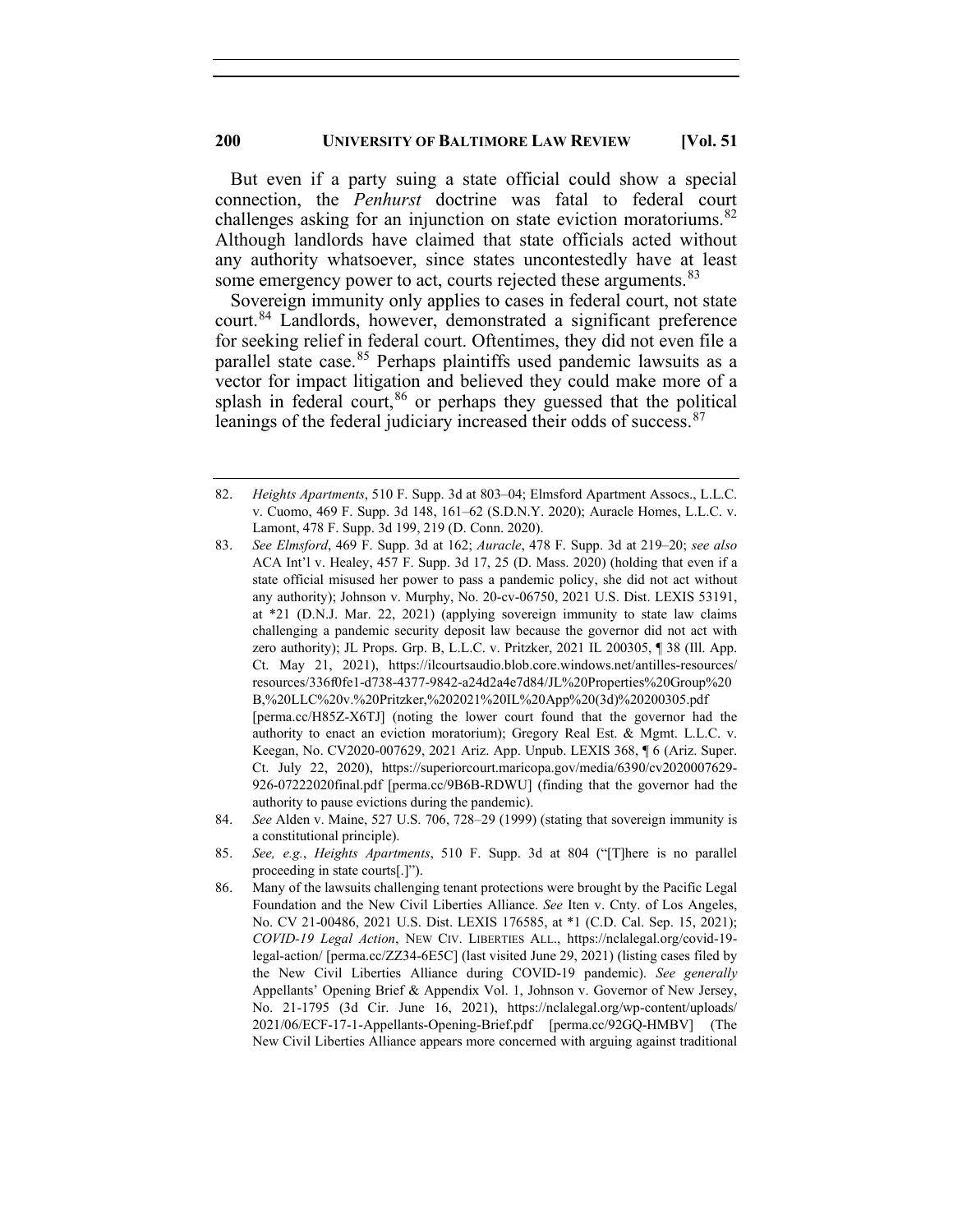But even if a party suing a state official could show a special connection, the *Penhurst* doctrine was fatal to federal court challenges asking for an injunction on state eviction moratoriums.[82] Although landlords have claimed that state officials acted without any authority whatsoever, since states uncontestedly have at least some emergency power to act, courts rejected these arguments.[83]

Sovereign immunity only applies to cases in federal court, not state court.[84] Landlords, however, demonstrated a significant preference for seeking relief in federal court. Oftentimes, they did not even file a parallel state case.[85] Perhaps plaintiffs used pandemic lawsuits as a vector for impact litigation and believed they could make more of a splash in federal court,[86] or perhaps they guessed that the political leanings of the federal judiciary increased their odds of success.[87]

---

82. *Heights Apartments*, 510 F. Supp. 3d at 803–04; Elmsford Apartment Assocs., L.L.C. v. Cuomo, 469 F. Supp. 3d 148, 161–62 (S.D.N.Y. 2020); Auracle Homes, L.L.C. v. Lamont, 478 F. Supp. 3d 199, 219 (D. Conn. 2020).

83. *See Elmsford*, 469 F. Supp. 3d at 162; *Auracle*, 478 F. Supp. 3d at 219–20; *see also* ACA Int'l v. Healey, 457 F. Supp. 3d 17, 25 (D. Mass. 2020) (holding that even if a state official misused her power to pass a pandemic policy, she did not act without any authority); Johnson v. Murphy, No. 20-cv-06750, 2021 U.S. Dist. LEXIS 53191, at *21 (D.N.J. Mar. 22, 2021) (applying sovereign immunity to state law claims challenging a pandemic security deposit law because the governor did not act with zero authority); JL Props. Grp. B, L.L.C. v. Pritzker, 2021 IL 200305, ¶ 38 (Ill. App. Ct. May 21, 2021), https://ilcourtsaudio.blob.core.windows.net/antilles-resources/resources/336f0fe1-d738-4377-9842-a24d2a4e7d84/JL%20Properties%20Group%20B,%20LLC%20v.%20Pritzker,%202021%20IL%20App%20(3d)%20200305.pdf [perma.cc/H85Z-X6TJ] (noting the lower court found that the governor had the authority to enact an eviction moratorium); Gregory Real Est. & Mgmt. L.L.C. v. Keegan, No. CV2020-007629, 2021 Ariz. App. Unpub. LEXIS 368, ¶ 6 (Ariz. Super. Ct. July 22, 2020), https://superiorcourt.maricopa.gov/media/6390/cv2020007629-926-07222020final.pdf [perma.cc/9B6B-RDWU] (finding that the governor had the authority to pause evictions during the pandemic).

84. *See* Alden v. Maine, 527 U.S. 706, 728–29 (1999) (stating that sovereign immunity is a constitutional principle).

85. *See, e.g.*, *Heights Apartments*, 510 F. Supp. 3d at 804 ("[T]here is no parallel proceeding in state courts[.]").

86. Many of the lawsuits challenging tenant protections were brought by the Pacific Legal Foundation and the New Civil Liberties Alliance. *See* Iten v. Cnty. of Los Angeles, No. CV 21-00486, 2021 U.S. Dist. LEXIS 176585, at *1 (C.D. Cal. Sep. 15, 2021); *COVID-19 Legal Action*, NEW CIV. LIBERTIES ALL., https://nclalegal.org/covid-19-legal-action/ [perma.cc/ZZ34-6E5C] (last visited June 29, 2021) (listing cases filed by the New Civil Liberties Alliance during COVID-19 pandemic). *See generally* Appellants' Opening Brief & Appendix Vol. 1, Johnson v. Governor of New Jersey, No. 21-1795 (3d Cir. June 16, 2021), https://nclalegal.org/wp-content/uploads/2021/06/ECF-17-1-Appellants-Opening-Brief.pdf [perma.cc/92GQ-HMBV] (The New Civil Liberties Alliance appears more concerned with arguing against traditional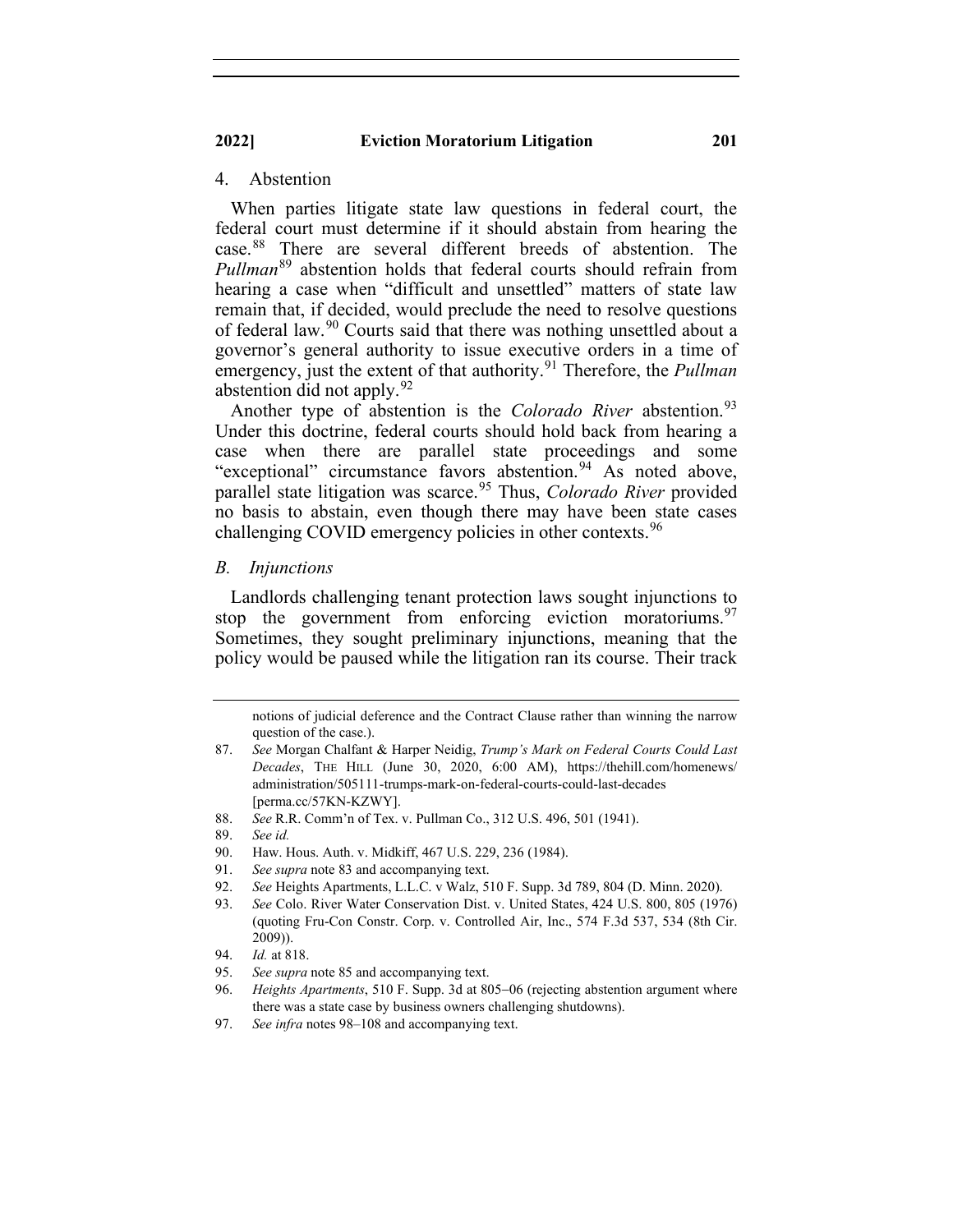#### 4. Abstention

When parties litigate state law questions in federal court, the federal court must determine if it should abstain from hearing the case.[88] There are several different breeds of abstention. The *Pullman*[89] abstention holds that federal courts should refrain from hearing a case when "difficult and unsettled" matters of state law remain that, if decided, would preclude the need to resolve questions of federal law.[90] Courts said that there was nothing unsettled about a governor's general authority to issue executive orders in a time of emergency, just the extent of that authority.[91] Therefore, the *Pullman* abstention did not apply.[92]

Another type of abstention is the *Colorado River* abstention.[93] Under this doctrine, federal courts should hold back from hearing a case when there are parallel state proceedings and some "exceptional" circumstance favors abstention.[94] As noted above, parallel state litigation was scarce.[95] Thus, *Colorado River* provided no basis to abstain, even though there may have been state cases challenging COVID emergency policies in other contexts.[96]

### *B. Injunctions*

Landlords challenging tenant protection laws sought injunctions to stop the government from enforcing eviction moratoriums.[97] Sometimes, they sought preliminary injunctions, meaning that the policy would be paused while the litigation ran its course. Their track

---

notions of judicial deference and the Contract Clause rather than winning the narrow question of the case.).

87. *See* Morgan Chalfant & Harper Neidig, *Trump's Mark on Federal Courts Could Last Decades*, THE HILL (June 30, 2020, 6:00 AM), https://thehill.com/homenews/administration/505111-trumps-mark-on-federal-courts-could-last-decades [perma.cc/57KN-KZWY].
88. *See* R.R. Comm'n of Tex. v. Pullman Co., 312 U.S. 496, 501 (1941).
89. *See id.*
90. Haw. Hous. Auth. v. Midkiff, 467 U.S. 229, 236 (1984).
91. *See supra* note 83 and accompanying text.
92. *See* Heights Apartments, L.L.C. v Walz, 510 F. Supp. 3d 789, 804 (D. Minn. 2020).
93. *See* Colo. River Water Conservation Dist. v. United States, 424 U.S. 800, 805 (1976) (quoting Fru-Con Constr. Corp. v. Controlled Air, Inc., 574 F.3d 537, 534 (8th Cir. 2009)).
94. *Id.* at 818.
95. *See supra* note 85 and accompanying text.
96. *Heights Apartments*, 510 F. Supp. 3d at 805–06 (rejecting abstention argument where there was a state case by business owners challenging shutdowns).
97. *See infra* notes 98–108 and accompanying text.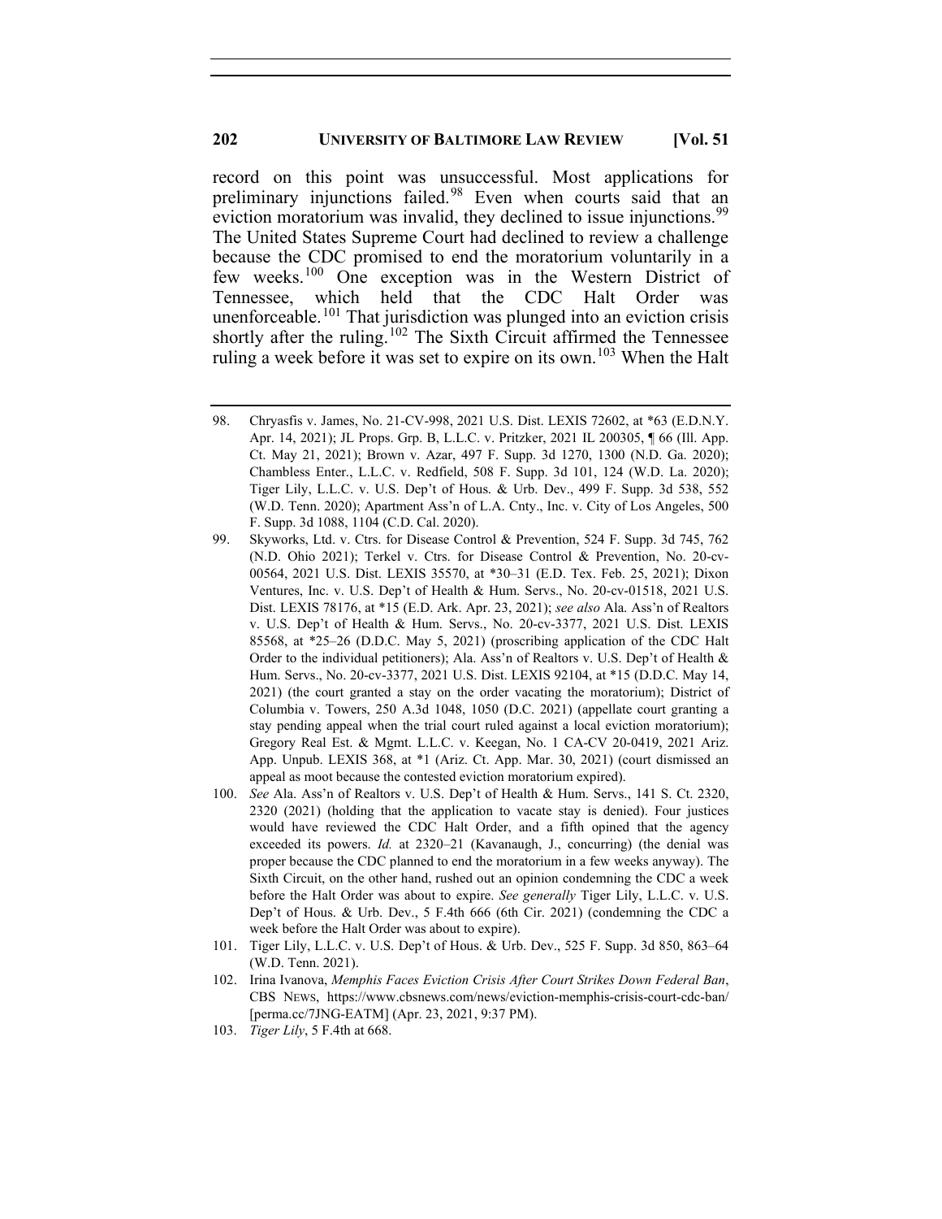record on this point was unsuccessful. Most applications for preliminary injunctions failed.[98] Even when courts said that an eviction moratorium was invalid, they declined to issue injunctions.[99] The United States Supreme Court had declined to review a challenge because the CDC promised to end the moratorium voluntarily in a few weeks.[100] One exception was in the Western District of Tennessee, which held that the CDC Halt Order was unenforceable.[101] That jurisdiction was plunged into an eviction crisis shortly after the ruling.[102] The Sixth Circuit affirmed the Tennessee ruling a week before it was set to expire on its own.[103] When the Halt

---

98. Chryasfis v. James, No. 21-CV-998, 2021 U.S. Dist. LEXIS 72602, at *63 (E.D.N.Y. Apr. 14, 2021); JL Props. Grp. B, L.L.C. v. Pritzker, 2021 IL 200305, ¶ 66 (Ill. App. Ct. May 21, 2021); Brown v. Azar, 497 F. Supp. 3d 1270, 1300 (N.D. Ga. 2020); Chambless Enter., L.L.C. v. Redfield, 508 F. Supp. 3d 101, 124 (W.D. La. 2020); Tiger Lily, L.L.C. v. U.S. Dep't of Hous. & Urb. Dev., 499 F. Supp. 3d 538, 552 (W.D. Tenn. 2020); Apartment Ass'n of L.A. Cnty., Inc. v. City of Los Angeles, 500 F. Supp. 3d 1088, 1104 (C.D. Cal. 2020).

99. Skyworks, Ltd. v. Ctrs. for Disease Control & Prevention, 524 F. Supp. 3d 745, 762 (N.D. Ohio 2021); Terkel v. Ctrs. for Disease Control & Prevention, No. 20-cv-00564, 2021 U.S. Dist. LEXIS 35570, at *30–31 (E.D. Tex. Feb. 25, 2021); Dixon Ventures, Inc. v. U.S. Dep't of Health & Hum. Servs., No. 20-cv-01518, 2021 U.S. Dist. LEXIS 78176, at *15 (E.D. Ark. Apr. 23, 2021); *see also* Ala. Ass'n of Realtors v. U.S. Dep't of Health & Hum. Servs., No. 20-cv-3377, 2021 U.S. Dist. LEXIS 85568, at *25–26 (D.D.C. May 5, 2021) (proscribing application of the CDC Halt Order to the individual petitioners); Ala. Ass'n of Realtors v. U.S. Dep't of Health & Hum. Servs., No. 20-cv-3377, 2021 U.S. Dist. LEXIS 92104, at *15 (D.D.C. May 14, 2021) (the court granted a stay on the order vacating the moratorium); District of Columbia v. Towers, 250 A.3d 1048, 1050 (D.C. 2021) (appellate court granting a stay pending appeal when the trial court ruled against a local eviction moratorium); Gregory Real Est. & Mgmt. L.L.C. v. Keegan, No. 1 CA-CV 20-0419, 2021 Ariz. App. Unpub. LEXIS 368, at *1 (Ariz. Ct. App. Mar. 30, 2021) (court dismissed an appeal as moot because the contested eviction moratorium expired).

100. *See* Ala. Ass'n of Realtors v. U.S. Dep't of Health & Hum. Servs., 141 S. Ct. 2320, 2320 (2021) (holding that the application to vacate stay is denied). Four justices would have reviewed the CDC Halt Order, and a fifth opined that the agency exceeded its powers. *Id.* at 2320–21 (Kavanaugh, J., concurring) (the denial was proper because the CDC planned to end the moratorium in a few weeks anyway). The Sixth Circuit, on the other hand, rushed out an opinion condemning the CDC a week before the Halt Order was about to expire. *See generally* Tiger Lily, L.L.C. v. U.S. Dep't of Hous. & Urb. Dev., 5 F.4th 666 (6th Cir. 2021) (condemning the CDC a week before the Halt Order was about to expire).

101. Tiger Lily, L.L.C. v. U.S. Dep't of Hous. & Urb. Dev., 525 F. Supp. 3d 850, 863–64 (W.D. Tenn. 2021).

102. Irina Ivanova, *Memphis Faces Eviction Crisis After Court Strikes Down Federal Ban*, CBS NEWS, https://www.cbsnews.com/news/eviction-memphis-crisis-court-cdc-ban/ [perma.cc/7JNG-EATM] (Apr. 23, 2021, 9:37 PM).

103. *Tiger Lily*, 5 F.4th at 668.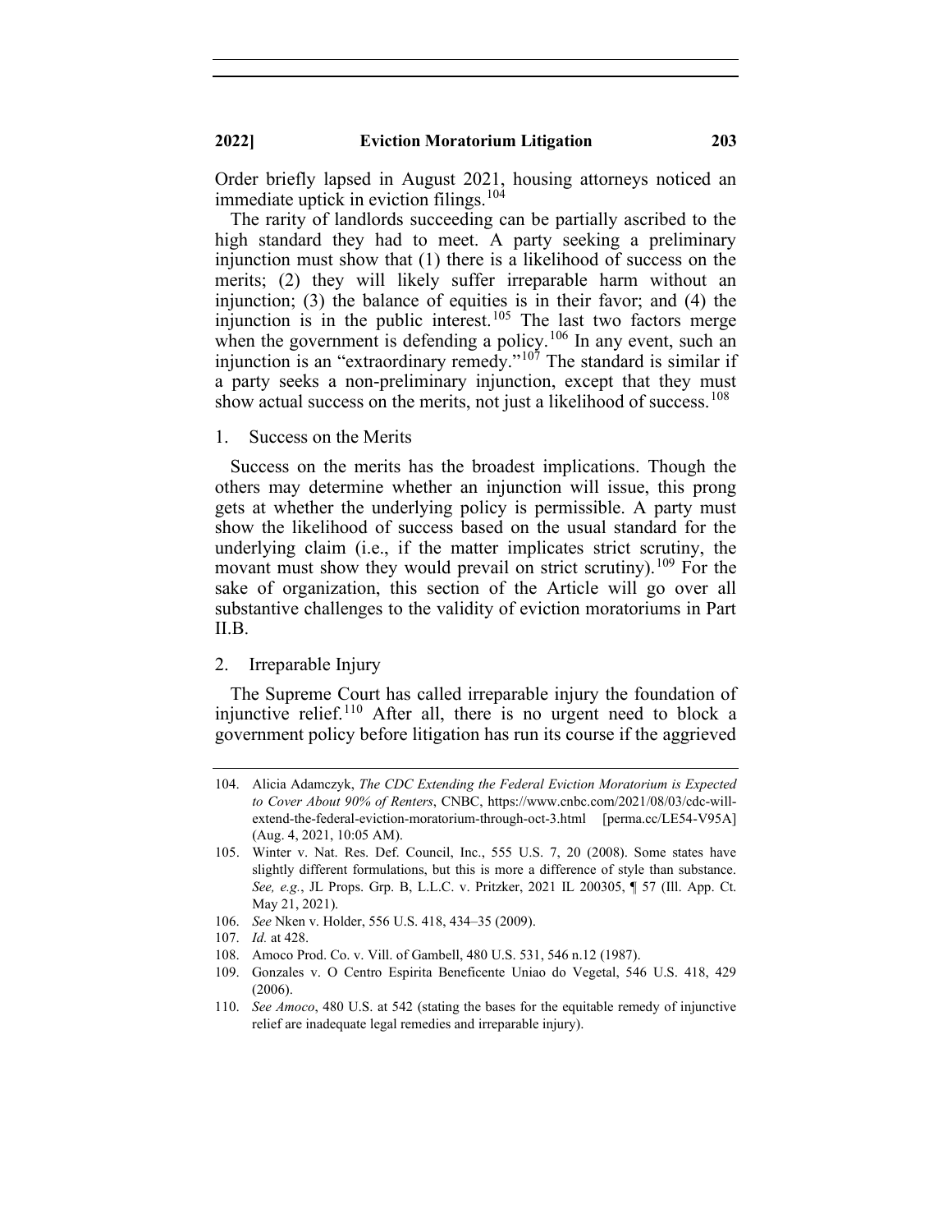Order briefly lapsed in August 2021, housing attorneys noticed an immediate uptick in eviction filings.[104]

The rarity of landlords succeeding can be partially ascribed to the high standard they had to meet. A party seeking a preliminary injunction must show that (1) there is a likelihood of success on the merits; (2) they will likely suffer irreparable harm without an injunction; (3) the balance of equities is in their favor; and (4) the injunction is in the public interest.[105] The last two factors merge when the government is defending a policy.[106] In any event, such an injunction is an "extraordinary remedy."[107] The standard is similar if a party seeks a non-preliminary injunction, except that they must show actual success on the merits, not just a likelihood of success.[108]

1. Success on the Merits

Success on the merits has the broadest implications. Though the others may determine whether an injunction will issue, this prong gets at whether the underlying policy is permissible. A party must show the likelihood of success based on the usual standard for the underlying claim (i.e., if the matter implicates strict scrutiny, the movant must show they would prevail on strict scrutiny).[109] For the sake of organization, this section of the Article will go over all substantive challenges to the validity of eviction moratoriums in Part II.B.

2. Irreparable Injury

The Supreme Court has called irreparable injury the foundation of injunctive relief.[110] After all, there is no urgent need to block a government policy before litigation has run its course if the aggrieved

---

104. Alicia Adamczyk, *The CDC Extending the Federal Eviction Moratorium is Expected to Cover About 90% of Renters*, CNBC, https://www.cnbc.com/2021/08/03/cdc-will-extend-the-federal-eviction-moratorium-through-oct-3.html [perma.cc/LE54-V95A] (Aug. 4, 2021, 10:05 AM).

105. Winter v. Nat. Res. Def. Council, Inc., 555 U.S. 7, 20 (2008). Some states have slightly different formulations, but this is more a difference of style than substance. *See, e.g.*, JL Props. Grp. B, L.L.C. v. Pritzker, 2021 IL 200305, ¶ 57 (Ill. App. Ct. May 21, 2021).

106. *See* Nken v. Holder, 556 U.S. 418, 434–35 (2009).

107. *Id.* at 428.

108. Amoco Prod. Co. v. Vill. of Gambell, 480 U.S. 531, 546 n.12 (1987).

109. Gonzales v. O Centro Espirita Beneficente Uniao do Vegetal, 546 U.S. 418, 429 (2006).

110. *See Amoco*, 480 U.S. at 542 (stating the bases for the equitable remedy of injunctive relief are inadequate legal remedies and irreparable injury).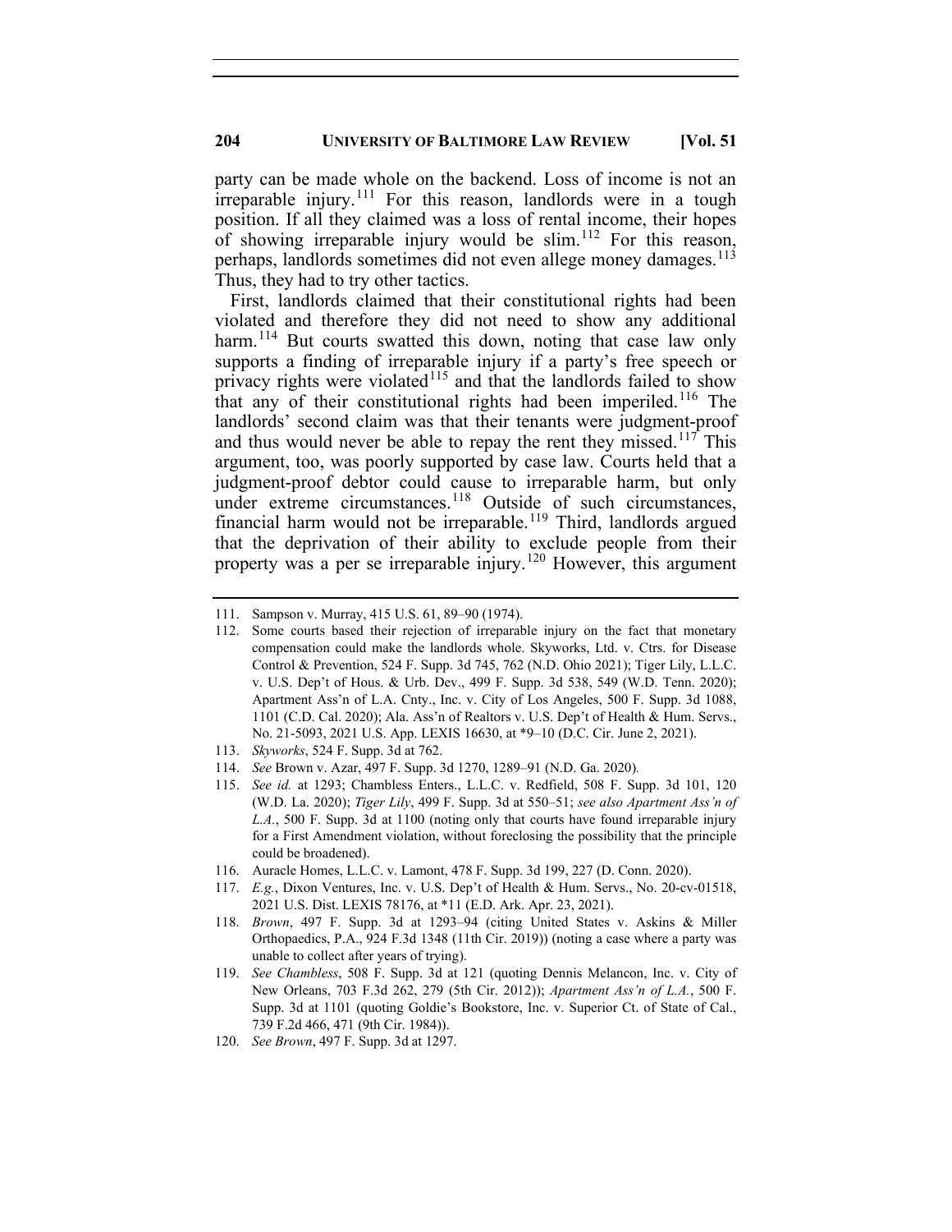party can be made whole on the backend. Loss of income is not an irreparable injury.[111] For this reason, landlords were in a tough position. If all they claimed was a loss of rental income, their hopes of showing irreparable injury would be slim.[112] For this reason, perhaps, landlords sometimes did not even allege money damages.[113] Thus, they had to try other tactics.

First, landlords claimed that their constitutional rights had been violated and therefore they did not need to show any additional harm.[114] But courts swatted this down, noting that case law only supports a finding of irreparable injury if a party's free speech or privacy rights were violated[115] and that the landlords failed to show that any of their constitutional rights had been imperiled.[116] The landlords' second claim was that their tenants were judgment-proof and thus would never be able to repay the rent they missed.[117] This argument, too, was poorly supported by case law. Courts held that a judgment-proof debtor could cause to irreparable harm, but only under extreme circumstances.[118] Outside of such circumstances, financial harm would not be irreparable.[119] Third, landlords argued that the deprivation of their ability to exclude people from their property was a per se irreparable injury.[120] However, this argument

---

111. Sampson v. Murray, 415 U.S. 61, 89–90 (1974).
112. Some courts based their rejection of irreparable injury on the fact that monetary compensation could make the landlords whole. Skyworks, Ltd. v. Ctrs. for Disease Control & Prevention, 524 F. Supp. 3d 745, 762 (N.D. Ohio 2021); Tiger Lily, L.L.C. v. U.S. Dep't of Hous. & Urb. Dev., 499 F. Supp. 3d 538, 549 (W.D. Tenn. 2020); Apartment Ass'n of L.A. Cnty., Inc. v. City of Los Angeles, 500 F. Supp. 3d 1088, 1101 (C.D. Cal. 2020); Ala. Ass'n of Realtors v. U.S. Dep't of Health & Hum. Servs., No. 21-5093, 2021 U.S. App. LEXIS 16630, at *9–10 (D.C. Cir. June 2, 2021).
113. *Skyworks*, 524 F. Supp. 3d at 762.
114. *See* Brown v. Azar, 497 F. Supp. 3d 1270, 1289–91 (N.D. Ga. 2020).
115. *See id.* at 1293; Chambless Enters., L.L.C. v. Redfield, 508 F. Supp. 3d 101, 120 (W.D. La. 2020); *Tiger Lily*, 499 F. Supp. 3d at 550–51; *see also Apartment Ass'n of L.A.*, 500 F. Supp. 3d at 1100 (noting only that courts have found irreparable injury for a First Amendment violation, without foreclosing the possibility that the principle could be broadened).
116. Auracle Homes, L.L.C. v. Lamont, 478 F. Supp. 3d 199, 227 (D. Conn. 2020).
117. *E.g.*, Dixon Ventures, Inc. v. U.S. Dep't of Health & Hum. Servs., No. 20-cv-01518, 2021 U.S. Dist. LEXIS 78176, at *11 (E.D. Ark. Apr. 23, 2021).
118. *Brown*, 497 F. Supp. 3d at 1293–94 (citing United States v. Askins & Miller Orthopaedics, P.A., 924 F.3d 1348 (11th Cir. 2019)) (noting a case where a party was unable to collect after years of trying).
119. *See Chambless*, 508 F. Supp. 3d at 121 (quoting Dennis Melancon, Inc. v. City of New Orleans, 703 F.3d 262, 279 (5th Cir. 2012)); *Apartment Ass'n of L.A.*, 500 F. Supp. 3d at 1101 (quoting Goldie's Bookstore, Inc. v. Superior Ct. of State of Cal., 739 F.2d 466, 471 (9th Cir. 1984)).
120. *See Brown*, 497 F. Supp. 3d at 1297.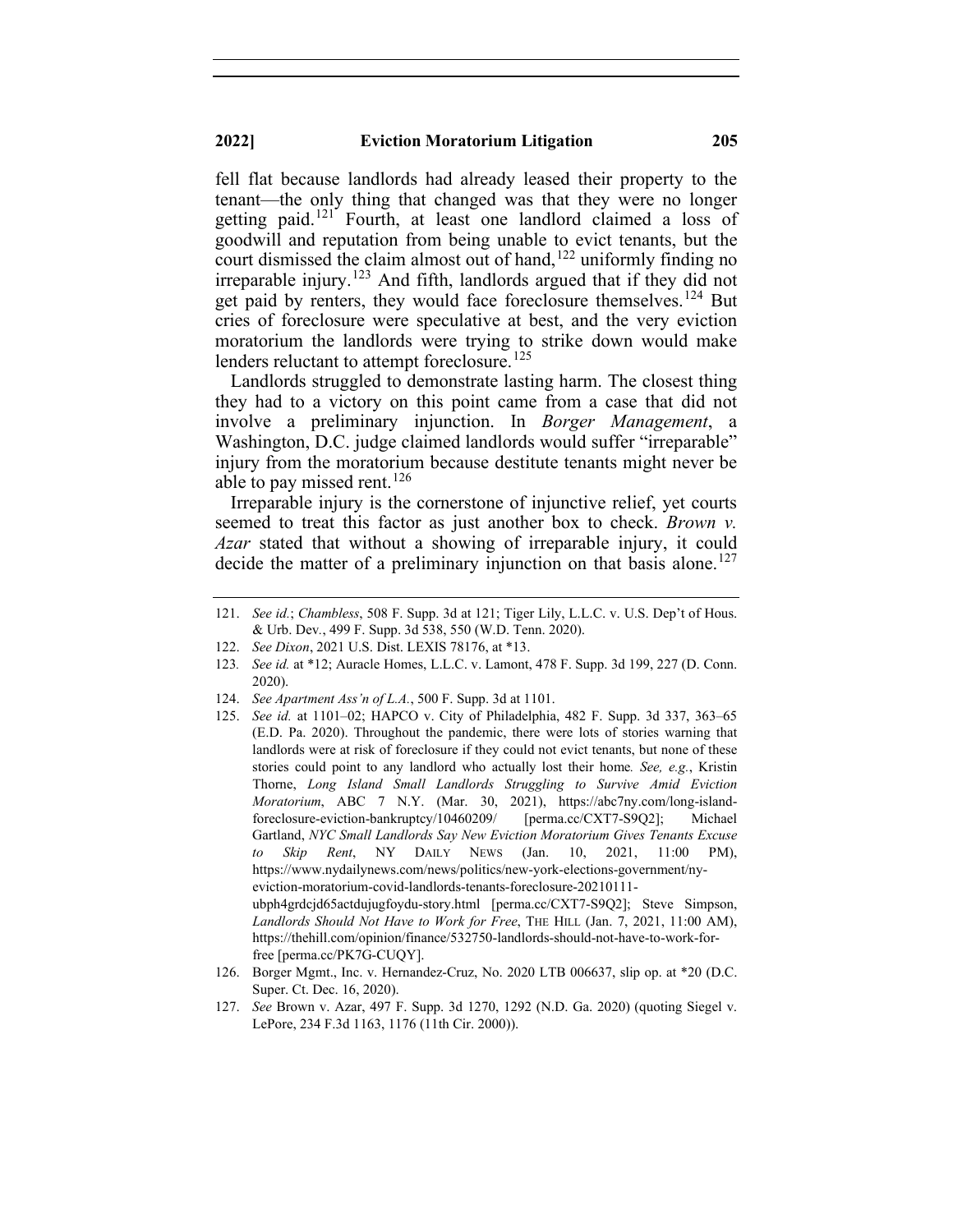fell flat because landlords had already leased their property to the tenant—the only thing that changed was that they were no longer getting paid.[121] Fourth, at least one landlord claimed a loss of goodwill and reputation from being unable to evict tenants, but the court dismissed the claim almost out of hand,[122] uniformly finding no irreparable injury.[123] And fifth, landlords argued that if they did not get paid by renters, they would face foreclosure themselves.[124] But cries of foreclosure were speculative at best, and the very eviction moratorium the landlords were trying to strike down would make lenders reluctant to attempt foreclosure.[125]

Landlords struggled to demonstrate lasting harm. The closest thing they had to a victory on this point came from a case that did not involve a preliminary injunction. In *Borger Management*, a Washington, D.C. judge claimed landlords would suffer "irreparable" injury from the moratorium because destitute tenants might never be able to pay missed rent.[126]

Irreparable injury is the cornerstone of injunctive relief, yet courts seemed to treat this factor as just another box to check. *Brown v. Azar* stated that without a showing of irreparable injury, it could decide the matter of a preliminary injunction on that basis alone.[127]

---

121. *See id.*; *Chambless*, 508 F. Supp. 3d at 121; Tiger Lily, L.L.C. v. U.S. Dep't of Hous. & Urb. Dev., 499 F. Supp. 3d 538, 550 (W.D. Tenn. 2020).

122. *See Dixon*, 2021 U.S. Dist. LEXIS 78176, at *13.

123. *See id.* at *12; Auracle Homes, L.L.C. v. Lamont, 478 F. Supp. 3d 199, 227 (D. Conn. 2020).

124. *See Apartment Ass'n of L.A.*, 500 F. Supp. 3d at 1101.

125. *See id.* at 1101–02; HAPCO v. City of Philadelphia, 482 F. Supp. 3d 337, 363–65 (E.D. Pa. 2020). Throughout the pandemic, there were lots of stories warning that landlords were at risk of foreclosure if they could not evict tenants, but none of these stories could point to any landlord who actually lost their home. *See, e.g.*, Kristin Thorne, *Long Island Small Landlords Struggling to Survive Amid Eviction Moratorium*, ABC 7 N.Y. (Mar. 30, 2021), https://abc7ny.com/long-island-foreclosure-eviction-bankruptcy/10460209/ [perma.cc/CXT7-S9Q2]; Michael Gartland, *NYC Small Landlords Say New Eviction Moratorium Gives Tenants Excuse to Skip Rent*, NY DAILY NEWS (Jan. 10, 2021, 11:00 PM), https://www.nydailynews.com/news/politics/new-york-elections-government/ny-eviction-moratorium-covid-landlords-tenants-foreclosure-20210111-ubph4grdcjd65actdujugfoydu-story.html [perma.cc/CXT7-S9Q2]; Steve Simpson, *Landlords Should Not Have to Work for Free*, THE HILL (Jan. 7, 2021, 11:00 AM), https://thehill.com/opinion/finance/532750-landlords-should-not-have-to-work-for-free [perma.cc/PK7G-CUQY].

126. Borger Mgmt., Inc. v. Hernandez-Cruz, No. 2020 LTB 006637, slip op. at *20 (D.C. Super. Ct. Dec. 16, 2020).

127. *See* Brown v. Azar, 497 F. Supp. 3d 1270, 1292 (N.D. Ga. 2020) (quoting Siegel v. LePore, 234 F.3d 1163, 1176 (11th Cir. 2000)).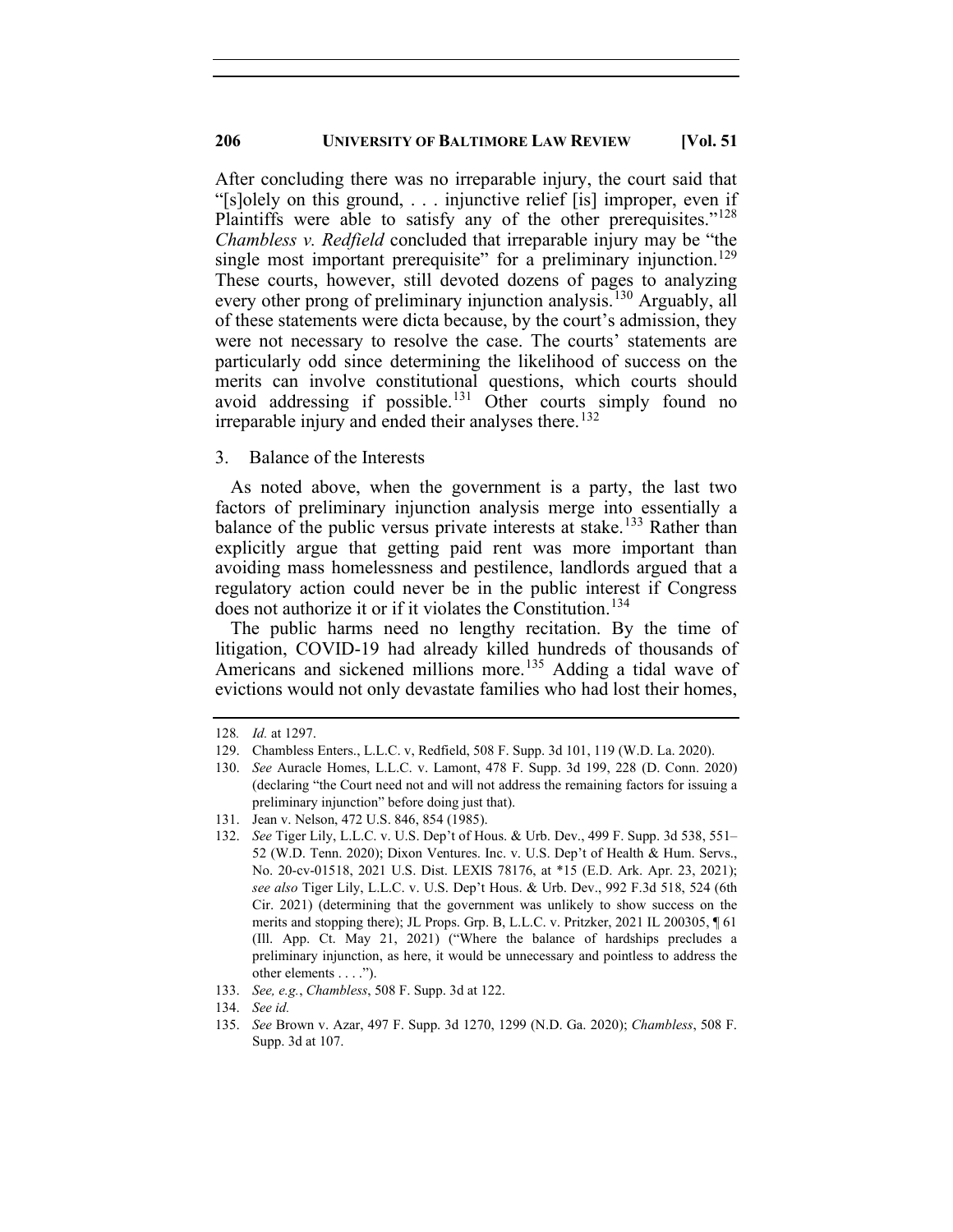After concluding there was no irreparable injury, the court said that "[s]olely on this ground, . . . injunctive relief [is] improper, even if Plaintiffs were able to satisfy any of the other prerequisites."[128] *Chambless v. Redfield* concluded that irreparable injury may be "the single most important prerequisite" for a preliminary injunction.[129] These courts, however, still devoted dozens of pages to analyzing every other prong of preliminary injunction analysis.[130] Arguably, all of these statements were dicta because, by the court's admission, they were not necessary to resolve the case. The courts' statements are particularly odd since determining the likelihood of success on the merits can involve constitutional questions, which courts should avoid addressing if possible.[131] Other courts simply found no irreparable injury and ended their analyses there.[132]

### 3. Balance of the Interests

As noted above, when the government is a party, the last two factors of preliminary injunction analysis merge into essentially a balance of the public versus private interests at stake.[133] Rather than explicitly argue that getting paid rent was more important than avoiding mass homelessness and pestilence, landlords argued that a regulatory action could never be in the public interest if Congress does not authorize it or if it violates the Constitution.[134]

The public harms need no lengthy recitation. By the time of litigation, COVID-19 had already killed hundreds of thousands of Americans and sickened millions more.[135] Adding a tidal wave of evictions would not only devastate families who had lost their homes,

---

128. *Id.* at 1297.

129. Chambless Enters., L.L.C. v, Redfield, 508 F. Supp. 3d 101, 119 (W.D. La. 2020).

130. *See* Auracle Homes, L.L.C. v. Lamont, 478 F. Supp. 3d 199, 228 (D. Conn. 2020) (declaring "the Court need not and will not address the remaining factors for issuing a preliminary injunction" before doing just that).

131. Jean v. Nelson, 472 U.S. 846, 854 (1985).

132. *See* Tiger Lily, L.L.C. v. U.S. Dep't of Hous. & Urb. Dev., 499 F. Supp. 3d 538, 551–52 (W.D. Tenn. 2020); Dixon Ventures. Inc. v. U.S. Dep't of Health & Hum. Servs., No. 20-cv-01518, 2021 U.S. Dist. LEXIS 78176, at *15 (E.D. Ark. Apr. 23, 2021); *see also* Tiger Lily, L.L.C. v. U.S. Dep't Hous. & Urb. Dev., 992 F.3d 518, 524 (6th Cir. 2021) (determining that the government was unlikely to show success on the merits and stopping there); JL Props. Grp. B, L.L.C. v. Pritzker, 2021 IL 200305, ¶ 61 (Ill. App. Ct. May 21, 2021) ("Where the balance of hardships precludes a preliminary injunction, as here, it would be unnecessary and pointless to address the other elements . . . .").

133. *See, e.g.*, *Chambless*, 508 F. Supp. 3d at 122.

134. *See id.*

135. *See* Brown v. Azar, 497 F. Supp. 3d 1270, 1299 (N.D. Ga. 2020); *Chambless*, 508 F. Supp. 3d at 107.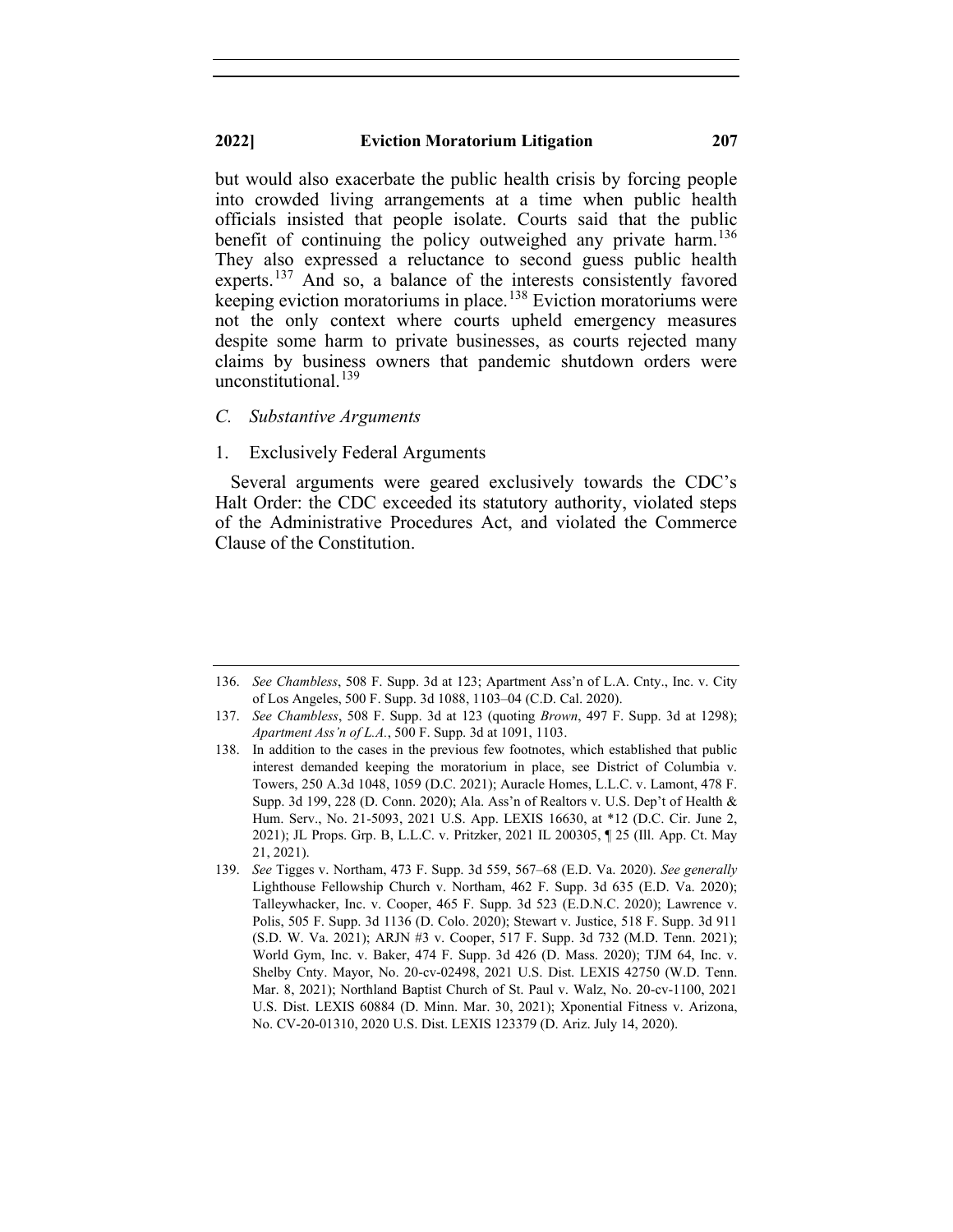but would also exacerbate the public health crisis by forcing people into crowded living arrangements at a time when public health officials insisted that people isolate. Courts said that the public benefit of continuing the policy outweighed any private harm.[136] They also expressed a reluctance to second guess public health experts.[137] And so, a balance of the interests consistently favored keeping eviction moratoriums in place.[138] Eviction moratoriums were not the only context where courts upheld emergency measures despite some harm to private businesses, as courts rejected many claims by business owners that pandemic shutdown orders were unconstitutional.[139]

### *C. Substantive Arguments*

#### 1. Exclusively Federal Arguments

Several arguments were geared exclusively towards the CDC's Halt Order: the CDC exceeded its statutory authority, violated steps of the Administrative Procedures Act, and violated the Commerce Clause of the Constitution.

---

136. *See Chambless*, 508 F. Supp. 3d at 123; Apartment Ass'n of L.A. Cnty., Inc. v. City of Los Angeles, 500 F. Supp. 3d 1088, 1103–04 (C.D. Cal. 2020).

137. *See Chambless*, 508 F. Supp. 3d at 123 (quoting *Brown*, 497 F. Supp. 3d at 1298); *Apartment Ass'n of L.A.*, 500 F. Supp. 3d at 1091, 1103.

138. In addition to the cases in the previous few footnotes, which established that public interest demanded keeping the moratorium in place, see District of Columbia v. Towers, 250 A.3d 1048, 1059 (D.C. 2021); Auracle Homes, L.L.C. v. Lamont, 478 F. Supp. 3d 199, 228 (D. Conn. 2020); Ala. Ass'n of Realtors v. U.S. Dep't of Health & Hum. Serv., No. 21-5093, 2021 U.S. App. LEXIS 16630, at *12 (D.C. Cir. June 2, 2021); JL Props. Grp. B, L.L.C. v. Pritzker, 2021 IL 200305, ¶ 25 (Ill. App. Ct. May 21, 2021).

139. *See* Tigges v. Northam, 473 F. Supp. 3d 559, 567–68 (E.D. Va. 2020). *See generally* Lighthouse Fellowship Church v. Northam, 462 F. Supp. 3d 635 (E.D. Va. 2020); Talleywhacker, Inc. v. Cooper, 465 F. Supp. 3d 523 (E.D.N.C. 2020); Lawrence v. Polis, 505 F. Supp. 3d 1136 (D. Colo. 2020); Stewart v. Justice, 518 F. Supp. 3d 911 (S.D. W. Va. 2021); ARJN #3 v. Cooper, 517 F. Supp. 3d 732 (M.D. Tenn. 2021); World Gym, Inc. v. Baker, 474 F. Supp. 3d 426 (D. Mass. 2020); TJM 64, Inc. v. Shelby Cnty. Mayor, No. 20-cv-02498, 2021 U.S. Dist. LEXIS 42750 (W.D. Tenn. Mar. 8, 2021); Northland Baptist Church of St. Paul v. Walz, No. 20-cv-1100, 2021 U.S. Dist. LEXIS 60884 (D. Minn. Mar. 30, 2021); Xponential Fitness v. Arizona, No. CV-20-01310, 2020 U.S. Dist. LEXIS 123379 (D. Ariz. July 14, 2020).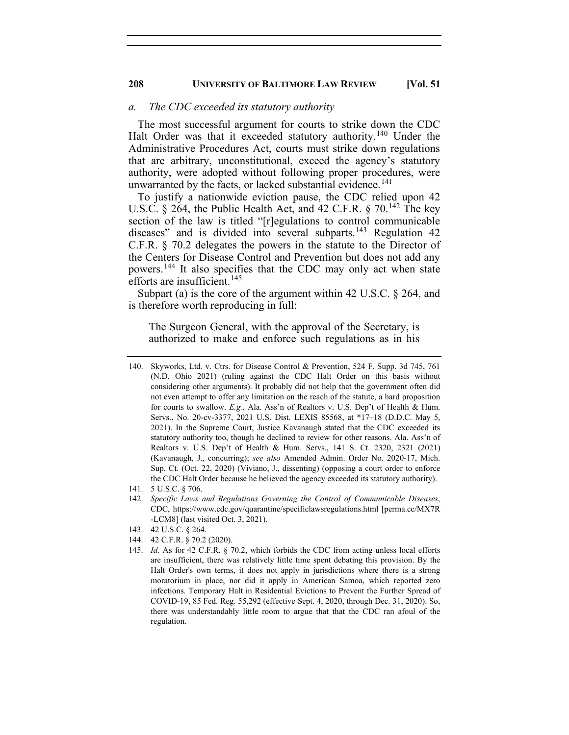### *a. The CDC exceeded its statutory authority*

The most successful argument for courts to strike down the CDC Halt Order was that it exceeded statutory authority.[140] Under the Administrative Procedures Act, courts must strike down regulations that are arbitrary, unconstitutional, exceed the agency's statutory authority, were adopted without following proper procedures, were unwarranted by the facts, or lacked substantial evidence.[141]

To justify a nationwide eviction pause, the CDC relied upon 42 U.S.C. § 264, the Public Health Act, and 42 C.F.R. § 70.[142] The key section of the law is titled "[r]egulations to control communicable diseases" and is divided into several subparts.[143] Regulation 42 C.F.R. § 70.2 delegates the powers in the statute to the Director of the Centers for Disease Control and Prevention but does not add any powers.[144] It also specifies that the CDC may only act when state efforts are insufficient.[145]

Subpart (a) is the core of the argument within 42 U.S.C. § 264, and is therefore worth reproducing in full:

> The Surgeon General, with the approval of the Secretary, is authorized to make and enforce such regulations as in his

---

140. Skyworks, Ltd. v. Ctrs. for Disease Control & Prevention, 524 F. Supp. 3d 745, 761 (N.D. Ohio 2021) (ruling against the CDC Halt Order on this basis without considering other arguments). It probably did not help that the government often did not even attempt to offer any limitation on the reach of the statute, a hard proposition for courts to swallow. *E.g.*, Ala. Ass'n of Realtors v. U.S. Dep't of Health & Hum. Servs., No. 20-cv-3377, 2021 U.S. Dist. LEXIS 85568, at *17–18 (D.D.C. May 5, 2021). In the Supreme Court, Justice Kavanaugh stated that the CDC exceeded its statutory authority too, though he declined to review for other reasons. Ala. Ass'n of Realtors v. U.S. Dep't of Health & Hum. Servs., 141 S. Ct. 2320, 2321 (2021) (Kavanaugh, J., concurring); *see also* Amended Admin. Order No. 2020-17, Mich. Sup. Ct. (Oct. 22, 2020) (Viviano, J., dissenting) (opposing a court order to enforce the CDC Halt Order because he believed the agency exceeded its statutory authority).

141. 5 U.S.C. § 706.

142. *Specific Laws and Regulations Governing the Control of Communicable Diseases*, CDC, https://www.cdc.gov/quarantine/specificlawsregulations.html [perma.cc/MX7R-LCM8] (last visited Oct. 3, 2021).

143. 42 U.S.C. § 264.

144. 42 C.F.R. § 70.2 (2020).

145. *Id.* As for 42 C.F.R. § 70.2, which forbids the CDC from acting unless local efforts are insufficient, there was relatively little time spent debating this provision. By the Halt Order's own terms, it does not apply in jurisdictions where there is a strong moratorium in place, nor did it apply in American Samoa, which reported zero infections. Temporary Halt in Residential Evictions to Prevent the Further Spread of COVID-19, 85 Fed. Reg. 55,292 (effective Sept. 4, 2020, through Dec. 31, 2020). So, there was understandably little room to argue that that the CDC ran afoul of the regulation.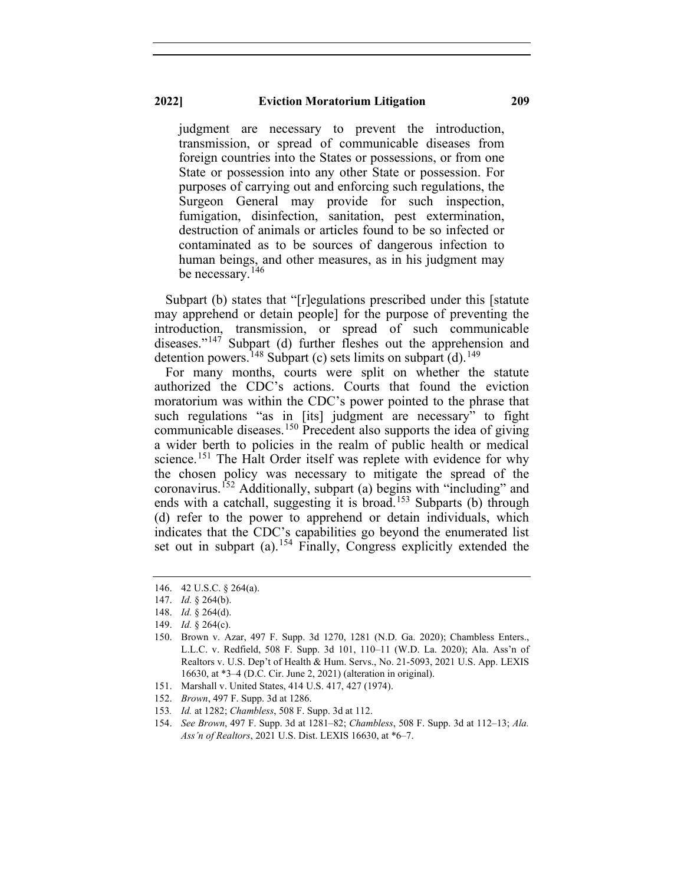> judgment are necessary to prevent the introduction, transmission, or spread of communicable diseases from foreign countries into the States or possessions, or from one State or possession into any other State or possession. For purposes of carrying out and enforcing such regulations, the Surgeon General may provide for such inspection, fumigation, disinfection, sanitation, pest extermination, destruction of animals or articles found to be so infected or contaminated as to be sources of dangerous infection to human beings, and other measures, as in his judgment may be necessary.[146]

Subpart (b) states that "[r]egulations prescribed under this [statute may apprehend or detain people] for the purpose of preventing the introduction, transmission, or spread of such communicable diseases."[147] Subpart (d) further fleshes out the apprehension and detention powers.[148] Subpart (c) sets limits on subpart (d).[149]

For many months, courts were split on whether the statute authorized the CDC's actions. Courts that found the eviction moratorium was within the CDC's power pointed to the phrase that such regulations "as in [its] judgment are necessary" to fight communicable diseases.[150] Precedent also supports the idea of giving a wider berth to policies in the realm of public health or medical science.[151] The Halt Order itself was replete with evidence for why the chosen policy was necessary to mitigate the spread of the coronavirus.[152] Additionally, subpart (a) begins with "including" and ends with a catchall, suggesting it is broad.[153] Subparts (b) through (d) refer to the power to apprehend or detain individuals, which indicates that the CDC's capabilities go beyond the enumerated list set out in subpart (a).[154] Finally, Congress explicitly extended the

---

146. 42 U.S.C. § 264(a).
147. *Id.* § 264(b).
148. *Id.* § 264(d).
149. *Id.* § 264(c).
150. Brown v. Azar, 497 F. Supp. 3d 1270, 1281 (N.D. Ga. 2020); Chambless Enters., L.L.C. v. Redfield, 508 F. Supp. 3d 101, 110–11 (W.D. La. 2020); Ala. Ass'n of Realtors v. U.S. Dep't of Health & Hum. Servs., No. 21-5093, 2021 U.S. App. LEXIS 16630, at *3–4 (D.C. Cir. June 2, 2021) (alteration in original).
151. Marshall v. United States, 414 U.S. 417, 427 (1974).
152. *Brown*, 497 F. Supp. 3d at 1286.
153. *Id.* at 1282; *Chambless*, 508 F. Supp. 3d at 112.
154. *See Brown*, 497 F. Supp. 3d at 1281–82; *Chambless*, 508 F. Supp. 3d at 112–13; *Ala. Ass'n of Realtors*, 2021 U.S. Dist. LEXIS 16630, at *6–7.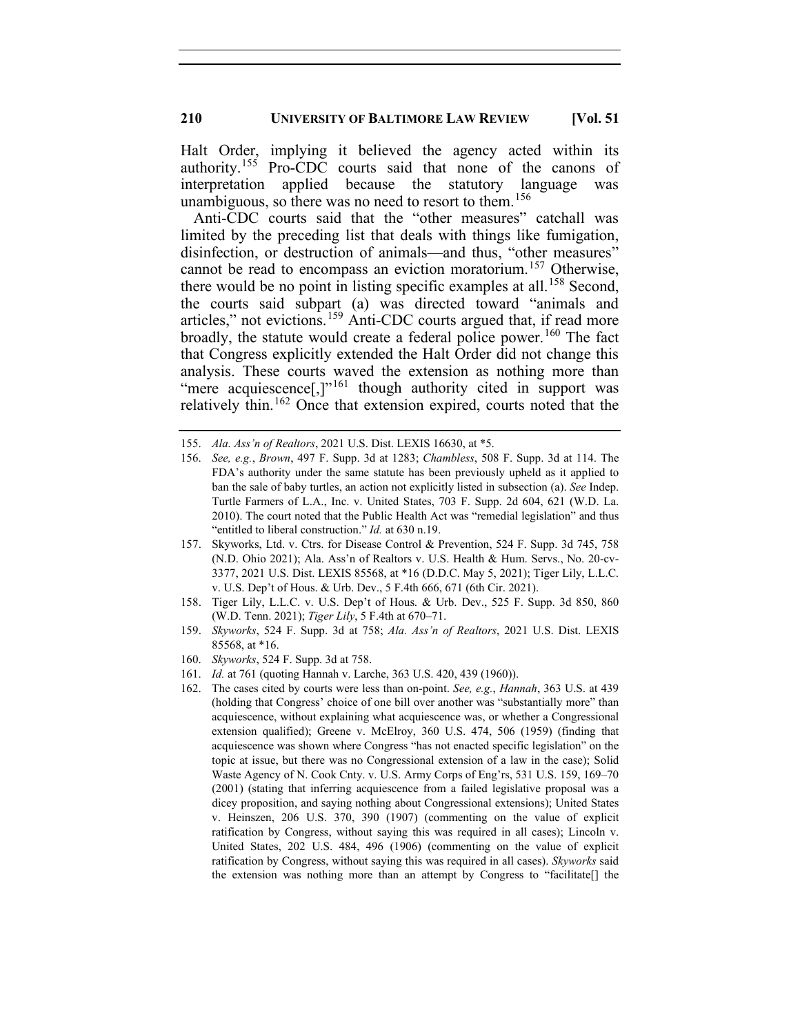Halt Order, implying it believed the agency acted within its authority.[155] Pro-CDC courts said that none of the canons of interpretation applied because the statutory language was unambiguous, so there was no need to resort to them.[156]

Anti-CDC courts said that the "other measures" catchall was limited by the preceding list that deals with things like fumigation, disinfection, or destruction of animals—and thus, "other measures" cannot be read to encompass an eviction moratorium.[157] Otherwise, there would be no point in listing specific examples at all.[158] Second, the courts said subpart (a) was directed toward "animals and articles," not evictions.[159] Anti-CDC courts argued that, if read more broadly, the statute would create a federal police power.[160] The fact that Congress explicitly extended the Halt Order did not change this analysis. These courts waved the extension as nothing more than "mere acquiescence[,]"[161] though authority cited in support was relatively thin.[162] Once that extension expired, courts noted that the

155. *Ala. Ass'n of Realtors*, 2021 U.S. Dist. LEXIS 16630, at *5.

156. *See, e.g.*, *Brown*, 497 F. Supp. 3d at 1283; *Chambless*, 508 F. Supp. 3d at 114. The FDA's authority under the same statute has been previously upheld as it applied to ban the sale of baby turtles, an action not explicitly listed in subsection (a). *See* Indep. Turtle Farmers of L.A., Inc. v. United States, 703 F. Supp. 2d 604, 621 (W.D. La. 2010). The court noted that the Public Health Act was "remedial legislation" and thus "entitled to liberal construction." *Id.* at 630 n.19.

157. Skyworks, Ltd. v. Ctrs. for Disease Control & Prevention, 524 F. Supp. 3d 745, 758 (N.D. Ohio 2021); Ala. Ass'n of Realtors v. U.S. Health & Hum. Servs., No. 20-cv-3377, 2021 U.S. Dist. LEXIS 85568, at *16 (D.D.C. May 5, 2021); Tiger Lily, L.L.C. v. U.S. Dep't of Hous. & Urb. Dev., 5 F.4th 666, 671 (6th Cir. 2021).

158. Tiger Lily, L.L.C. v. U.S. Dep't of Hous. & Urb. Dev., 525 F. Supp. 3d 850, 860 (W.D. Tenn. 2021); *Tiger Lily*, 5 F.4th at 670–71.

159. *Skyworks*, 524 F. Supp. 3d at 758; *Ala. Ass'n of Realtors*, 2021 U.S. Dist. LEXIS 85568, at *16.

160. *Skyworks*, 524 F. Supp. 3d at 758.

161. *Id.* at 761 (quoting Hannah v. Larche, 363 U.S. 420, 439 (1960)).

162. The cases cited by courts were less than on-point. *See, e.g.*, *Hannah*, 363 U.S. at 439 (holding that Congress' choice of one bill over another was "substantially more" than acquiescence, without explaining what acquiescence was, or whether a Congressional extension qualified); Greene v. McElroy, 360 U.S. 474, 506 (1959) (finding that acquiescence was shown where Congress "has not enacted specific legislation" on the topic at issue, but there was no Congressional extension of a law in the case); Solid Waste Agency of N. Cook Cnty. v. U.S. Army Corps of Eng'rs, 531 U.S. 159, 169–70 (2001) (stating that inferring acquiescence from a failed legislative proposal was a dicey proposition, and saying nothing about Congressional extensions); United States v. Heinszen, 206 U.S. 370, 390 (1907) (commenting on the value of explicit ratification by Congress, without saying this was required in all cases); Lincoln v. United States, 202 U.S. 484, 496 (1906) (commenting on the value of explicit ratification by Congress, without saying this was required in all cases). *Skyworks* said the extension was nothing more than an attempt by Congress to "facilitate[] the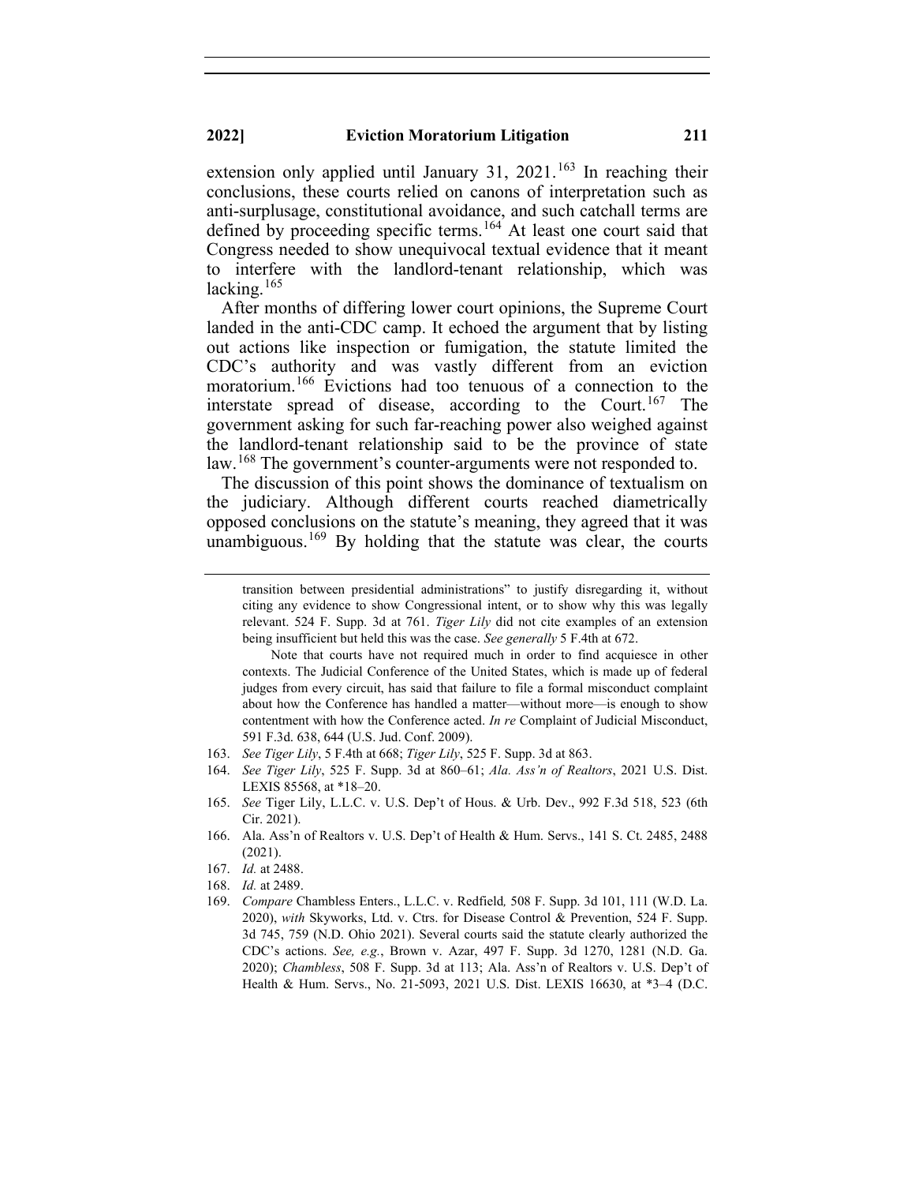extension only applied until January 31, 2021.[163] In reaching their conclusions, these courts relied on canons of interpretation such as anti-surplusage, constitutional avoidance, and such catchall terms are defined by proceeding specific terms.[164] At least one court said that Congress needed to show unequivocal textual evidence that it meant to interfere with the landlord-tenant relationship, which was lacking.[165]

After months of differing lower court opinions, the Supreme Court landed in the anti-CDC camp. It echoed the argument that by listing out actions like inspection or fumigation, the statute limited the CDC's authority and was vastly different from an eviction moratorium.[166] Evictions had too tenuous of a connection to the interstate spread of disease, according to the Court.[167] The government asking for such far-reaching power also weighed against the landlord-tenant relationship said to be the province of state law.[168] The government's counter-arguments were not responded to.

The discussion of this point shows the dominance of textualism on the judiciary. Although different courts reached diametrically opposed conclusions on the statute's meaning, they agreed that it was unambiguous.[169] By holding that the statute was clear, the courts

---

transition between presidential administrations" to justify disregarding it, without citing any evidence to show Congressional intent, or to show why this was legally relevant. 524 F. Supp. 3d at 761. *Tiger Lily* did not cite examples of an extension being insufficient but held this was the case. *See generally* 5 F.4th at 672.

Note that courts have not required much in order to find acquiesce in other contexts. The Judicial Conference of the United States, which is made up of federal judges from every circuit, has said that failure to file a formal misconduct complaint about how the Conference has handled a matter—without more—is enough to show contentment with how the Conference acted. *In re* Complaint of Judicial Misconduct, 591 F.3d. 638, 644 (U.S. Jud. Conf. 2009).

163. *See Tiger Lily*, 5 F.4th at 668; *Tiger Lily*, 525 F. Supp. 3d at 863.

164. *See Tiger Lily*, 525 F. Supp. 3d at 860–61; *Ala. Ass'n of Realtors*, 2021 U.S. Dist. LEXIS 85568, at *18–20.

165. *See* Tiger Lily, L.L.C. v. U.S. Dep't of Hous. & Urb. Dev., 992 F.3d 518, 523 (6th Cir. 2021).

166. Ala. Ass'n of Realtors v. U.S. Dep't of Health & Hum. Servs., 141 S. Ct. 2485, 2488 (2021).

167. *Id.* at 2488.

168. *Id.* at 2489.

169. *Compare* Chambless Enters., L.L.C. v. Redfield, 508 F. Supp. 3d 101, 111 (W.D. La. 2020), *with* Skyworks, Ltd. v. Ctrs. for Disease Control & Prevention, 524 F. Supp. 3d 745, 759 (N.D. Ohio 2021). Several courts said the statute clearly authorized the CDC's actions. *See, e.g.*, Brown v. Azar, 497 F. Supp. 3d 1270, 1281 (N.D. Ga. 2020); *Chambless*, 508 F. Supp. 3d at 113; Ala. Ass'n of Realtors v. U.S. Dep't of Health & Hum. Servs., No. 21-5093, 2021 U.S. Dist. LEXIS 16630, at *3–4 (D.C.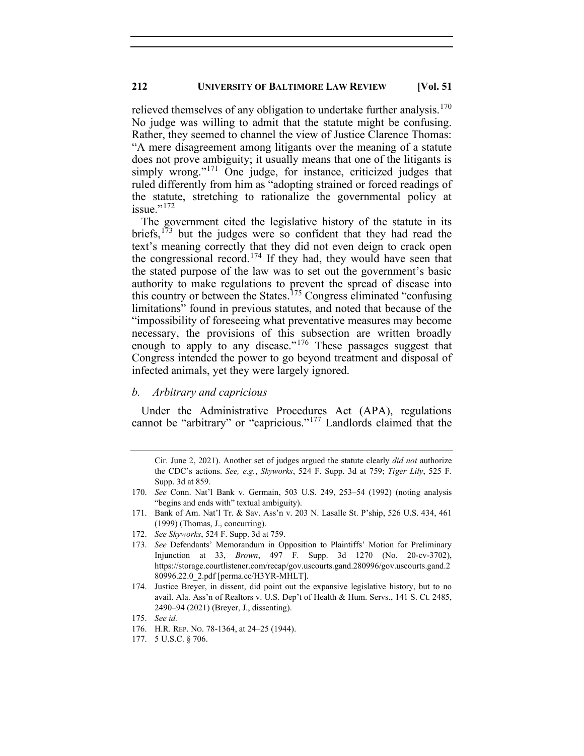relieved themselves of any obligation to undertake further analysis.[170] No judge was willing to admit that the statute might be confusing. Rather, they seemed to channel the view of Justice Clarence Thomas: "A mere disagreement among litigants over the meaning of a statute does not prove ambiguity; it usually means that one of the litigants is simply wrong."[171] One judge, for instance, criticized judges that ruled differently from him as "adopting strained or forced readings of the statute, stretching to rationalize the governmental policy at issue."[172]

The government cited the legislative history of the statute in its briefs,[173] but the judges were so confident that they had read the text's meaning correctly that they did not even deign to crack open the congressional record.[174] If they had, they would have seen that the stated purpose of the law was to set out the government's basic authority to make regulations to prevent the spread of disease into this country or between the States.[175] Congress eliminated "confusing limitations" found in previous statutes, and noted that because of the "impossibility of foreseeing what preventative measures may become necessary, the provisions of this subsection are written broadly enough to apply to any disease."[176] These passages suggest that Congress intended the power to go beyond treatment and disposal of infected animals, yet they were largely ignored.

*b. Arbitrary and capricious*

Under the Administrative Procedures Act (APA), regulations cannot be "arbitrary" or "capricious."[177] Landlords claimed that the

---

Cir. June 2, 2021). Another set of judges argued the statute clearly *did not* authorize the CDC's actions. *See, e.g.*, *Skyworks*, 524 F. Supp. 3d at 759; *Tiger Lily*, 525 F. Supp. 3d at 859.

170. *See* Conn. Nat'l Bank v. Germain, 503 U.S. 249, 253–54 (1992) (noting analysis "begins and ends with" textual ambiguity).

171. Bank of Am. Nat'l Tr. & Sav. Ass'n v. 203 N. Lasalle St. P'ship, 526 U.S. 434, 461 (1999) (Thomas, J., concurring).

172. *See Skyworks*, 524 F. Supp. 3d at 759.

173. *See* Defendants' Memorandum in Opposition to Plaintiffs' Motion for Preliminary Injunction at 33, *Brown*, 497 F. Supp. 3d 1270 (No. 20-cv-3702), https://storage.courtlistener.com/recap/gov.uscourts.gand.280996/gov.uscourts.gand.280996.22.0_2.pdf [perma.cc/H3YR-MHLT].

174. Justice Breyer, in dissent, did point out the expansive legislative history, but to no avail. Ala. Ass'n of Realtors v. U.S. Dep't of Health & Hum. Servs., 141 S. Ct. 2485, 2490–94 (2021) (Breyer, J., dissenting).

175. *See id.*

176. H.R. REP. NO. 78-1364, at 24–25 (1944).

177. 5 U.S.C. § 706.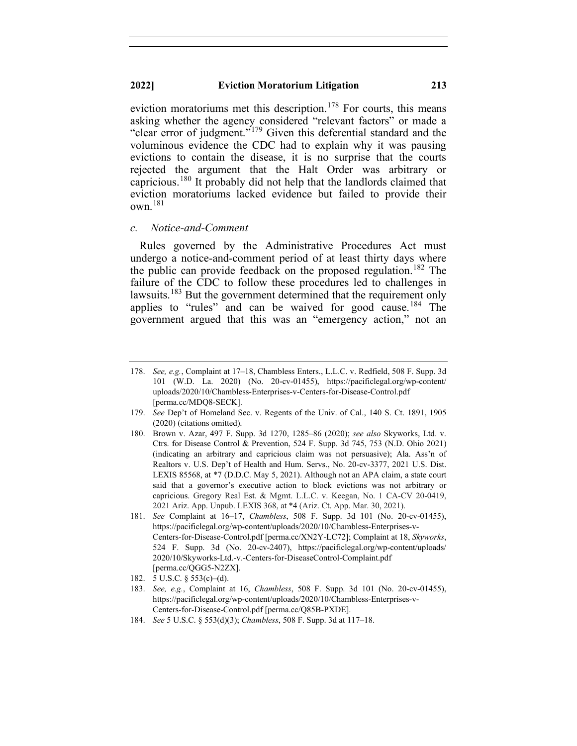eviction moratoriums met this description.[178] For courts, this means asking whether the agency considered "relevant factors" or made a "clear error of judgment."[179] Given this deferential standard and the voluminous evidence the CDC had to explain why it was pausing evictions to contain the disease, it is no surprise that the courts rejected the argument that the Halt Order was arbitrary or capricious.[180] It probably did not help that the landlords claimed that eviction moratoriums lacked evidence but failed to provide their own.[181]

#### *c. Notice-and-Comment*

Rules governed by the Administrative Procedures Act must undergo a notice-and-comment period of at least thirty days where the public can provide feedback on the proposed regulation.[182] The failure of the CDC to follow these procedures led to challenges in lawsuits.[183] But the government determined that the requirement only applies to "rules" and can be waived for good cause.[184] The government argued that this was an "emergency action," not an

---

178. *See, e.g.*, Complaint at 17–18, Chambless Enters., L.L.C. v. Redfield, 508 F. Supp. 3d 101 (W.D. La. 2020) (No. 20-cv-01455), https://pacificlegal.org/wp-content/uploads/2020/10/Chambless-Enterprises-v-Centers-for-Disease-Control.pdf [perma.cc/MDQ8-SECK].

179. *See* Dep't of Homeland Sec. v. Regents of the Univ. of Cal., 140 S. Ct. 1891, 1905 (2020) (citations omitted).

180. Brown v. Azar, 497 F. Supp. 3d 1270, 1285–86 (2020); *see also* Skyworks, Ltd. v. Ctrs. for Disease Control & Prevention, 524 F. Supp. 3d 745, 753 (N.D. Ohio 2021) (indicating an arbitrary and capricious claim was not persuasive); Ala. Ass'n of Realtors v. U.S. Dep't of Health and Hum. Servs., No. 20-cv-3377, 2021 U.S. Dist. LEXIS 85568, at *7 (D.D.C. May 5, 2021). Although not an APA claim, a state court said that a governor's executive action to block evictions was not arbitrary or capricious. Gregory Real Est. & Mgmt. L.L.C. v. Keegan, No. 1 CA-CV 20-0419, 2021 Ariz. App. Unpub. LEXIS 368, at *4 (Ariz. Ct. App. Mar. 30, 2021).

181. *See* Complaint at 16–17, *Chambless*, 508 F. Supp. 3d 101 (No. 20-cv-01455), https://pacificlegal.org/wp-content/uploads/2020/10/Chambless-Enterprises-v-Centers-for-Disease-Control.pdf [perma.cc/XN2Y-LC72]; Complaint at 18, *Skyworks*, 524 F. Supp. 3d (No. 20-cv-2407), https://pacificlegal.org/wp-content/uploads/2020/10/Skyworks-Ltd.-v.-Centers-for-DiseaseControl-Complaint.pdf [perma.cc/QGG5-N2ZX].

182. 5 U.S.C. § 553(c)–(d).

183. *See, e.g.*, Complaint at 16, *Chambless*, 508 F. Supp. 3d 101 (No. 20-cv-01455), https://pacificlegal.org/wp-content/uploads/2020/10/Chambless-Enterprises-v-Centers-for-Disease-Control.pdf [perma.cc/Q85B-PXDE].

184. *See* 5 U.S.C. § 553(d)(3); *Chambless*, 508 F. Supp. 3d at 117–18.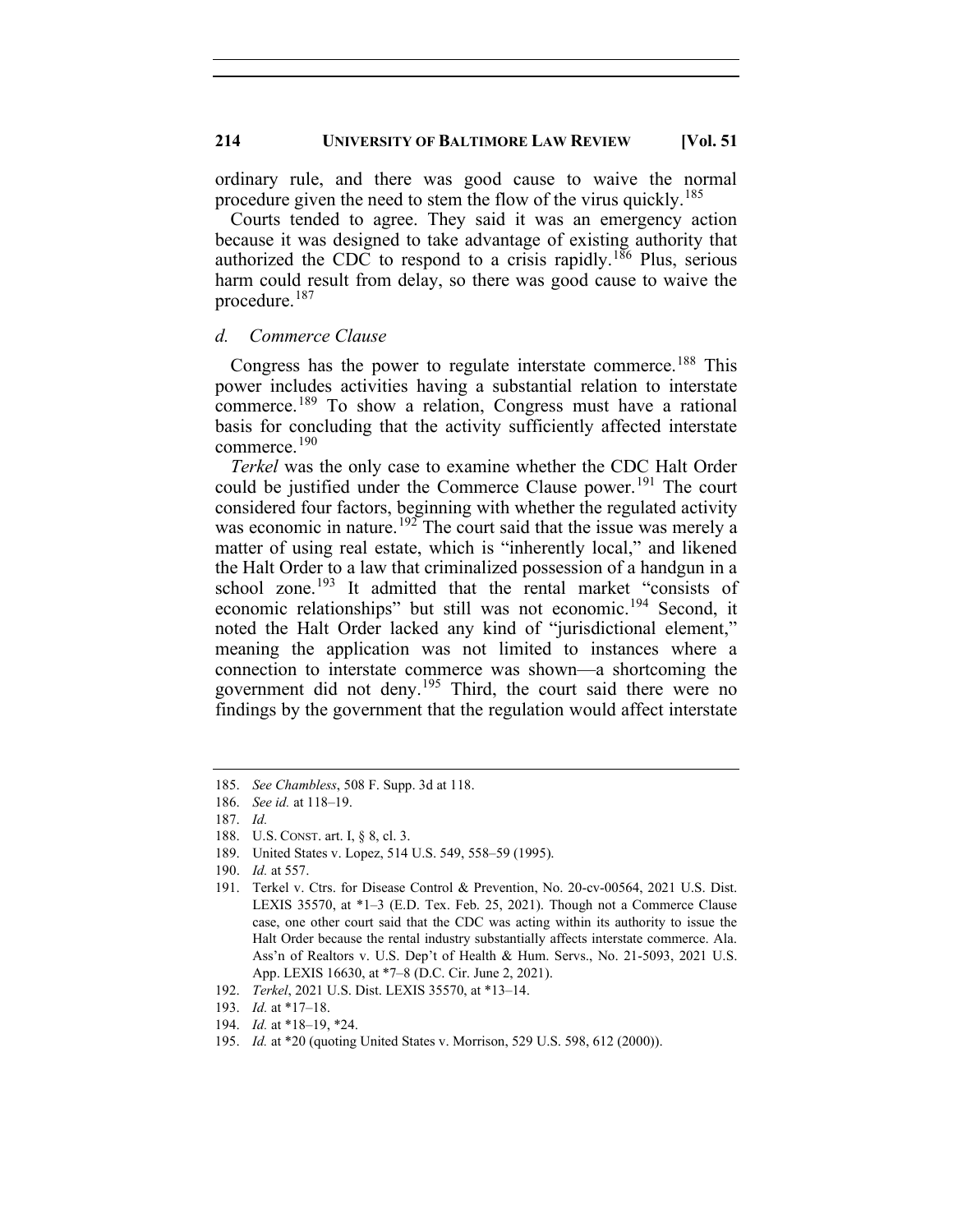ordinary rule, and there was good cause to waive the normal procedure given the need to stem the flow of the virus quickly.[185]

Courts tended to agree. They said it was an emergency action because it was designed to take advantage of existing authority that authorized the CDC to respond to a crisis rapidly.[186] Plus, serious harm could result from delay, so there was good cause to waive the procedure.[187]

#### *d. Commerce Clause*

Congress has the power to regulate interstate commerce.[188] This power includes activities having a substantial relation to interstate commerce.[189] To show a relation, Congress must have a rational basis for concluding that the activity sufficiently affected interstate commerce.[190]

*Terkel* was the only case to examine whether the CDC Halt Order could be justified under the Commerce Clause power.[191] The court considered four factors, beginning with whether the regulated activity was economic in nature.[192] The court said that the issue was merely a matter of using real estate, which is "inherently local," and likened the Halt Order to a law that criminalized possession of a handgun in a school zone.[193] It admitted that the rental market "consists of economic relationships" but still was not economic.[194] Second, it noted the Halt Order lacked any kind of "jurisdictional element," meaning the application was not limited to instances where a connection to interstate commerce was shown—a shortcoming the government did not deny.[195] Third, the court said there were no findings by the government that the regulation would affect interstate

---

185. *See Chambless*, 508 F. Supp. 3d at 118.
186. *See id.* at 118–19.
187. *Id.*
188. U.S. CONST. art. I, § 8, cl. 3.
189. United States v. Lopez, 514 U.S. 549, 558–59 (1995).
190. *Id.* at 557.
191. Terkel v. Ctrs. for Disease Control & Prevention, No. 20-cv-00564, 2021 U.S. Dist. LEXIS 35570, at *1–3 (E.D. Tex. Feb. 25, 2021). Though not a Commerce Clause case, one other court said that the CDC was acting within its authority to issue the Halt Order because the rental industry substantially affects interstate commerce. Ala. Ass'n of Realtors v. U.S. Dep't of Health & Hum. Servs., No. 21-5093, 2021 U.S. App. LEXIS 16630, at *7–8 (D.C. Cir. June 2, 2021).
192. *Terkel*, 2021 U.S. Dist. LEXIS 35570, at *13–14.
193. *Id.* at *17–18.
194. *Id.* at *18–19, *24.
195. *Id.* at *20 (quoting United States v. Morrison, 529 U.S. 598, 612 (2000)).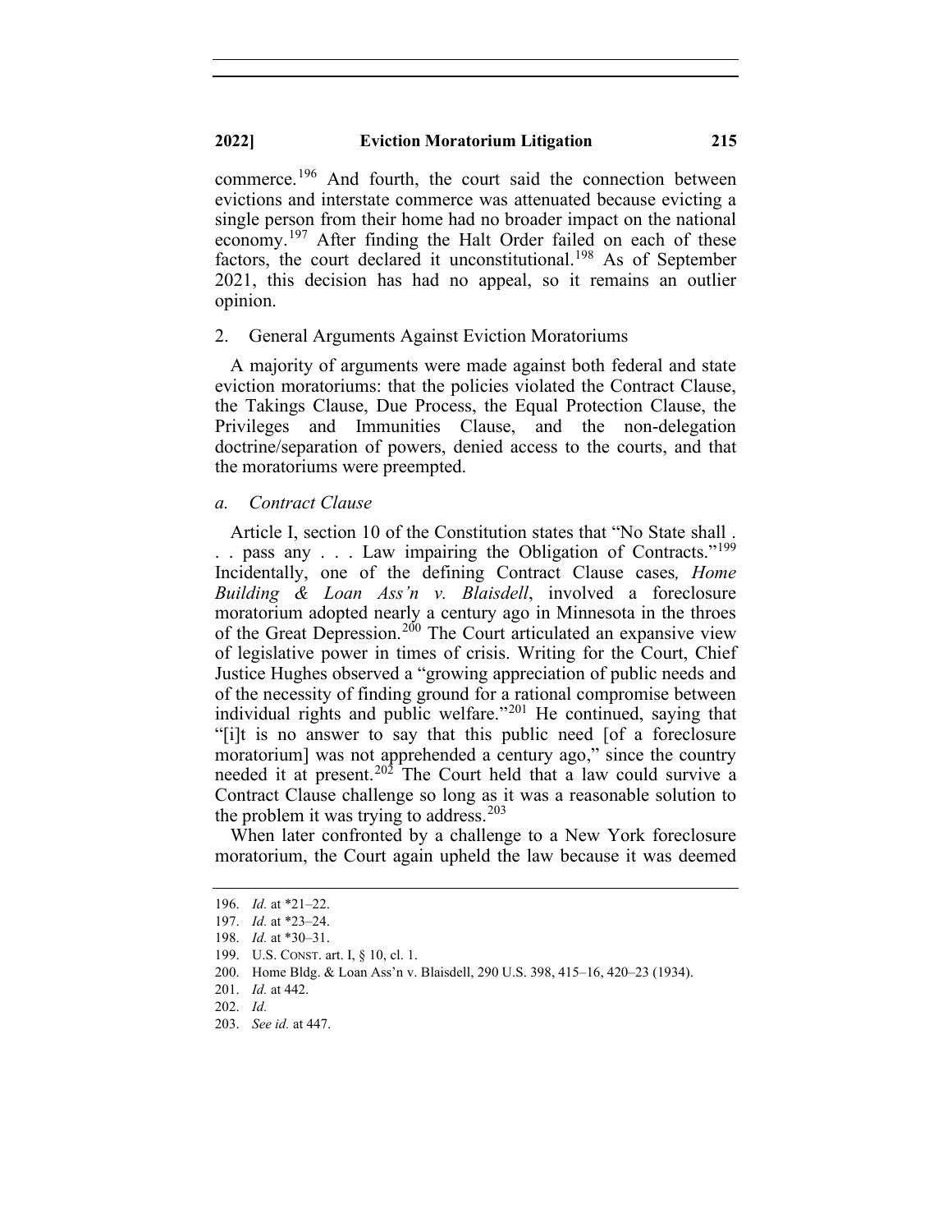commerce.[196] And fourth, the court said the connection between evictions and interstate commerce was attenuated because evicting a single person from their home had no broader impact on the national economy.[197] After finding the Halt Order failed on each of these factors, the court declared it unconstitutional.[198] As of September 2021, this decision has had no appeal, so it remains an outlier opinion.

### 2. General Arguments Against Eviction Moratoriums

A majority of arguments were made against both federal and state eviction moratoriums: that the policies violated the Contract Clause, the Takings Clause, Due Process, the Equal Protection Clause, the Privileges and Immunities Clause, and the non-delegation doctrine/separation of powers, denied access to the courts, and that the moratoriums were preempted.

#### *a. Contract Clause*

Article I, section 10 of the Constitution states that "No State shall . . . pass any . . . Law impairing the Obligation of Contracts."[199] Incidentally, one of the defining Contract Clause cases*, Home Building & Loan Ass'n v. Blaisdell*, involved a foreclosure moratorium adopted nearly a century ago in Minnesota in the throes of the Great Depression.[200] The Court articulated an expansive view of legislative power in times of crisis. Writing for the Court, Chief Justice Hughes observed a "growing appreciation of public needs and of the necessity of finding ground for a rational compromise between individual rights and public welfare."[201] He continued, saying that "[i]t is no answer to say that this public need [of a foreclosure moratorium] was not apprehended a century ago," since the country needed it at present.[202] The Court held that a law could survive a Contract Clause challenge so long as it was a reasonable solution to the problem it was trying to address.[203]

When later confronted by a challenge to a New York foreclosure moratorium, the Court again upheld the law because it was deemed

---

196. *Id.* at *21–22.
197. *Id.* at *23–24.
198. *Id.* at *30–31.
199. U.S. CONST. art. I, § 10, cl. 1.
200. Home Bldg. & Loan Ass'n v. Blaisdell, 290 U.S. 398, 415–16, 420–23 (1934).
201. *Id.* at 442.
202. *Id.*
203. *See id.* at 447.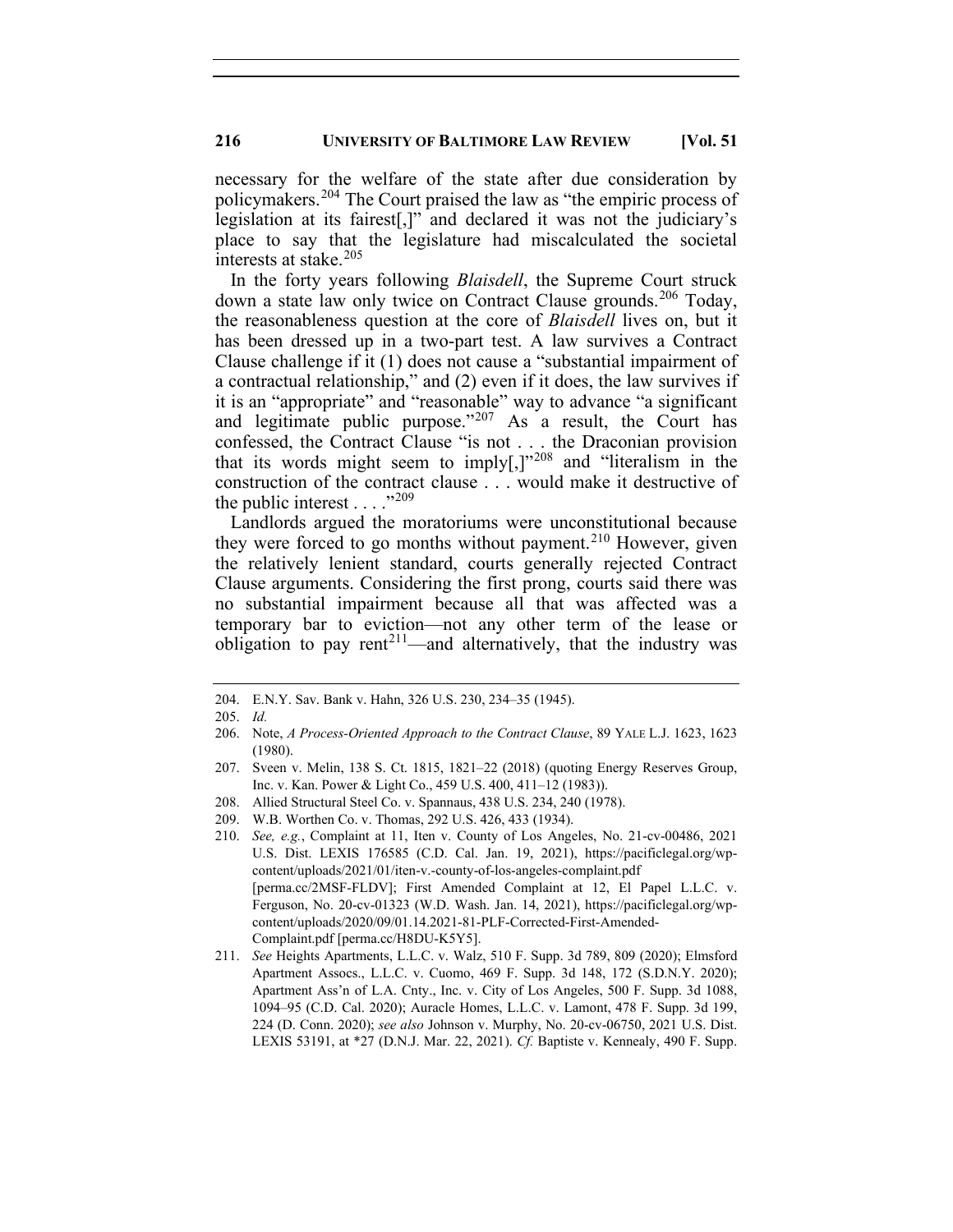necessary for the welfare of the state after due consideration by policymakers.[204] The Court praised the law as "the empiric process of legislation at its fairest[,]" and declared it was not the judiciary's place to say that the legislature had miscalculated the societal interests at stake.[205]

In the forty years following *Blaisdell*, the Supreme Court struck down a state law only twice on Contract Clause grounds.[206] Today, the reasonableness question at the core of *Blaisdell* lives on, but it has been dressed up in a two-part test. A law survives a Contract Clause challenge if it (1) does not cause a "substantial impairment of a contractual relationship," and (2) even if it does, the law survives if it is an "appropriate" and "reasonable" way to advance "a significant and legitimate public purpose."[207] As a result, the Court has confessed, the Contract Clause "is not . . . the Draconian provision that its words might seem to imply[,]"[208] and "literalism in the construction of the contract clause . . . would make it destructive of the public interest . . . ."[209]

Landlords argued the moratoriums were unconstitutional because they were forced to go months without payment.[210] However, given the relatively lenient standard, courts generally rejected Contract Clause arguments. Considering the first prong, courts said there was no substantial impairment because all that was affected was a temporary bar to eviction—not any other term of the lease or obligation to pay rent[211]—and alternatively, that the industry was

---

204. E.N.Y. Sav. Bank v. Hahn, 326 U.S. 230, 234–35 (1945).

205. *Id.*

206. Note, *A Process-Oriented Approach to the Contract Clause*, 89 YALE L.J. 1623, 1623 (1980).

207. Sveen v. Melin, 138 S. Ct. 1815, 1821–22 (2018) (quoting Energy Reserves Group, Inc. v. Kan. Power & Light Co., 459 U.S. 400, 411–12 (1983)).

208. Allied Structural Steel Co. v. Spannaus, 438 U.S. 234, 240 (1978).

209. W.B. Worthen Co. v. Thomas, 292 U.S. 426, 433 (1934).

210. *See, e.g.*, Complaint at 11, Iten v. County of Los Angeles, No. 21-cv-00486, 2021 U.S. Dist. LEXIS 176585 (C.D. Cal. Jan. 19, 2021), https://pacificlegal.org/wp-content/uploads/2021/01/iten-v.-county-of-los-angeles-complaint.pdf [perma.cc/2MSF-FLDV]; First Amended Complaint at 12, El Papel L.L.C. v. Ferguson, No. 20-cv-01323 (W.D. Wash. Jan. 14, 2021), https://pacificlegal.org/wp-content/uploads/2020/09/01.14.2021-81-PLF-Corrected-First-Amended-Complaint.pdf [perma.cc/H8DU-K5Y5].

211. *See* Heights Apartments, L.L.C. v. Walz, 510 F. Supp. 3d 789, 809 (2020); Elmsford Apartment Assocs., L.L.C. v. Cuomo, 469 F. Supp. 3d 148, 172 (S.D.N.Y. 2020); Apartment Ass'n of L.A. Cnty., Inc. v. City of Los Angeles, 500 F. Supp. 3d 1088, 1094–95 (C.D. Cal. 2020); Auracle Homes, L.L.C. v. Lamont, 478 F. Supp. 3d 199, 224 (D. Conn. 2020); *see also* Johnson v. Murphy, No. 20-cv-06750, 2021 U.S. Dist. LEXIS 53191, at *27 (D.N.J. Mar. 22, 2021). *Cf.* Baptiste v. Kennealy, 490 F. Supp.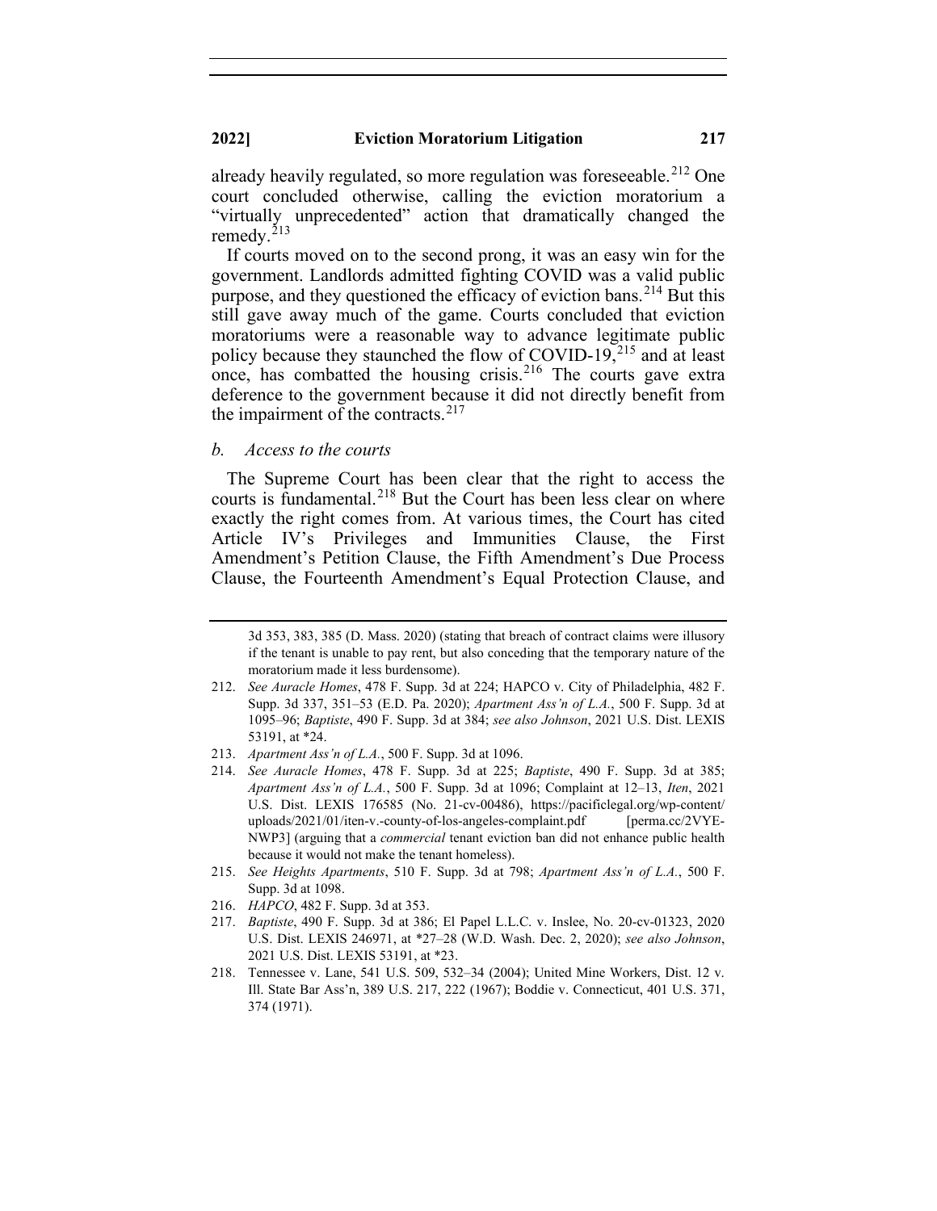already heavily regulated, so more regulation was foreseeable.[212] One court concluded otherwise, calling the eviction moratorium a "virtually unprecedented" action that dramatically changed the remedy.[213]

If courts moved on to the second prong, it was an easy win for the government. Landlords admitted fighting COVID was a valid public purpose, and they questioned the efficacy of eviction bans.[214] But this still gave away much of the game. Courts concluded that eviction moratoriums were a reasonable way to advance legitimate public policy because they staunched the flow of COVID-19,[215] and at least once, has combatted the housing crisis.[216] The courts gave extra deference to the government because it did not directly benefit from the impairment of the contracts.[217]

### *b. Access to the courts*

The Supreme Court has been clear that the right to access the courts is fundamental.[218] But the Court has been less clear on where exactly the right comes from. At various times, the Court has cited Article IV's Privileges and Immunities Clause, the First Amendment's Petition Clause, the Fifth Amendment's Due Process Clause, the Fourteenth Amendment's Equal Protection Clause, and

---

3d 353, 383, 385 (D. Mass. 2020) (stating that breach of contract claims were illusory if the tenant is unable to pay rent, but also conceding that the temporary nature of the moratorium made it less burdensome).

212. *See Auracle Homes*, 478 F. Supp. 3d at 224; HAPCO v. City of Philadelphia, 482 F. Supp. 3d 337, 351–53 (E.D. Pa. 2020); *Apartment Ass'n of L.A.*, 500 F. Supp. 3d at 1095–96; *Baptiste*, 490 F. Supp. 3d at 384; *see also Johnson*, 2021 U.S. Dist. LEXIS 53191, at *24.

213. *Apartment Ass'n of L.A.*, 500 F. Supp. 3d at 1096.

214. *See Auracle Homes*, 478 F. Supp. 3d at 225; *Baptiste*, 490 F. Supp. 3d at 385; *Apartment Ass'n of L.A.*, 500 F. Supp. 3d at 1096; Complaint at 12–13, *Iten*, 2021 U.S. Dist. LEXIS 176585 (No. 21-cv-00486), https://pacificlegal.org/wp-content/uploads/2021/01/iten-v.-county-of-los-angeles-complaint.pdf [perma.cc/2VYE-NWP3] (arguing that a *commercial* tenant eviction ban did not enhance public health because it would not make the tenant homeless).

215. *See Heights Apartments*, 510 F. Supp. 3d at 798; *Apartment Ass'n of L.A.*, 500 F. Supp. 3d at 1098.

216. *HAPCO*, 482 F. Supp. 3d at 353.

217. *Baptiste*, 490 F. Supp. 3d at 386; El Papel L.L.C. v. Inslee, No. 20-cv-01323, 2020 U.S. Dist. LEXIS 246971, at *27–28 (W.D. Wash. Dec. 2, 2020); *see also Johnson*, 2021 U.S. Dist. LEXIS 53191, at *23.

218. Tennessee v. Lane, 541 U.S. 509, 532–34 (2004); United Mine Workers, Dist. 12 v. Ill. State Bar Ass'n, 389 U.S. 217, 222 (1967); Boddie v. Connecticut, 401 U.S. 371, 374 (1971).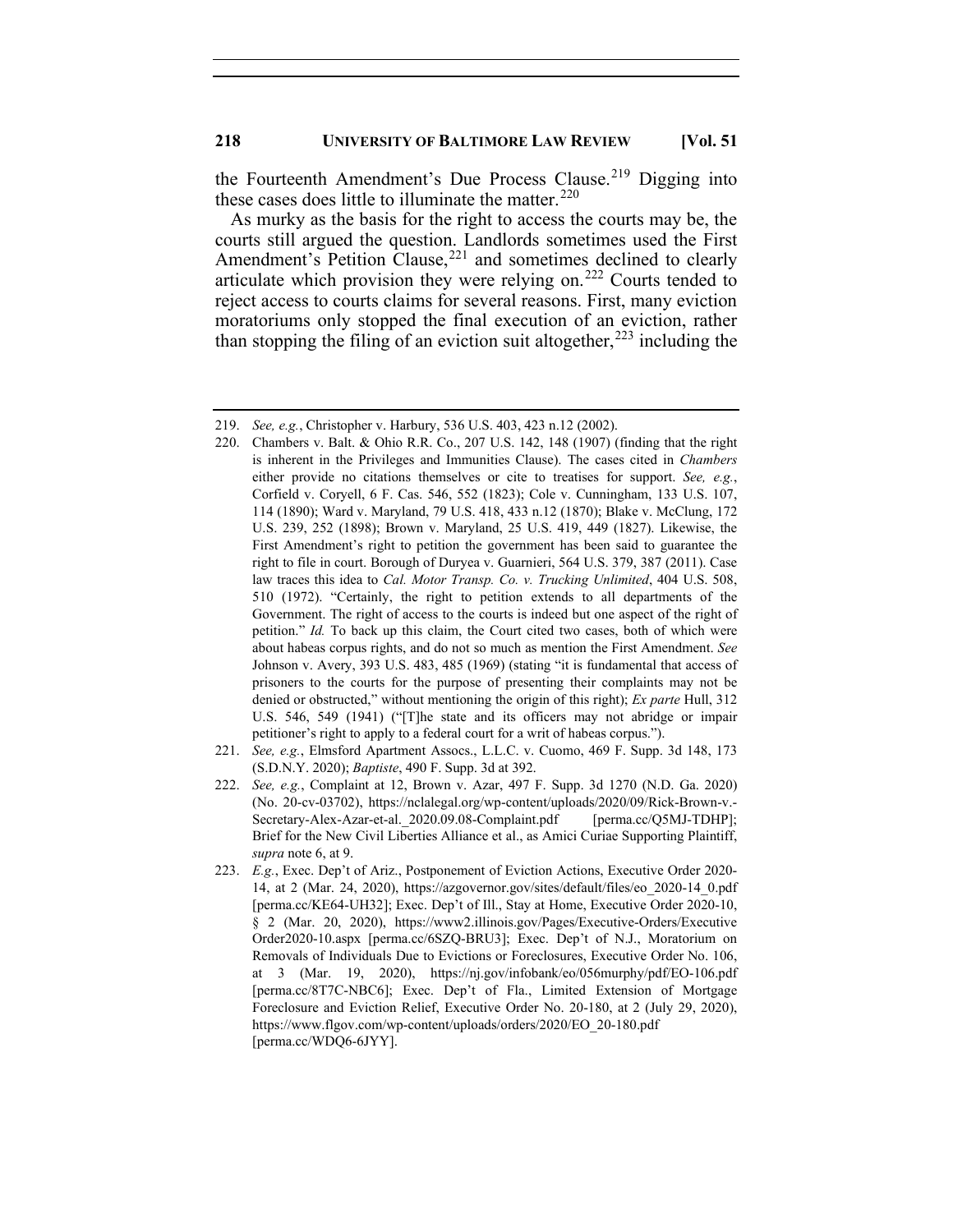the Fourteenth Amendment's Due Process Clause.[219] Digging into these cases does little to illuminate the matter.[220]

As murky as the basis for the right to access the courts may be, the courts still argued the question. Landlords sometimes used the First Amendment's Petition Clause,[221] and sometimes declined to clearly articulate which provision they were relying on.[222] Courts tended to reject access to courts claims for several reasons. First, many eviction moratoriums only stopped the final execution of an eviction, rather than stopping the filing of an eviction suit altogether,[223] including the

---

219. *See, e.g.*, Christopher v. Harbury, 536 U.S. 403, 423 n.12 (2002).

220. Chambers v. Balt. & Ohio R.R. Co., 207 U.S. 142, 148 (1907) (finding that the right is inherent in the Privileges and Immunities Clause). The cases cited in *Chambers* either provide no citations themselves or cite to treatises for support. *See, e.g.*, Corfield v. Coryell, 6 F. Cas. 546, 552 (1823); Cole v. Cunningham, 133 U.S. 107, 114 (1890); Ward v. Maryland, 79 U.S. 418, 433 n.12 (1870); Blake v. McClung, 172 U.S. 239, 252 (1898); Brown v. Maryland, 25 U.S. 419, 449 (1827). Likewise, the First Amendment's right to petition the government has been said to guarantee the right to file in court. Borough of Duryea v. Guarnieri, 564 U.S. 379, 387 (2011). Case law traces this idea to *Cal. Motor Transp. Co. v. Trucking Unlimited*, 404 U.S. 508, 510 (1972). "Certainly, the right to petition extends to all departments of the Government. The right of access to the courts is indeed but one aspect of the right of petition." *Id.* To back up this claim, the Court cited two cases, both of which were about habeas corpus rights, and do not so much as mention the First Amendment. *See* Johnson v. Avery, 393 U.S. 483, 485 (1969) (stating "it is fundamental that access of prisoners to the courts for the purpose of presenting their complaints may not be denied or obstructed," without mentioning the origin of this right); *Ex parte* Hull, 312 U.S. 546, 549 (1941) ("[T]he state and its officers may not abridge or impair petitioner's right to apply to a federal court for a writ of habeas corpus.").

221. *See, e.g.*, Elmsford Apartment Assocs., L.L.C. v. Cuomo, 469 F. Supp. 3d 148, 173 (S.D.N.Y. 2020); *Baptiste*, 490 F. Supp. 3d at 392.

222. *See, e.g.*, Complaint at 12, Brown v. Azar, 497 F. Supp. 3d 1270 (N.D. Ga. 2020) (No. 20-cv-03702), https://nclalegal.org/wp-content/uploads/2020/09/Rick-Brown-v.-Secretary-Alex-Azar-et-al._2020.09.08-Complaint.pdf [perma.cc/Q5MJ-TDHP]; Brief for the New Civil Liberties Alliance et al., as Amici Curiae Supporting Plaintiff, *supra* note 6, at 9.

223. *E.g.*, Exec. Dep't of Ariz., Postponement of Eviction Actions, Executive Order 2020-14, at 2 (Mar. 24, 2020), https://azgovernor.gov/sites/default/files/eo_2020-14_0.pdf [perma.cc/KE64-UH32]; Exec. Dep't of Ill., Stay at Home, Executive Order 2020-10, § 2 (Mar. 20, 2020), https://www2.illinois.gov/Pages/Executive-Orders/ExecutiveOrder2020-10.aspx [perma.cc/6SZQ-BRU3]; Exec. Dep't of N.J., Moratorium on Removals of Individuals Due to Evictions or Foreclosures, Executive Order No. 106, at 3 (Mar. 19, 2020), https://nj.gov/infobank/eo/056murphy/pdf/EO-106.pdf [perma.cc/8T7C-NBC6]; Exec. Dep't of Fla., Limited Extension of Mortgage Foreclosure and Eviction Relief, Executive Order No. 20-180, at 2 (July 29, 2020), https://www.flgov.com/wp-content/uploads/orders/2020/EO_20-180.pdf [perma.cc/WDQ6-6JYY].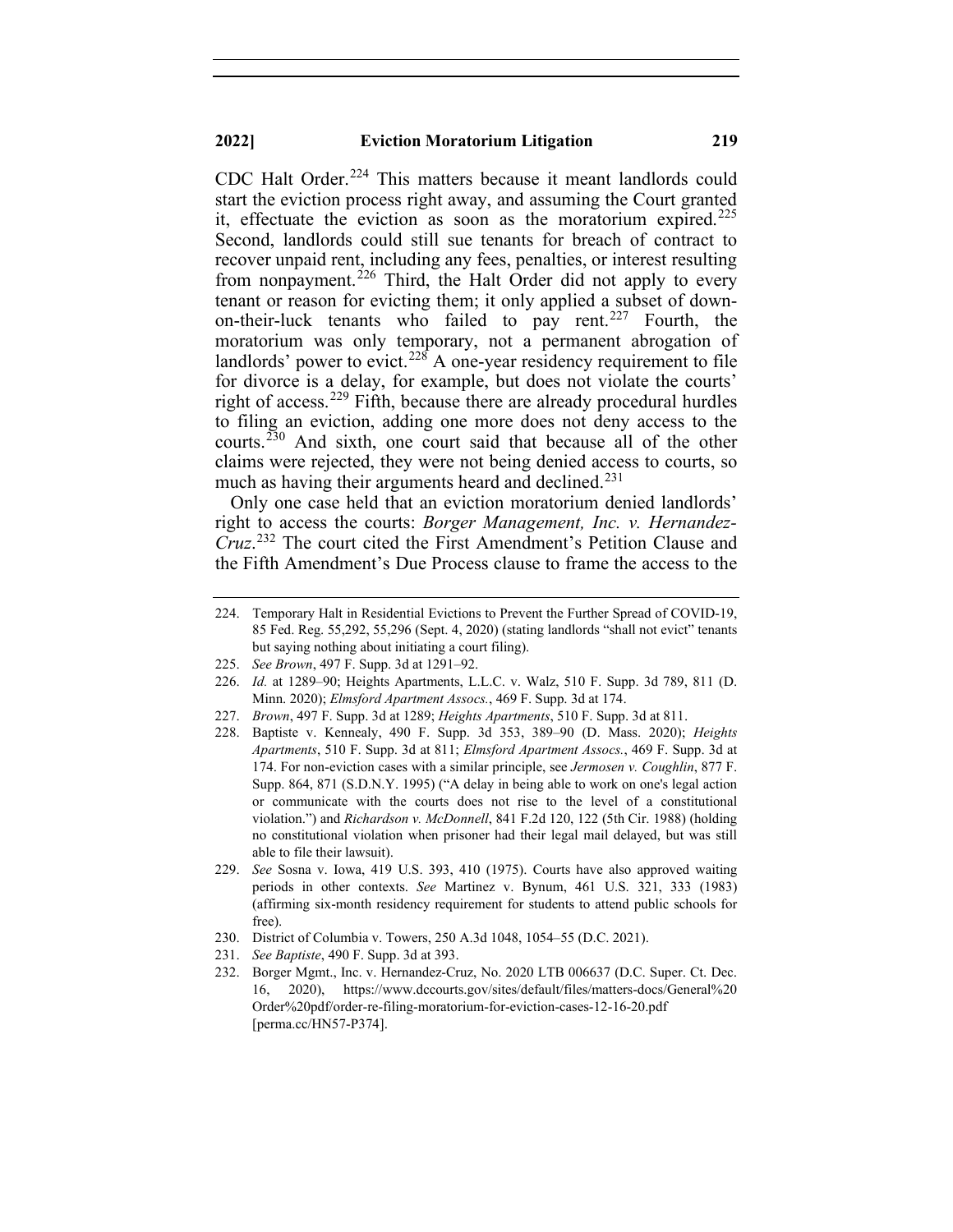CDC Halt Order.[224] This matters because it meant landlords could start the eviction process right away, and assuming the Court granted it, effectuate the eviction as soon as the moratorium expired.[225] Second, landlords could still sue tenants for breach of contract to recover unpaid rent, including any fees, penalties, or interest resulting from nonpayment.[226] Third, the Halt Order did not apply to every tenant or reason for evicting them; it only applied a subset of down-on-their-luck tenants who failed to pay rent.[227] Fourth, the moratorium was only temporary, not a permanent abrogation of landlords' power to evict.[228] A one-year residency requirement to file for divorce is a delay, for example, but does not violate the courts' right of access.[229] Fifth, because there are already procedural hurdles to filing an eviction, adding one more does not deny access to the courts.[230] And sixth, one court said that because all of the other claims were rejected, they were not being denied access to courts, so much as having their arguments heard and declined.[231]

Only one case held that an eviction moratorium denied landlords' right to access the courts: *Borger Management, Inc. v. Hernandez-Cruz*.[232] The court cited the First Amendment's Petition Clause and the Fifth Amendment's Due Process clause to frame the access to the

---

224. Temporary Halt in Residential Evictions to Prevent the Further Spread of COVID-19, 85 Fed. Reg. 55,292, 55,296 (Sept. 4, 2020) (stating landlords "shall not evict" tenants but saying nothing about initiating a court filing).

225. *See Brown*, 497 F. Supp. 3d at 1291–92.

226. *Id.* at 1289–90; Heights Apartments, L.L.C. v. Walz, 510 F. Supp. 3d 789, 811 (D. Minn. 2020); *Elmsford Apartment Assocs.*, 469 F. Supp. 3d at 174.

227. *Brown*, 497 F. Supp. 3d at 1289; *Heights Apartments*, 510 F. Supp. 3d at 811.

228. Baptiste v. Kennealy, 490 F. Supp. 3d 353, 389–90 (D. Mass. 2020); *Heights Apartments*, 510 F. Supp. 3d at 811; *Elmsford Apartment Assocs.*, 469 F. Supp. 3d at 174. For non-eviction cases with a similar principle, see *Jermosen v. Coughlin*, 877 F. Supp. 864, 871 (S.D.N.Y. 1995) ("A delay in being able to work on one's legal action or communicate with the courts does not rise to the level of a constitutional violation.") and *Richardson v. McDonnell*, 841 F.2d 120, 122 (5th Cir. 1988) (holding no constitutional violation when prisoner had their legal mail delayed, but was still able to file their lawsuit).

229. *See* Sosna v. Iowa, 419 U.S. 393, 410 (1975). Courts have also approved waiting periods in other contexts. *See* Martinez v. Bynum, 461 U.S. 321, 333 (1983) (affirming six-month residency requirement for students to attend public schools for free).

230. District of Columbia v. Towers, 250 A.3d 1048, 1054–55 (D.C. 2021).

231. *See Baptiste*, 490 F. Supp. 3d at 393.

232. Borger Mgmt., Inc. v. Hernandez-Cruz, No. 2020 LTB 006637 (D.C. Super. Ct. Dec. 16, 2020), https://www.dccourts.gov/sites/default/files/matters-docs/General%20Order%20pdf/order-re-filing-moratorium-for-eviction-cases-12-16-20.pdf [perma.cc/HN57-P374].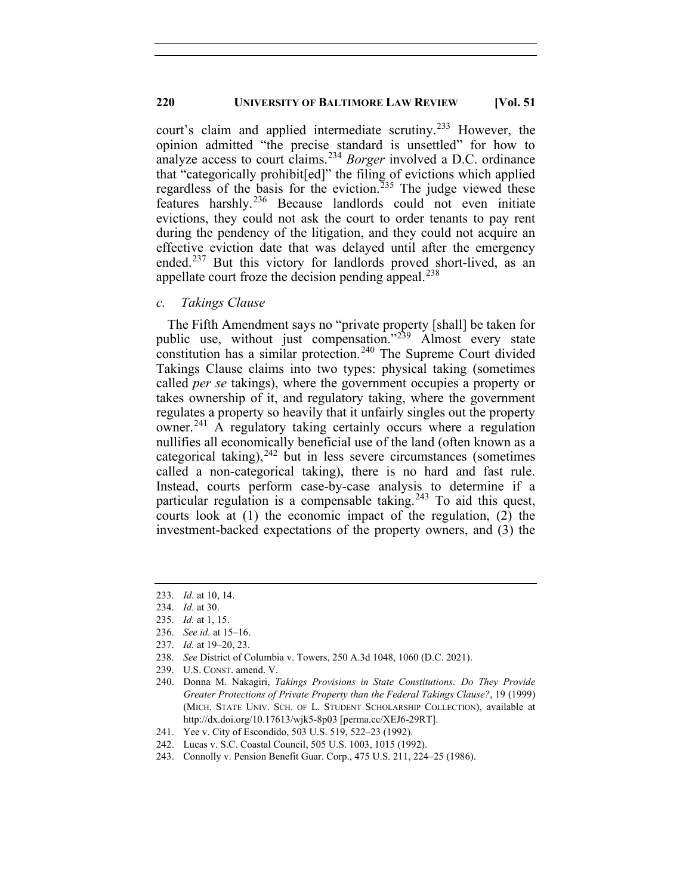court's claim and applied intermediate scrutiny.[233] However, the opinion admitted "the precise standard is unsettled" for how to analyze access to court claims.[234] *Borger* involved a D.C. ordinance that "categorically prohibit[ed]" the filing of evictions which applied regardless of the basis for the eviction.[235] The judge viewed these features harshly.[236] Because landlords could not even initiate evictions, they could not ask the court to order tenants to pay rent during the pendency of the litigation, and they could not acquire an effective eviction date that was delayed until after the emergency ended.[237] But this victory for landlords proved short-lived, as an appellate court froze the decision pending appeal.[238]

#### c. *Takings Clause*

The Fifth Amendment says no "private property [shall] be taken for public use, without just compensation."[239] Almost every state constitution has a similar protection.[240] The Supreme Court divided Takings Clause claims into two types: physical taking (sometimes called *per se* takings), where the government occupies a property or takes ownership of it, and regulatory taking, where the government regulates a property so heavily that it unfairly singles out the property owner.[241] A regulatory taking certainly occurs where a regulation nullifies all economically beneficial use of the land (often known as a categorical taking),[242] but in less severe circumstances (sometimes called a non-categorical taking), there is no hard and fast rule. Instead, courts perform case-by-case analysis to determine if a particular regulation is a compensable taking.[243] To aid this quest, courts look at (1) the economic impact of the regulation, (2) the investment-backed expectations of the property owners, and (3) the

---

233. *Id.* at 10, 14.
234. *Id.* at 30.
235. *Id.* at 1, 15.
236. *See id.* at 15–16.
237. *Id.* at 19–20, 23.
238. *See* District of Columbia v. Towers, 250 A.3d 1048, 1060 (D.C. 2021).
239. U.S. CONST. amend. V.
240. Donna M. Nakagiri, *Takings Provisions in State Constitutions: Do They Provide Greater Protections of Private Property than the Federal Takings Clause?*, 19 (1999) (MICH. STATE UNIV. SCH. OF L. STUDENT SCHOLARSHIP COLLECTION), available at http://dx.doi.org/10.17613/wjk5-8p03 [perma.cc/XEJ6-29RT].
241. Yee v. City of Escondido, 503 U.S. 519, 522–23 (1992).
242. Lucas v. S.C. Coastal Council, 505 U.S. 1003, 1015 (1992).
243. Connolly v. Pension Benefit Guar. Corp., 475 U.S. 211, 224–25 (1986).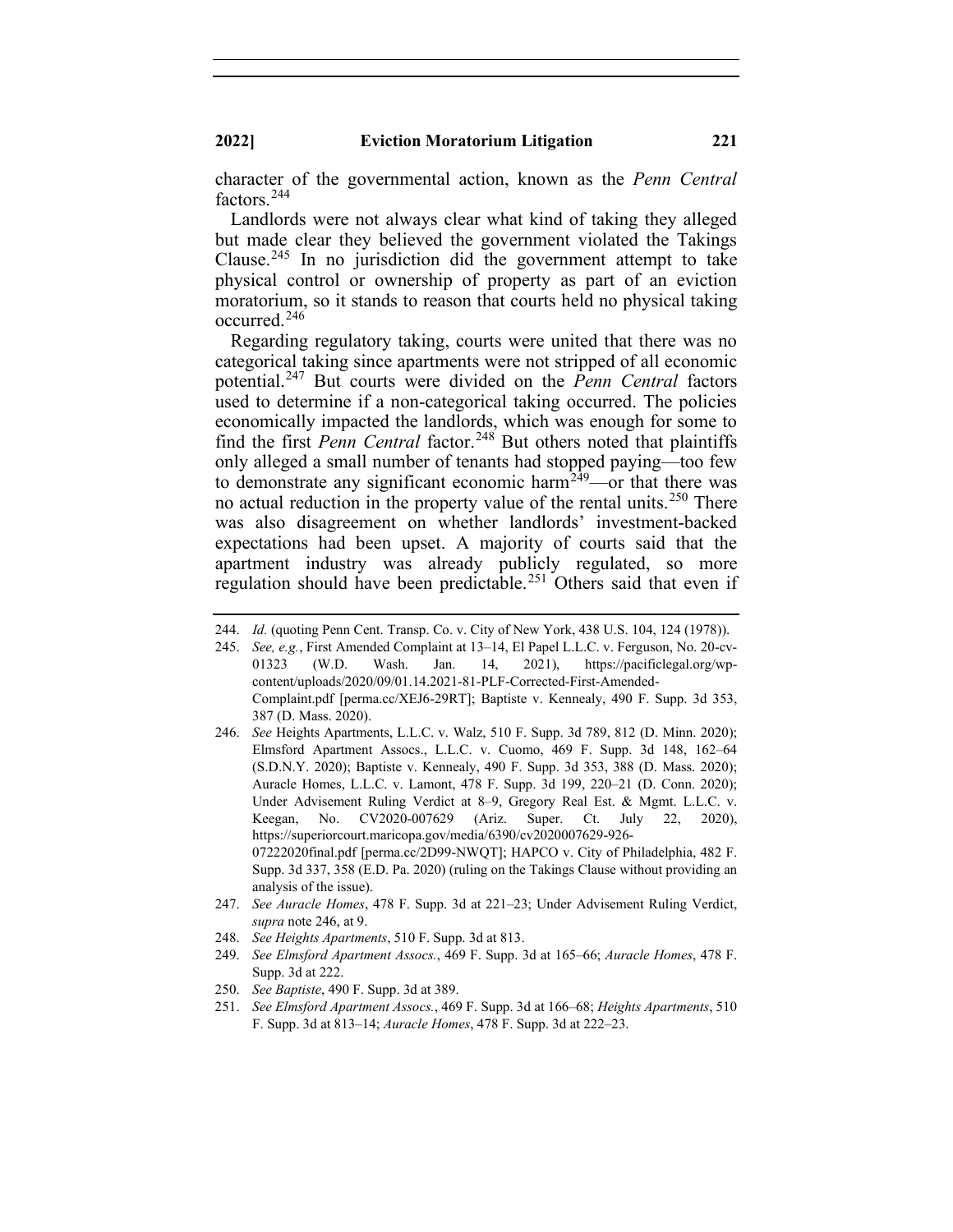character of the governmental action, known as the *Penn Central* factors.[244]

Landlords were not always clear what kind of taking they alleged but made clear they believed the government violated the Takings Clause.[245] In no jurisdiction did the government attempt to take physical control or ownership of property as part of an eviction moratorium, so it stands to reason that courts held no physical taking occurred.[246]

Regarding regulatory taking, courts were united that there was no categorical taking since apartments were not stripped of all economic potential.[247] But courts were divided on the *Penn Central* factors used to determine if a non-categorical taking occurred. The policies economically impacted the landlords, which was enough for some to find the first *Penn Central* factor.[248] But others noted that plaintiffs only alleged a small number of tenants had stopped paying—too few to demonstrate any significant economic harm[249]—or that there was no actual reduction in the property value of the rental units.[250] There was also disagreement on whether landlords' investment-backed expectations had been upset. A majority of courts said that the apartment industry was already publicly regulated, so more regulation should have been predictable.[251] Others said that even if

---

244. *Id.* (quoting Penn Cent. Transp. Co. v. City of New York, 438 U.S. 104, 124 (1978)).

245. *See, e.g.*, First Amended Complaint at 13–14, El Papel L.L.C. v. Ferguson, No. 20-cv-01323 (W.D. Wash. Jan. 14, 2021), https://pacificlegal.org/wp-content/uploads/2020/09/01.14.2021-81-PLF-Corrected-First-Amended-Complaint.pdf [perma.cc/XEJ6-29RT]; Baptiste v. Kennealy, 490 F. Supp. 3d 353, 387 (D. Mass. 2020).

246. *See* Heights Apartments, L.L.C. v. Walz, 510 F. Supp. 3d 789, 812 (D. Minn. 2020); Elmsford Apartment Assocs., L.L.C. v. Cuomo, 469 F. Supp. 3d 148, 162–64 (S.D.N.Y. 2020); Baptiste v. Kennealy, 490 F. Supp. 3d 353, 388 (D. Mass. 2020); Auracle Homes, L.L.C. v. Lamont, 478 F. Supp. 3d 199, 220–21 (D. Conn. 2020); Under Advisement Ruling Verdict at 8–9, Gregory Real Est. & Mgmt. L.L.C. v. Keegan, No. CV2020-007629 (Ariz. Super. Ct. July 22, 2020), https://superiorcourt.maricopa.gov/media/6390/cv2020007629-926-07222020final.pdf [perma.cc/2D99-NWQT]; HAPCO v. City of Philadelphia, 482 F. Supp. 3d 337, 358 (E.D. Pa. 2020) (ruling on the Takings Clause without providing an analysis of the issue).

247. *See Auracle Homes*, 478 F. Supp. 3d at 221–23; Under Advisement Ruling Verdict, *supra* note 246, at 9.

248. *See Heights Apartments*, 510 F. Supp. 3d at 813.

249. *See Elmsford Apartment Assocs.*, 469 F. Supp. 3d at 165–66; *Auracle Homes*, 478 F. Supp. 3d at 222.

250. *See Baptiste*, 490 F. Supp. 3d at 389.

251. *See Elmsford Apartment Assocs.*, 469 F. Supp. 3d at 166–68; *Heights Apartments*, 510 F. Supp. 3d at 813–14; *Auracle Homes*, 478 F. Supp. 3d at 222–23.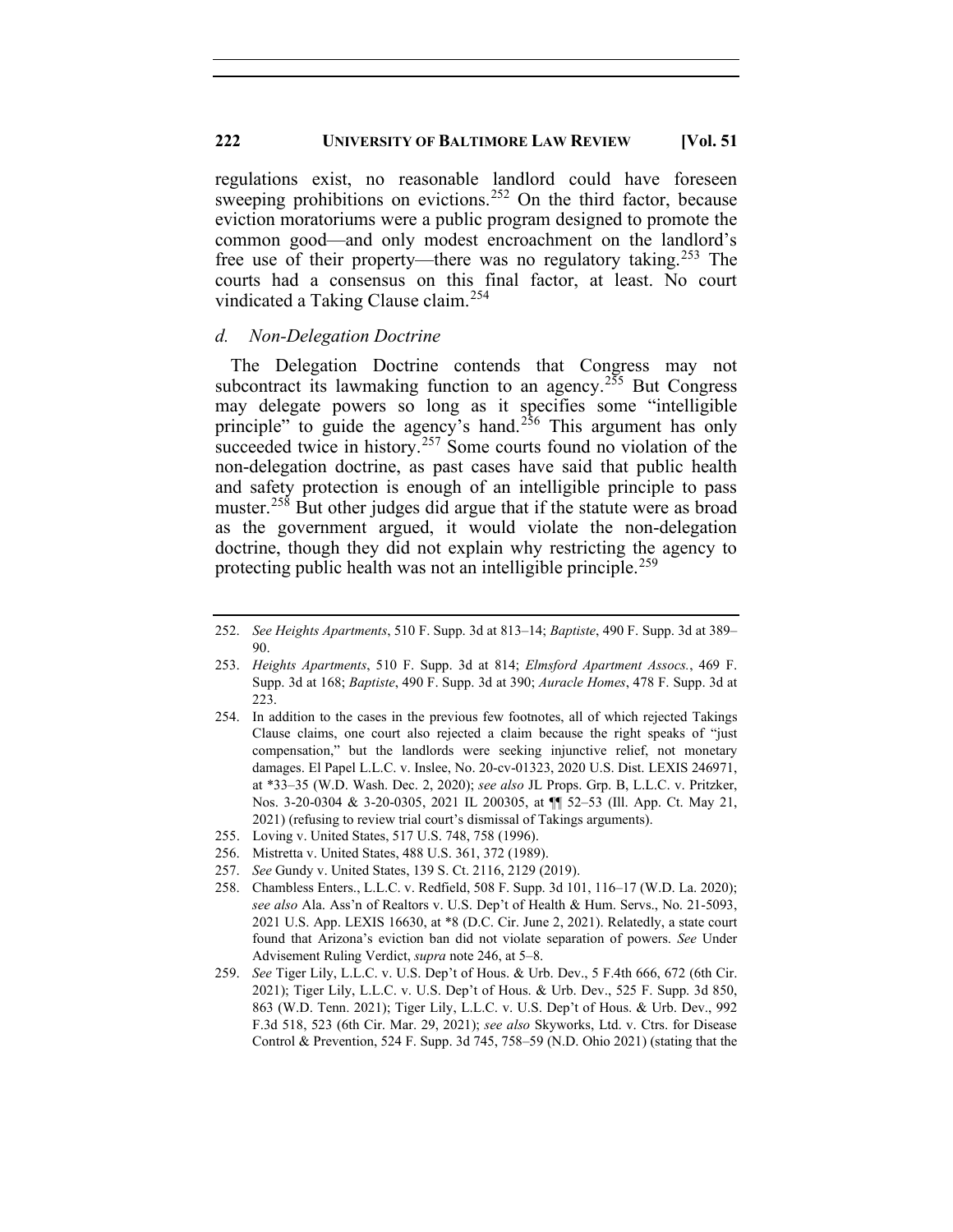regulations exist, no reasonable landlord could have foreseen sweeping prohibitions on evictions.[252] On the third factor, because eviction moratoriums were a public program designed to promote the common good—and only modest encroachment on the landlord's free use of their property—there was no regulatory taking.[253] The courts had a consensus on this final factor, at least. No court vindicated a Taking Clause claim.[254]

#### *d. Non-Delegation Doctrine*

The Delegation Doctrine contends that Congress may not subcontract its lawmaking function to an agency.[255] But Congress may delegate powers so long as it specifies some "intelligible principle" to guide the agency's hand.[256] This argument has only succeeded twice in history.[257] Some courts found no violation of the non-delegation doctrine, as past cases have said that public health and safety protection is enough of an intelligible principle to pass muster.[258] But other judges did argue that if the statute were as broad as the government argued, it would violate the non-delegation doctrine, though they did not explain why restricting the agency to protecting public health was not an intelligible principle.[259]

---

252. *See Heights Apartments*, 510 F. Supp. 3d at 813–14; *Baptiste*, 490 F. Supp. 3d at 389–90.

253. *Heights Apartments*, 510 F. Supp. 3d at 814; *Elmsford Apartment Assocs.*, 469 F. Supp. 3d at 168; *Baptiste*, 490 F. Supp. 3d at 390; *Auracle Homes*, 478 F. Supp. 3d at 223.

254. In addition to the cases in the previous few footnotes, all of which rejected Takings Clause claims, one court also rejected a claim because the right speaks of "just compensation," but the landlords were seeking injunctive relief, not monetary damages. El Papel L.L.C. v. Inslee, No. 20-cv-01323, 2020 U.S. Dist. LEXIS 246971, at *33–35 (W.D. Wash. Dec. 2, 2020); *see also* JL Props. Grp. B, L.L.C. v. Pritzker, Nos. 3-20-0304 & 3-20-0305, 2021 IL 200305, at ¶¶ 52–53 (Ill. App. Ct. May 21, 2021) (refusing to review trial court's dismissal of Takings arguments).

255. Loving v. United States, 517 U.S. 748, 758 (1996).

256. Mistretta v. United States, 488 U.S. 361, 372 (1989).

257. *See* Gundy v. United States, 139 S. Ct. 2116, 2129 (2019).

258. Chambless Enters., L.L.C. v. Redfield, 508 F. Supp. 3d 101, 116–17 (W.D. La. 2020); *see also* Ala. Ass'n of Realtors v. U.S. Dep't of Health & Hum. Servs., No. 21-5093, 2021 U.S. App. LEXIS 16630, at *8 (D.C. Cir. June 2, 2021). Relatedly, a state court found that Arizona's eviction ban did not violate separation of powers. *See* Under Advisement Ruling Verdict, *supra* note 246, at 5–8.

259. *See* Tiger Lily, L.L.C. v. U.S. Dep't of Hous. & Urb. Dev., 5 F.4th 666, 672 (6th Cir. 2021); Tiger Lily, L.L.C. v. U.S. Dep't of Hous. & Urb. Dev., 525 F. Supp. 3d 850, 863 (W.D. Tenn. 2021); Tiger Lily, L.L.C. v. U.S. Dep't of Hous. & Urb. Dev., 992 F.3d 518, 523 (6th Cir. Mar. 29, 2021); *see also* Skyworks, Ltd. v. Ctrs. for Disease Control & Prevention, 524 F. Supp. 3d 745, 758–59 (N.D. Ohio 2021) (stating that the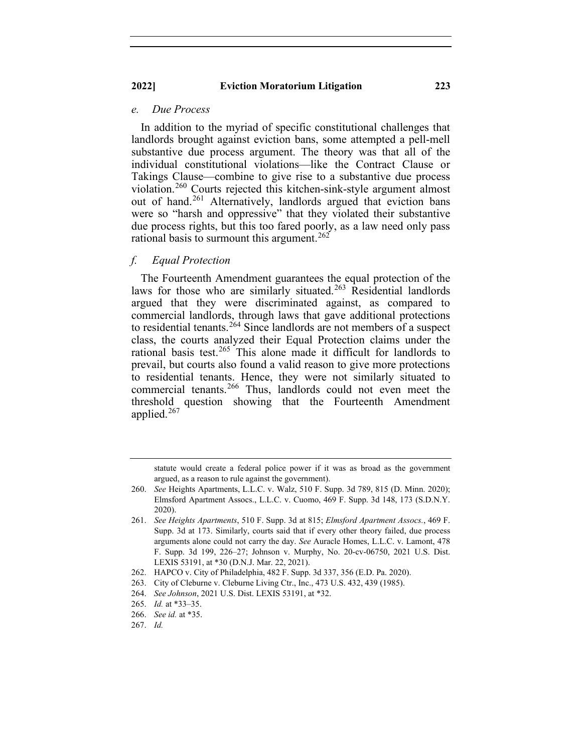### *e. Due Process*

In addition to the myriad of specific constitutional challenges that landlords brought against eviction bans, some attempted a pell-mell substantive due process argument. The theory was that all of the individual constitutional violations—like the Contract Clause or Takings Clause—combine to give rise to a substantive due process violation.[260] Courts rejected this kitchen-sink-style argument almost out of hand.[261] Alternatively, landlords argued that eviction bans were so "harsh and oppressive" that they violated their substantive due process rights, but this too fared poorly, as a law need only pass rational basis to surmount this argument.[262]

### *f. Equal Protection*

The Fourteenth Amendment guarantees the equal protection of the laws for those who are similarly situated.[263] Residential landlords argued that they were discriminated against, as compared to commercial landlords, through laws that gave additional protections to residential tenants.[264] Since landlords are not members of a suspect class, the courts analyzed their Equal Protection claims under the rational basis test.[265] This alone made it difficult for landlords to prevail, but courts also found a valid reason to give more protections to residential tenants. Hence, they were not similarly situated to commercial tenants.[266] Thus, landlords could not even meet the threshold question showing that the Fourteenth Amendment applied.[267]

---

statute would create a federal police power if it was as broad as the government argued, as a reason to rule against the government).

260. *See* Heights Apartments, L.L.C. v. Walz, 510 F. Supp. 3d 789, 815 (D. Minn. 2020); Elmsford Apartment Assocs., L.L.C. v. Cuomo, 469 F. Supp. 3d 148, 173 (S.D.N.Y. 2020).

261. *See Heights Apartments*, 510 F. Supp. 3d at 815; *Elmsford Apartment Assocs.*, 469 F. Supp. 3d at 173. Similarly, courts said that if every other theory failed, due process arguments alone could not carry the day. *See* Auracle Homes, L.L.C. v. Lamont, 478 F. Supp. 3d 199, 226–27; Johnson v. Murphy, No. 20-cv-06750, 2021 U.S. Dist. LEXIS 53191, at *30 (D.N.J. Mar. 22, 2021).

262. HAPCO v. City of Philadelphia, 482 F. Supp. 3d 337, 356 (E.D. Pa. 2020).

263. City of Cleburne v. Cleburne Living Ctr., Inc., 473 U.S. 432, 439 (1985).

264. *See Johnson*, 2021 U.S. Dist. LEXIS 53191, at *32.

265. *Id.* at *33–35.

266. *See id.* at *35.

267. *Id.*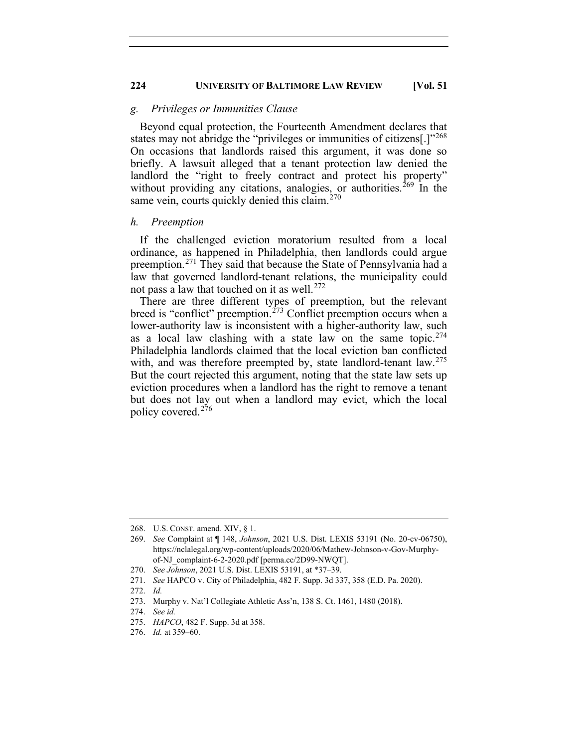*g. Privileges or Immunities Clause*

Beyond equal protection, the Fourteenth Amendment declares that states may not abridge the "privileges or immunities of citizens[.]"[268] On occasions that landlords raised this argument, it was done so briefly. A lawsuit alleged that a tenant protection law denied the landlord the "right to freely contract and protect his property" without providing any citations, analogies, or authorities.[269] In the same vein, courts quickly denied this claim.[270]

*h. Preemption*

If the challenged eviction moratorium resulted from a local ordinance, as happened in Philadelphia, then landlords could argue preemption.[271] They said that because the State of Pennsylvania had a law that governed landlord-tenant relations, the municipality could not pass a law that touched on it as well.[272]

There are three different types of preemption, but the relevant breed is "conflict" preemption.[273] Conflict preemption occurs when a lower-authority law is inconsistent with a higher-authority law, such as a local law clashing with a state law on the same topic.[274] Philadelphia landlords claimed that the local eviction ban conflicted with, and was therefore preempted by, state landlord-tenant law.[275] But the court rejected this argument, noting that the state law sets up eviction procedures when a landlord has the right to remove a tenant but does not lay out when a landlord may evict, which the local policy covered.[276]

---

268. U.S. CONST. amend. XIV, § 1.
269. *See* Complaint at ¶ 148, *Johnson*, 2021 U.S. Dist. LEXIS 53191 (No. 20-cv-06750), https://nclalegal.org/wp-content/uploads/2020/06/Mathew-Johnson-v-Gov-Murphy-of-NJ_complaint-6-2-2020.pdf [perma.cc/2D99-NWQT].
270. *See Johnson*, 2021 U.S. Dist. LEXIS 53191, at *37–39.
271. *See* HAPCO v. City of Philadelphia, 482 F. Supp. 3d 337, 358 (E.D. Pa. 2020).
272. *Id.*
273. Murphy v. Nat'l Collegiate Athletic Ass'n, 138 S. Ct. 1461, 1480 (2018).
274. *See id.*
275. *HAPCO*, 482 F. Supp. 3d at 358.
276. *Id.* at 359–60.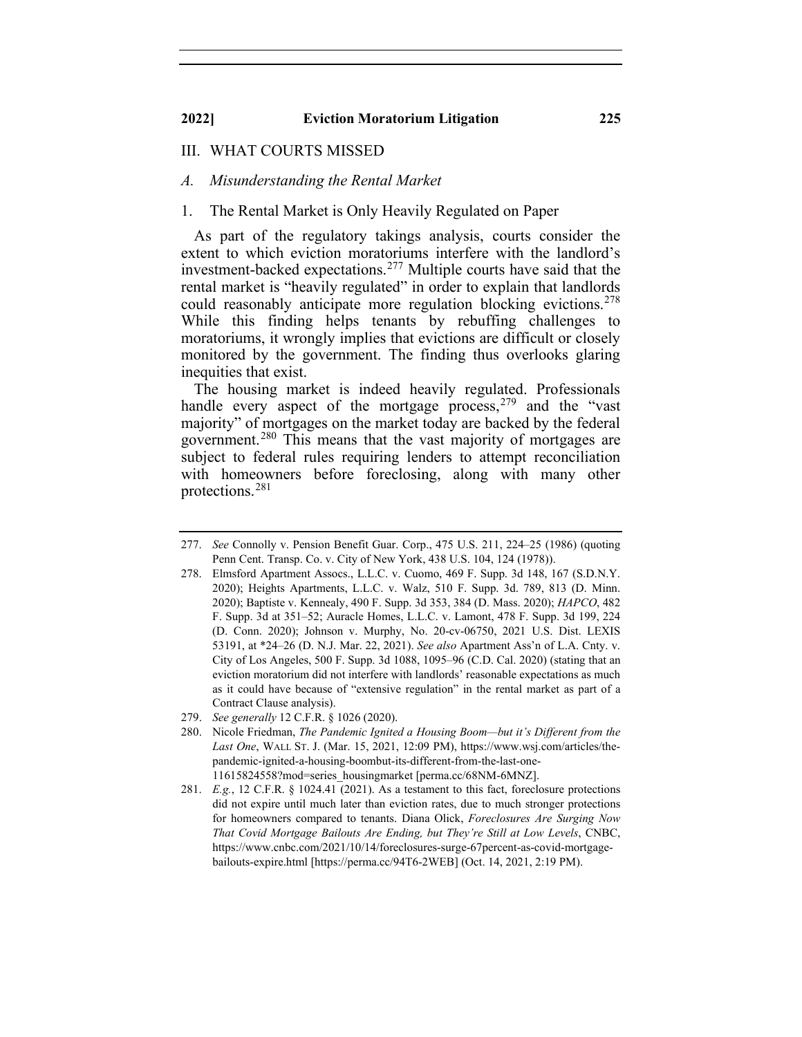## III. WHAT COURTS MISSED

### *A. Misunderstanding the Rental Market*

#### 1. The Rental Market is Only Heavily Regulated on Paper

As part of the regulatory takings analysis, courts consider the extent to which eviction moratoriums interfere with the landlord's investment-backed expectations.[277] Multiple courts have said that the rental market is "heavily regulated" in order to explain that landlords could reasonably anticipate more regulation blocking evictions.[278] While this finding helps tenants by rebuffing challenges to moratoriums, it wrongly implies that evictions are difficult or closely monitored by the government. The finding thus overlooks glaring inequities that exist.

The housing market is indeed heavily regulated. Professionals handle every aspect of the mortgage process,[279] and the "vast majority" of mortgages on the market today are backed by the federal government.[280] This means that the vast majority of mortgages are subject to federal rules requiring lenders to attempt reconciliation with homeowners before foreclosing, along with many other protections.[281]

---

277. *See* Connolly v. Pension Benefit Guar. Corp., 475 U.S. 211, 224–25 (1986) (quoting Penn Cent. Transp. Co. v. City of New York, 438 U.S. 104, 124 (1978)).

278. Elmsford Apartment Assocs., L.L.C. v. Cuomo, 469 F. Supp. 3d 148, 167 (S.D.N.Y. 2020); Heights Apartments, L.L.C. v. Walz, 510 F. Supp. 3d. 789, 813 (D. Minn. 2020); Baptiste v. Kennealy, 490 F. Supp. 3d 353, 384 (D. Mass. 2020); *HAPCO*, 482 F. Supp. 3d at 351–52; Auracle Homes, L.L.C. v. Lamont, 478 F. Supp. 3d 199, 224 (D. Conn. 2020); Johnson v. Murphy, No. 20-cv-06750, 2021 U.S. Dist. LEXIS 53191, at *24–26 (D. N.J. Mar. 22, 2021). *See also* Apartment Ass'n of L.A. Cnty. v. City of Los Angeles, 500 F. Supp. 3d 1088, 1095–96 (C.D. Cal. 2020) (stating that an eviction moratorium did not interfere with landlords' reasonable expectations as much as it could have because of "extensive regulation" in the rental market as part of a Contract Clause analysis).

279. *See generally* 12 C.F.R. § 1026 (2020).

280. Nicole Friedman, *The Pandemic Ignited a Housing Boom—but it's Different from the Last One*, WALL ST. J. (Mar. 15, 2021, 12:09 PM), https://www.wsj.com/articles/the-pandemic-ignited-a-housing-boombut-its-different-from-the-last-one-11615824558?mod=series_housingmarket [perma.cc/68NM-6MNZ].

281. *E.g.*, 12 C.F.R. § 1024.41 (2021). As a testament to this fact, foreclosure protections did not expire until much later than eviction rates, due to much stronger protections for homeowners compared to tenants. Diana Olick, *Foreclosures Are Surging Now That Covid Mortgage Bailouts Are Ending, but They're Still at Low Levels*, CNBC, https://www.cnbc.com/2021/10/14/foreclosures-surge-67percent-as-covid-mortgage-bailouts-expire.html [https://perma.cc/94T6-2WEB] (Oct. 14, 2021, 2:19 PM).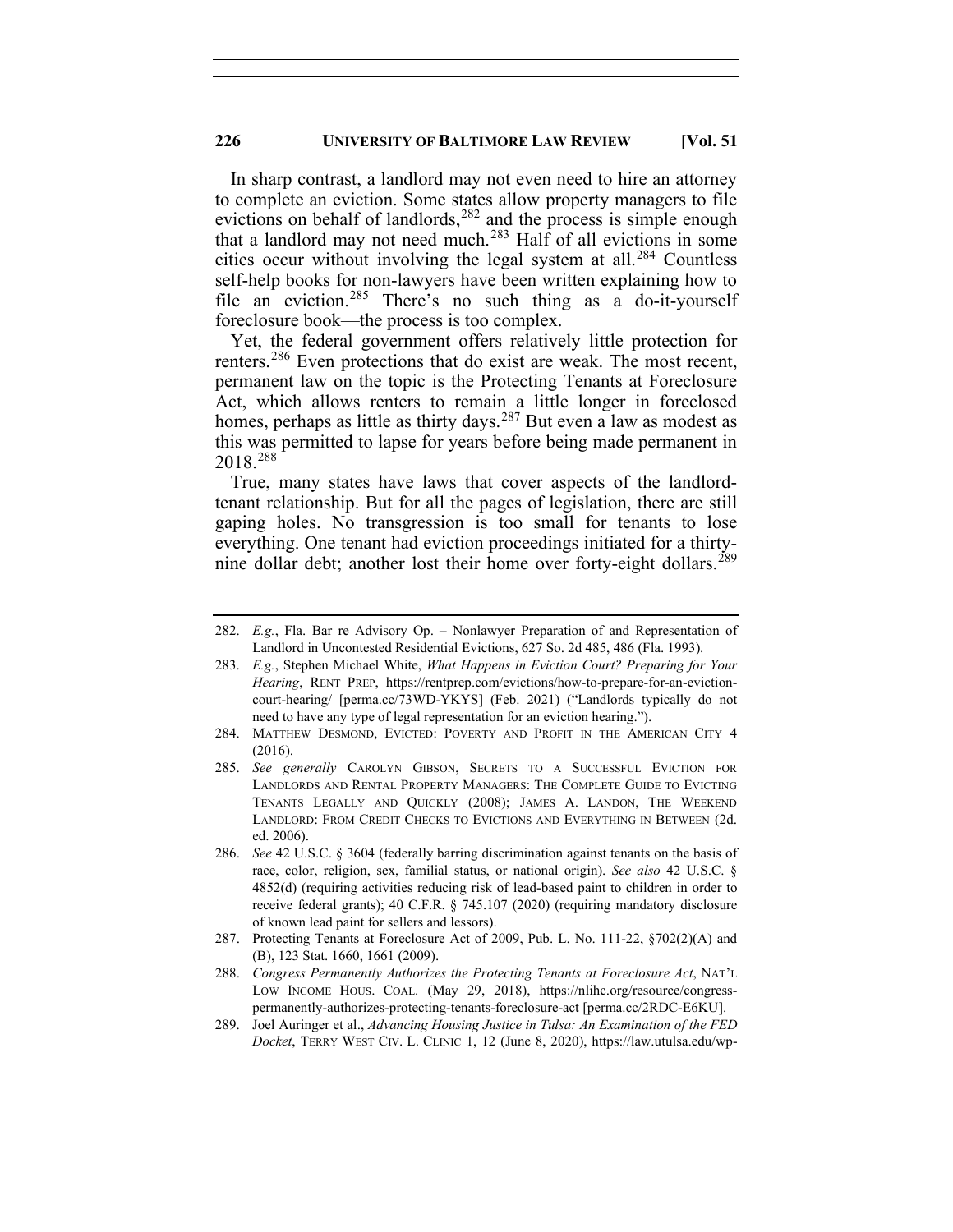In sharp contrast, a landlord may not even need to hire an attorney to complete an eviction. Some states allow property managers to file evictions on behalf of landlords,[282] and the process is simple enough that a landlord may not need much.[283] Half of all evictions in some cities occur without involving the legal system at all.[284] Countless self-help books for non-lawyers have been written explaining how to file an eviction.[285] There's no such thing as a do-it-yourself foreclosure book—the process is too complex.

Yet, the federal government offers relatively little protection for renters.[286] Even protections that do exist are weak. The most recent, permanent law on the topic is the Protecting Tenants at Foreclosure Act, which allows renters to remain a little longer in foreclosed homes, perhaps as little as thirty days.[287] But even a law as modest as this was permitted to lapse for years before being made permanent in 2018.[288]

True, many states have laws that cover aspects of the landlord-tenant relationship. But for all the pages of legislation, there are still gaping holes. No transgression is too small for tenants to lose everything. One tenant had eviction proceedings initiated for a thirty-nine dollar debt; another lost their home over forty-eight dollars.[289]

---

282. *E.g.*, Fla. Bar re Advisory Op. – Nonlawyer Preparation of and Representation of Landlord in Uncontested Residential Evictions, 627 So. 2d 485, 486 (Fla. 1993).

283. *E.g.*, Stephen Michael White, *What Happens in Eviction Court? Preparing for Your Hearing*, RENT PREP, https://rentprep.com/evictions/how-to-prepare-for-an-eviction-court-hearing/ [perma.cc/73WD-YKYS] (Feb. 2021) ("Landlords typically do not need to have any type of legal representation for an eviction hearing.").

284. MATTHEW DESMOND, EVICTED: POVERTY AND PROFIT IN THE AMERICAN CITY 4 (2016).

285. *See generally* CAROLYN GIBSON, SECRETS TO A SUCCESSFUL EVICTION FOR LANDLORDS AND RENTAL PROPERTY MANAGERS: THE COMPLETE GUIDE TO EVICTING TENANTS LEGALLY AND QUICKLY (2008); JAMES A. LANDON, THE WEEKEND LANDLORD: FROM CREDIT CHECKS TO EVICTIONS AND EVERYTHING IN BETWEEN (2d. ed. 2006).

286. *See* 42 U.S.C. § 3604 (federally barring discrimination against tenants on the basis of race, color, religion, sex, familial status, or national origin). *See also* 42 U.S.C. § 4852(d) (requiring activities reducing risk of lead-based paint to children in order to receive federal grants); 40 C.F.R. § 745.107 (2020) (requiring mandatory disclosure of known lead paint for sellers and lessors).

287. Protecting Tenants at Foreclosure Act of 2009, Pub. L. No. 111-22, §702(2)(A) and (B), 123 Stat. 1660, 1661 (2009).

288. *Congress Permanently Authorizes the Protecting Tenants at Foreclosure Act*, NAT'L LOW INCOME HOUS. COAL. (May 29, 2018), https://nlihc.org/resource/congress-permanently-authorizes-protecting-tenants-foreclosure-act [perma.cc/2RDC-E6KU].

289. Joel Auringer et al., *Advancing Housing Justice in Tulsa: An Examination of the FED Docket*, TERRY WEST CIV. L. CLINIC 1, 12 (June 8, 2020), https://law.utulsa.edu/wp-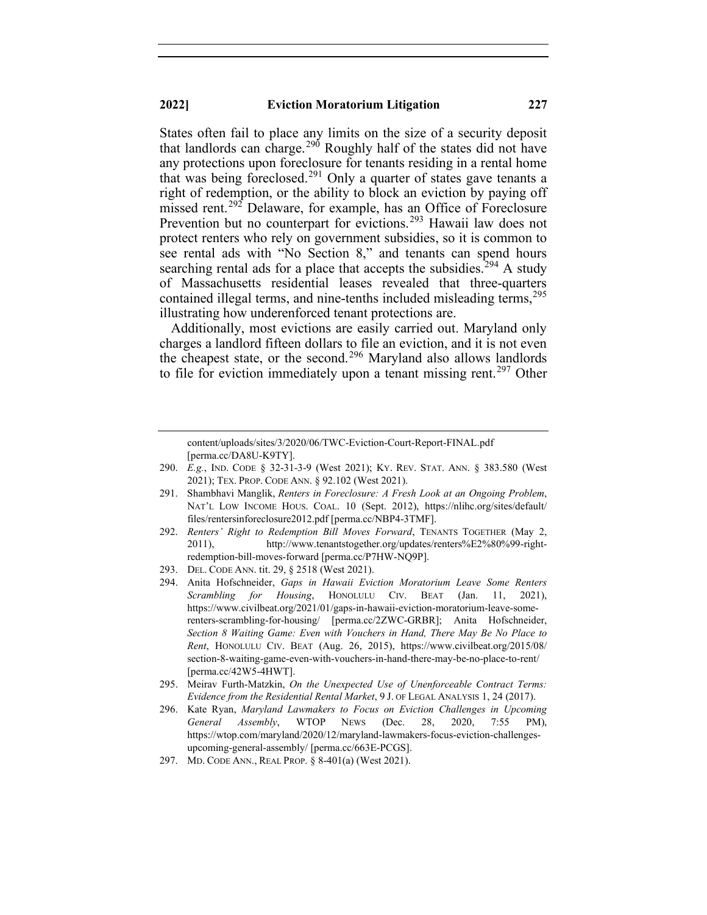States often fail to place any limits on the size of a security deposit that landlords can charge.[290] Roughly half of the states did not have any protections upon foreclosure for tenants residing in a rental home that was being foreclosed.[291] Only a quarter of states gave tenants a right of redemption, or the ability to block an eviction by paying off missed rent.[292] Delaware, for example, has an Office of Foreclosure Prevention but no counterpart for evictions.[293] Hawaii law does not protect renters who rely on government subsidies, so it is common to see rental ads with "No Section 8," and tenants can spend hours searching rental ads for a place that accepts the subsidies.[294] A study of Massachusetts residential leases revealed that three-quarters contained illegal terms, and nine-tenths included misleading terms,[295] illustrating how underenforced tenant protections are.

Additionally, most evictions are easily carried out. Maryland only charges a landlord fifteen dollars to file an eviction, and it is not even the cheapest state, or the second.[296] Maryland also allows landlords to file for eviction immediately upon a tenant missing rent.[297] Other

---

content/uploads/sites/3/2020/06/TWC-Eviction-Court-Report-FINAL.pdf [perma.cc/DA8U-K9TY].

290. *E.g.*, IND. CODE § 32-31-3-9 (West 2021); KY. REV. STAT. ANN. § 383.580 (West 2021); TEX. PROP. CODE ANN. § 92.102 (West 2021).

291. Shambhavi Manglik, *Renters in Foreclosure: A Fresh Look at an Ongoing Problem*, NAT'L LOW INCOME HOUS. COAL. 10 (Sept. 2012), https://nlihc.org/sites/default/files/rentersinforeclosure2012.pdf [perma.cc/NBP4-3TMF].

292. *Renters' Right to Redemption Bill Moves Forward*, TENANTS TOGETHER (May 2, 2011), http://www.tenantstogether.org/updates/renters%E2%80%99-right-redemption-bill-moves-forward [perma.cc/P7HW-NQ9P].

293. DEL. CODE ANN. tit. 29, § 2518 (West 2021).

294. Anita Hofschneider, *Gaps in Hawaii Eviction Moratorium Leave Some Renters Scrambling for Housing*, HONOLULU CIV. BEAT (Jan. 11, 2021), https://www.civilbeat.org/2021/01/gaps-in-hawaii-eviction-moratorium-leave-some-renters-scrambling-for-housing/ [perma.cc/2ZWC-GRBR]; Anita Hofschneider, *Section 8 Waiting Game: Even with Vouchers in Hand, There May Be No Place to Rent*, HONOLULU CIV. BEAT (Aug. 26, 2015), https://www.civilbeat.org/2015/08/section-8-waiting-game-even-with-vouchers-in-hand-there-may-be-no-place-to-rent/ [perma.cc/42W5-4HWT].

295. Meirav Furth-Matzkin, *On the Unexpected Use of Unenforceable Contract Terms: Evidence from the Residential Rental Market*, 9 J. OF LEGAL ANALYSIS 1, 24 (2017).

296. Kate Ryan, *Maryland Lawmakers to Focus on Eviction Challenges in Upcoming General Assembly*, WTOP NEWS (Dec. 28, 2020, 7:55 PM), https://wtop.com/maryland/2020/12/maryland-lawmakers-focus-eviction-challenges-upcoming-general-assembly/ [perma.cc/663E-PCGS].

297. MD. CODE ANN., REAL PROP. § 8-401(a) (West 2021).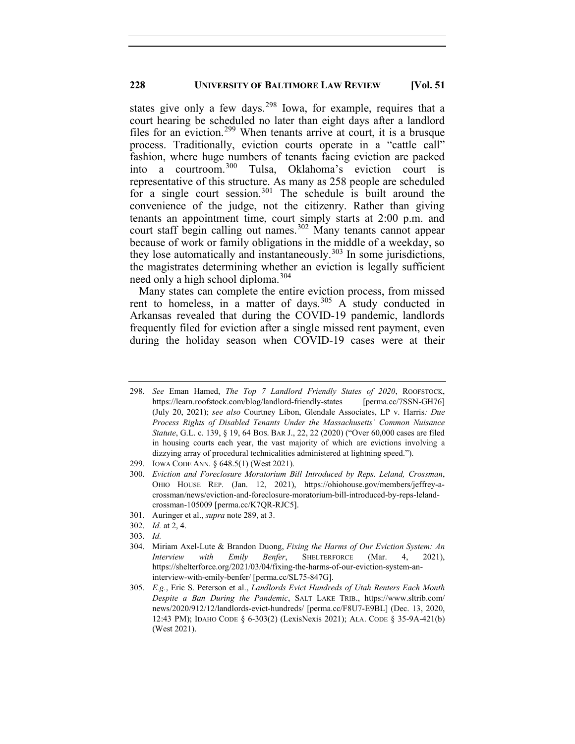states give only a few days.[298] Iowa, for example, requires that a court hearing be scheduled no later than eight days after a landlord files for an eviction.[299] When tenants arrive at court, it is a brusque process. Traditionally, eviction courts operate in a "cattle call" fashion, where huge numbers of tenants facing eviction are packed into a courtroom.[300] Tulsa, Oklahoma's eviction court is representative of this structure. As many as 258 people are scheduled for a single court session.[301] The schedule is built around the convenience of the judge, not the citizenry. Rather than giving tenants an appointment time, court simply starts at 2:00 p.m. and court staff begin calling out names.[302] Many tenants cannot appear because of work or family obligations in the middle of a weekday, so they lose automatically and instantaneously.[303] In some jurisdictions, the magistrates determining whether an eviction is legally sufficient need only a high school diploma.[304]

Many states can complete the entire eviction process, from missed rent to homeless, in a matter of days.[305] A study conducted in Arkansas revealed that during the COVID-19 pandemic, landlords frequently filed for eviction after a single missed rent payment, even during the holiday season when COVID-19 cases were at their

---

298. *See* Eman Hamed, *The Top 7 Landlord Friendly States of 2020*, ROOFSTOCK, https://learn.roofstock.com/blog/landlord-friendly-states [perma.cc/7SSN-GH76] (July 20, 2021); *see also* Courtney Libon, Glendale Associates, LP v. Harris*: Due Process Rights of Disabled Tenants Under the Massachusetts' Common Nuisance Statute*, G.L. c. 139, § 19, 64 BOS. BAR J., 22, 22 (2020) ("Over 60,000 cases are filed in housing courts each year, the vast majority of which are evictions involving a dizzying array of procedural technicalities administered at lightning speed.").

299. IOWA CODE ANN. § 648.5(1) (West 2021).

300. *Eviction and Foreclosure Moratorium Bill Introduced by Reps. Leland, Crossman*, OHIO HOUSE REP. (Jan. 12, 2021), https://ohiohouse.gov/members/jeffrey-a-crossman/news/eviction-and-foreclosure-moratorium-bill-introduced-by-reps-leland-crossman-105009 [perma.cc/K7QR-RJC5].

301. Auringer et al., *supra* note 289, at 3.

302. *Id.* at 2, 4.

303. *Id.*

304. Miriam Axel-Lute & Brandon Duong, *Fixing the Harms of Our Eviction System: An Interview with Emily Benfer*, SHELTERFORCE (Mar. 4, 2021), https://shelterforce.org/2021/03/04/fixing-the-harms-of-our-eviction-system-an-interview-with-emily-benfer/ [perma.cc/SL75-847G].

305. *E.g.*, Eric S. Peterson et al., *Landlords Evict Hundreds of Utah Renters Each Month Despite a Ban During the Pandemic*, SALT LAKE TRIB., https://www.sltrib.com/news/2020/912/12/landlords-evict-hundreds/ [perma.cc/F8U7-E9BL] (Dec. 13, 2020, 12:43 PM); IDAHO CODE § 6-303(2) (LexisNexis 2021); ALA. CODE § 35-9A-421(b) (West 2021).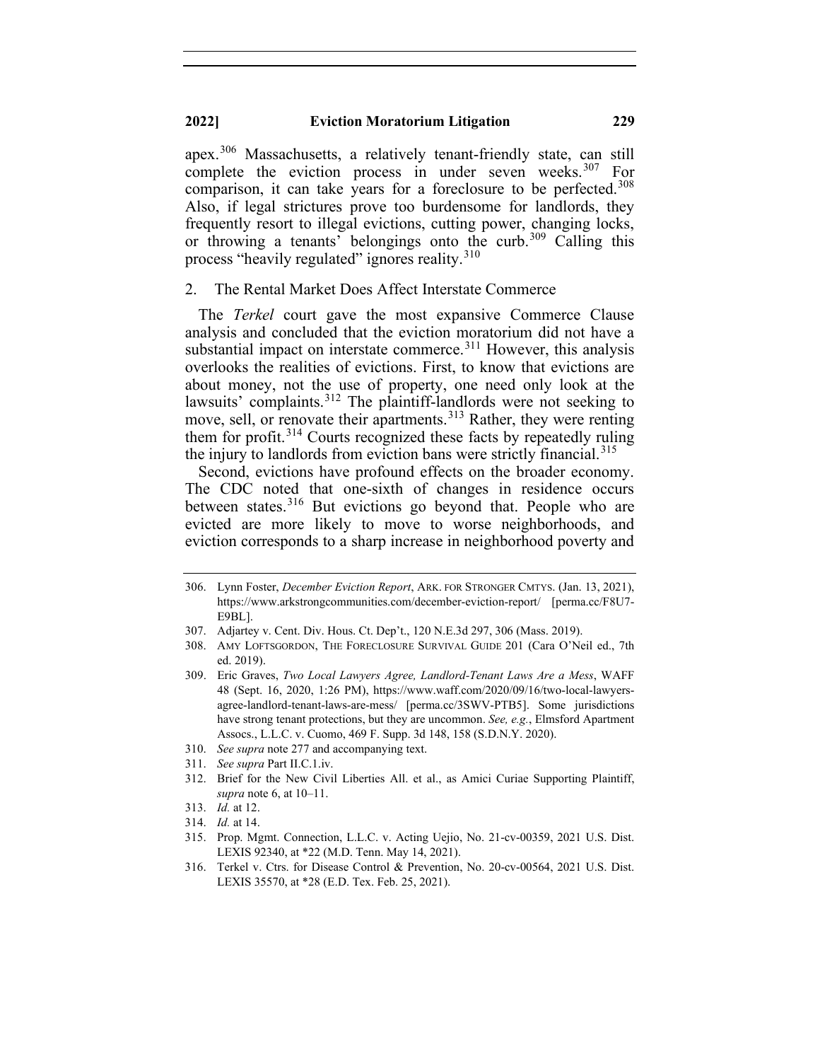apex.[306] Massachusetts, a relatively tenant-friendly state, can still complete the eviction process in under seven weeks.[307] For comparison, it can take years for a foreclosure to be perfected.[308] Also, if legal strictures prove too burdensome for landlords, they frequently resort to illegal evictions, cutting power, changing locks, or throwing a tenants' belongings onto the curb.[309] Calling this process "heavily regulated" ignores reality.[310]

### 2. The Rental Market Does Affect Interstate Commerce

The *Terkel* court gave the most expansive Commerce Clause analysis and concluded that the eviction moratorium did not have a substantial impact on interstate commerce.[311] However, this analysis overlooks the realities of evictions. First, to know that evictions are about money, not the use of property, one need only look at the lawsuits' complaints.[312] The plaintiff-landlords were not seeking to move, sell, or renovate their apartments.[313] Rather, they were renting them for profit.[314] Courts recognized these facts by repeatedly ruling the injury to landlords from eviction bans were strictly financial.[315]

Second, evictions have profound effects on the broader economy. The CDC noted that one-sixth of changes in residence occurs between states.[316] But evictions go beyond that. People who are evicted are more likely to move to worse neighborhoods, and eviction corresponds to a sharp increase in neighborhood poverty and

---

306. Lynn Foster, *December Eviction Report*, ARK. FOR STRONGER CMTYS. (Jan. 13, 2021), https://www.arkstrongcommunities.com/december-eviction-report/ [perma.cc/F8U7-E9BL].

307. Adjartey v. Cent. Div. Hous. Ct. Dep't., 120 N.E.3d 297, 306 (Mass. 2019).

308. AMY LOFTSGORDON, THE FORECLOSURE SURVIVAL GUIDE 201 (Cara O'Neil ed., 7th ed. 2019).

309. Eric Graves, *Two Local Lawyers Agree, Landlord-Tenant Laws Are a Mess*, WAFF 48 (Sept. 16, 2020, 1:26 PM), https://www.waff.com/2020/09/16/two-local-lawyers-agree-landlord-tenant-laws-are-mess/ [perma.cc/3SWV-PTB5]. Some jurisdictions have strong tenant protections, but they are uncommon. *See, e.g.*, Elmsford Apartment Assocs., L.L.C. v. Cuomo, 469 F. Supp. 3d 148, 158 (S.D.N.Y. 2020).

310. *See supra* note 277 and accompanying text.

311. *See supra* Part II.C.1.iv.

312. Brief for the New Civil Liberties All. et al., as Amici Curiae Supporting Plaintiff, *supra* note 6, at 10–11.

313. *Id.* at 12.

314. *Id.* at 14.

315. Prop. Mgmt. Connection, L.L.C. v. Acting Uejio, No. 21-cv-00359, 2021 U.S. Dist. LEXIS 92340, at *22 (M.D. Tenn. May 14, 2021).

316. Terkel v. Ctrs. for Disease Control & Prevention, No. 20-cv-00564, 2021 U.S. Dist. LEXIS 35570, at *28 (E.D. Tex. Feb. 25, 2021).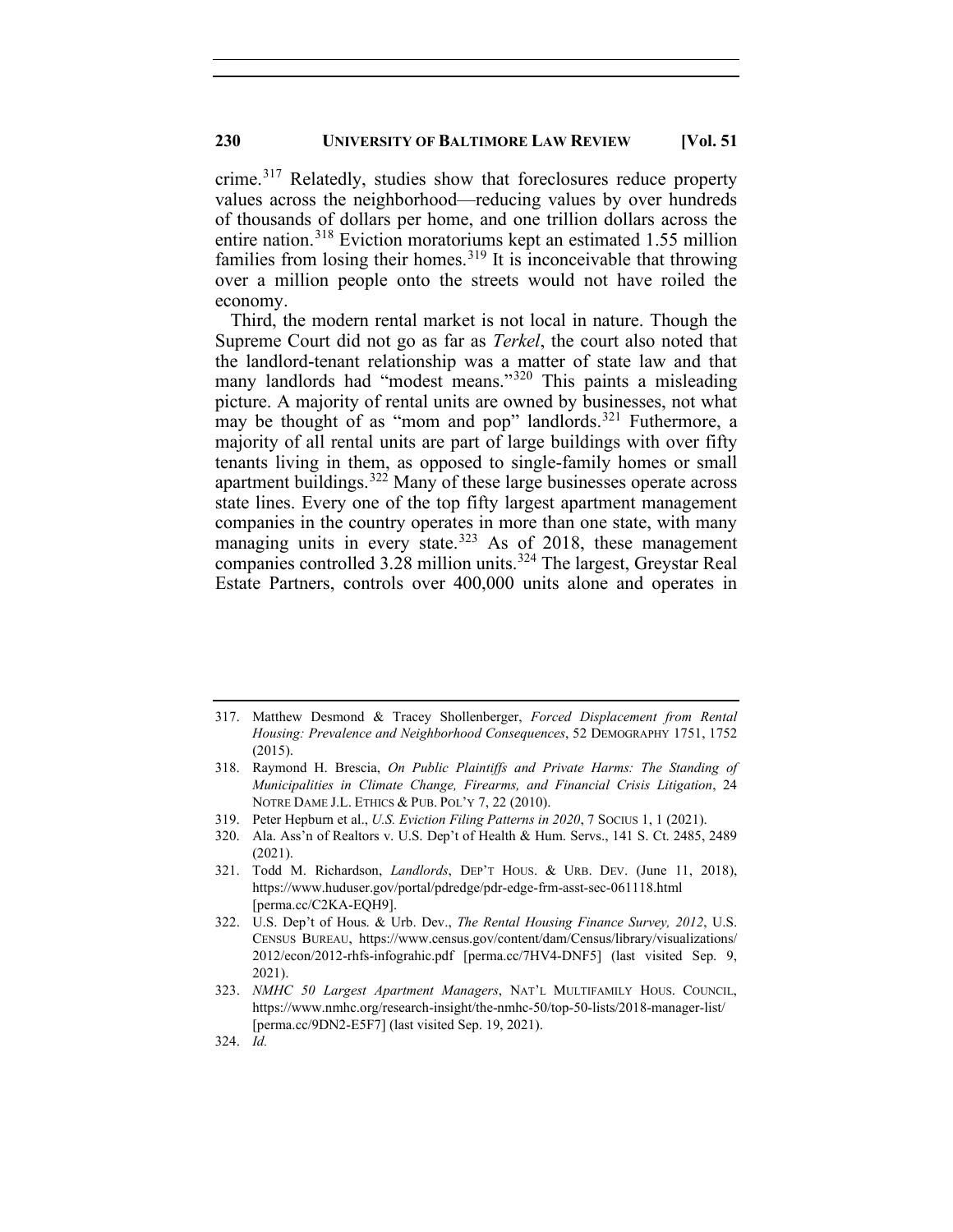crime.[317] Relatedly, studies show that foreclosures reduce property values across the neighborhood—reducing values by over hundreds of thousands of dollars per home, and one trillion dollars across the entire nation.[318] Eviction moratoriums kept an estimated 1.55 million families from losing their homes.[319] It is inconceivable that throwing over a million people onto the streets would not have roiled the economy.

Third, the modern rental market is not local in nature. Though the Supreme Court did not go as far as *Terkel*, the court also noted that the landlord-tenant relationship was a matter of state law and that many landlords had "modest means."[320] This paints a misleading picture. A majority of rental units are owned by businesses, not what may be thought of as "mom and pop" landlords.[321] Futhermore, a majority of all rental units are part of large buildings with over fifty tenants living in them, as opposed to single-family homes or small apartment buildings.[322] Many of these large businesses operate across state lines. Every one of the top fifty largest apartment management companies in the country operates in more than one state, with many managing units in every state.[323] As of 2018, these management companies controlled 3.28 million units.[324] The largest, Greystar Real Estate Partners, controls over 400,000 units alone and operates in

---

317. Matthew Desmond & Tracey Shollenberger, *Forced Displacement from Rental Housing: Prevalence and Neighborhood Consequences*, 52 DEMOGRAPHY 1751, 1752 (2015).

318. Raymond H. Brescia, *On Public Plaintiffs and Private Harms: The Standing of Municipalities in Climate Change, Firearms, and Financial Crisis Litigation*, 24 NOTRE DAME J.L. ETHICS & PUB. POL'Y 7, 22 (2010).

319. Peter Hepburn et al., *U.S. Eviction Filing Patterns in 2020*, 7 SOCIUS 1, 1 (2021).

320. Ala. Ass'n of Realtors v. U.S. Dep't of Health & Hum. Servs., 141 S. Ct. 2485, 2489 (2021).

321. Todd M. Richardson, *Landlords*, DEP'T HOUS. & URB. DEV. (June 11, 2018), https://www.huduser.gov/portal/pdredge/pdr-edge-frm-asst-sec-061118.html [perma.cc/C2KA-EQH9].

322. U.S. Dep't of Hous. & Urb. Dev., *The Rental Housing Finance Survey, 2012*, U.S. CENSUS BUREAU, https://www.census.gov/content/dam/Census/library/visualizations/2012/econ/2012-rhfs-infograhic.pdf [perma.cc/7HV4-DNF5] (last visited Sep. 9, 2021).

323. *NMHC 50 Largest Apartment Managers*, NAT'L MULTIFAMILY HOUS. COUNCIL, https://www.nmhc.org/research-insight/the-nmhc-50/top-50-lists/2018-manager-list/ [perma.cc/9DN2-E5F7] (last visited Sep. 19, 2021).

324. *Id.*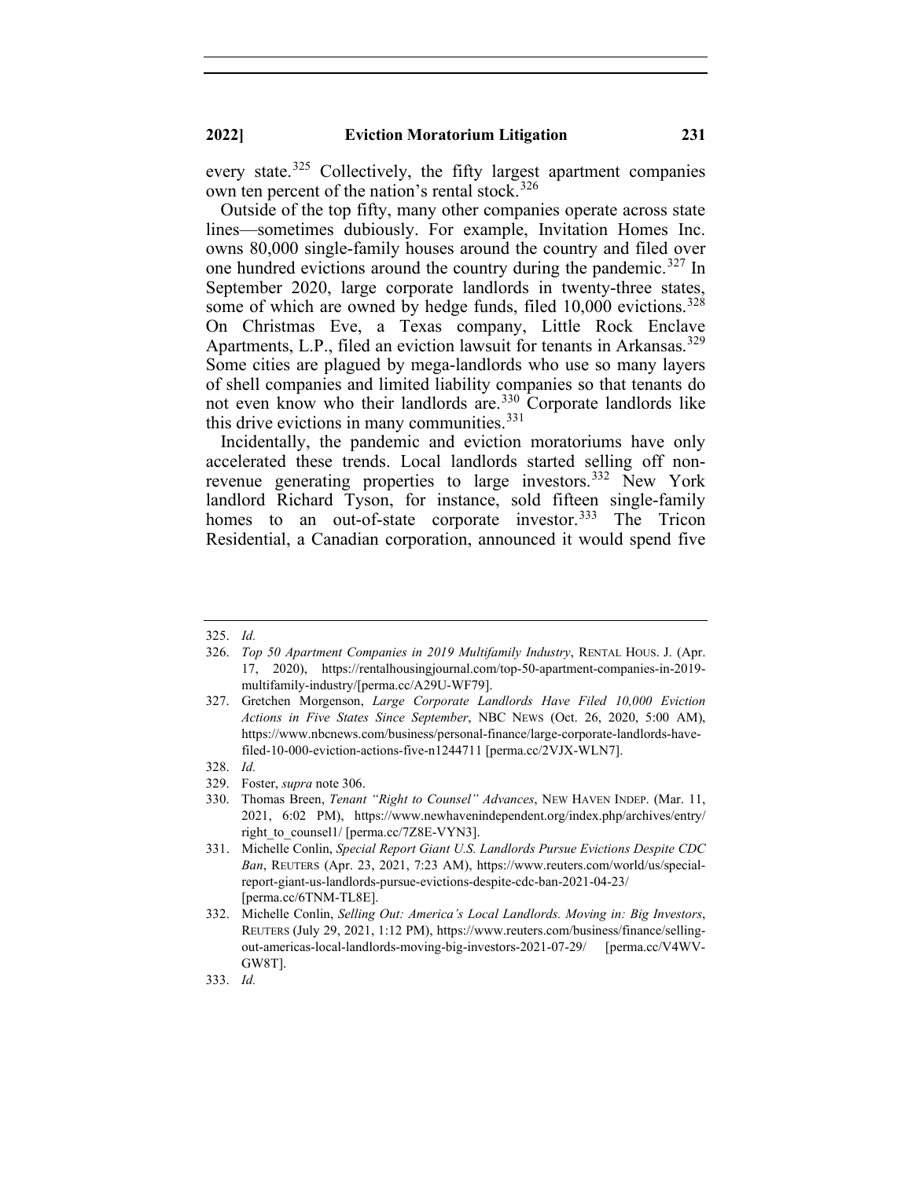every state.[325] Collectively, the fifty largest apartment companies own ten percent of the nation's rental stock.[326]

Outside of the top fifty, many other companies operate across state lines—sometimes dubiously. For example, Invitation Homes Inc. owns 80,000 single-family houses around the country and filed over one hundred evictions around the country during the pandemic.[327] In September 2020, large corporate landlords in twenty-three states, some of which are owned by hedge funds, filed 10,000 evictions.[328] On Christmas Eve, a Texas company, Little Rock Enclave Apartments, L.P., filed an eviction lawsuit for tenants in Arkansas.[329] Some cities are plagued by mega-landlords who use so many layers of shell companies and limited liability companies so that tenants do not even know who their landlords are.[330] Corporate landlords like this drive evictions in many communities.[331]

Incidentally, the pandemic and eviction moratoriums have only accelerated these trends. Local landlords started selling off non-revenue generating properties to large investors.[332] New York landlord Richard Tyson, for instance, sold fifteen single-family homes to an out-of-state corporate investor.[333] The Tricon Residential, a Canadian corporation, announced it would spend five

---

325. *Id.*

326. *Top 50 Apartment Companies in 2019 Multifamily Industry*, RENTAL HOUS. J. (Apr. 17, 2020), https://rentalhousingjournal.com/top-50-apartment-companies-in-2019-multifamily-industry/[perma.cc/A29U-WF79].

327. Gretchen Morgenson, *Large Corporate Landlords Have Filed 10,000 Eviction Actions in Five States Since September*, NBC NEWS (Oct. 26, 2020, 5:00 AM), https://www.nbcnews.com/business/personal-finance/large-corporate-landlords-have-filed-10-000-eviction-actions-five-n1244711 [perma.cc/2VJX-WLN7].

328. *Id.*

329. Foster, *supra* note 306.

330. Thomas Breen, *Tenant "Right to Counsel" Advances*, NEW HAVEN INDEP. (Mar. 11, 2021, 6:02 PM), https://www.newhavenindependent.org/index.php/archives/entry/right_to_counsel1/ [perma.cc/7Z8E-VYN3].

331. Michelle Conlin, *Special Report Giant U.S. Landlords Pursue Evictions Despite CDC Ban*, REUTERS (Apr. 23, 2021, 7:23 AM), https://www.reuters.com/world/us/special-report-giant-us-landlords-pursue-evictions-despite-cdc-ban-2021-04-23/ [perma.cc/6TNM-TL8E].

332. Michelle Conlin, *Selling Out: America's Local Landlords. Moving in: Big Investors*, REUTERS (July 29, 2021, 1:12 PM), https://www.reuters.com/business/finance/selling-out-americas-local-landlords-moving-big-investors-2021-07-29/ [perma.cc/V4WV-GW8T].

333. *Id.*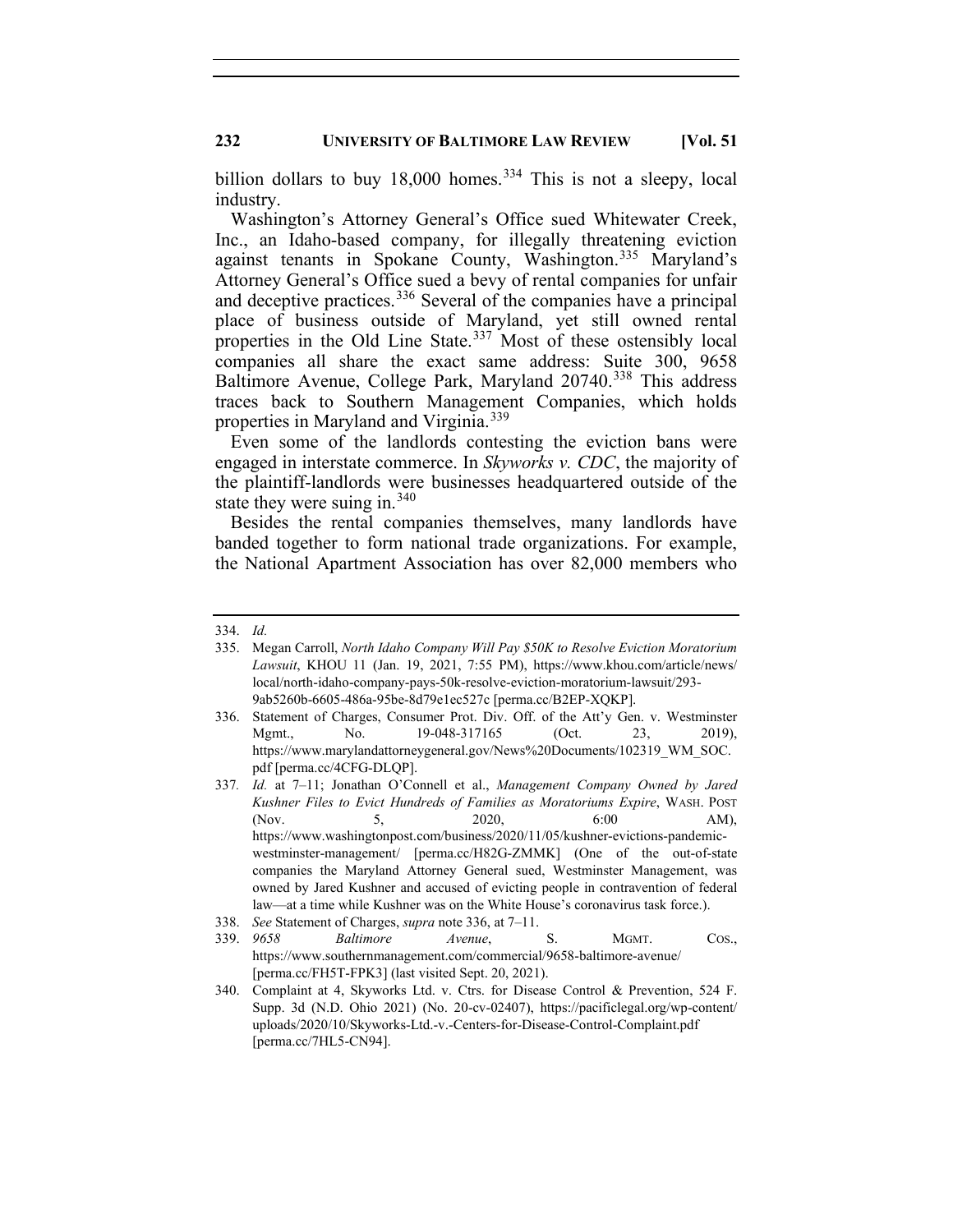billion dollars to buy 18,000 homes.[334] This is not a sleepy, local industry.

Washington's Attorney General's Office sued Whitewater Creek, Inc., an Idaho-based company, for illegally threatening eviction against tenants in Spokane County, Washington.[335] Maryland's Attorney General's Office sued a bevy of rental companies for unfair and deceptive practices.[336] Several of the companies have a principal place of business outside of Maryland, yet still owned rental properties in the Old Line State.[337] Most of these ostensibly local companies all share the exact same address: Suite 300, 9658 Baltimore Avenue, College Park, Maryland 20740.[338] This address traces back to Southern Management Companies, which holds properties in Maryland and Virginia.[339]

Even some of the landlords contesting the eviction bans were engaged in interstate commerce. In *Skyworks v. CDC*, the majority of the plaintiff-landlords were businesses headquartered outside of the state they were suing in.[340]

Besides the rental companies themselves, many landlords have banded together to form national trade organizations. For example, the National Apartment Association has over 82,000 members who

---

334. *Id.*

335. Megan Carroll, *North Idaho Company Will Pay $50K to Resolve Eviction Moratorium Lawsuit*, KHOU 11 (Jan. 19, 2021, 7:55 PM), https://www.khou.com/article/news/local/north-idaho-company-pays-50k-resolve-eviction-moratorium-lawsuit/293-9ab5260b-6605-486a-95be-8d79e1ec527c [perma.cc/B2EP-XQKP].

336. Statement of Charges, Consumer Prot. Div. Off. of the Att'y Gen. v. Westminster Mgmt., No. 19-048-317165 (Oct. 23, 2019), https://www.marylandattorneygeneral.gov/News%20Documents/102319_WM_SOC.pdf [perma.cc/4CFG-DLQP].

337. *Id.* at 7–11; Jonathan O'Connell et al., *Management Company Owned by Jared Kushner Files to Evict Hundreds of Families as Moratoriums Expire*, WASH. POST (Nov. 5, 2020, 6:00 AM), https://www.washingtonpost.com/business/2020/11/05/kushner-evictions-pandemic-westminster-management/ [perma.cc/H82G-ZMMK] (One of the out-of-state companies the Maryland Attorney General sued, Westminster Management, was owned by Jared Kushner and accused of evicting people in contravention of federal law—at a time while Kushner was on the White House's coronavirus task force.).

338. *See* Statement of Charges, *supra* note 336, at 7–11.

339. *9658 Baltimore Avenue*, S. MGMT. COS., https://www.southernmanagement.com/commercial/9658-baltimore-avenue/ [perma.cc/FH5T-FPK3] (last visited Sept. 20, 2021).

340. Complaint at 4, Skyworks Ltd. v. Ctrs. for Disease Control & Prevention, 524 F. Supp. 3d (N.D. Ohio 2021) (No. 20-cv-02407), https://pacificlegal.org/wp-content/uploads/2020/10/Skyworks-Ltd.-v.-Centers-for-Disease-Control-Complaint.pdf [perma.cc/7HL5-CN94].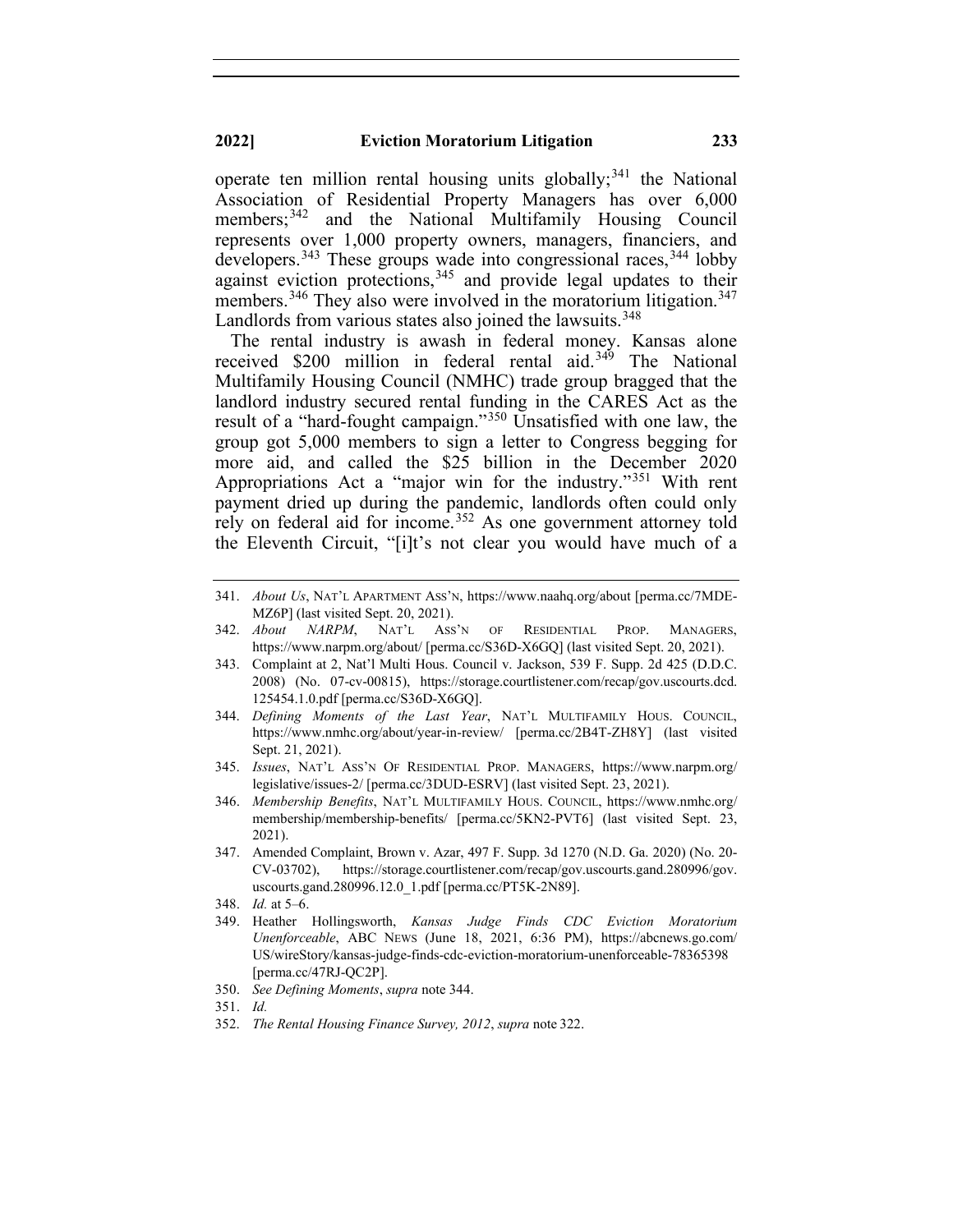operate ten million rental housing units globally;[341] the National Association of Residential Property Managers has over 6,000 members;[342] and the National Multifamily Housing Council represents over 1,000 property owners, managers, financiers, and developers.[343] These groups wade into congressional races,[344] lobby against eviction protections,[345] and provide legal updates to their members.[346] They also were involved in the moratorium litigation.[347] Landlords from various states also joined the lawsuits.[348]

The rental industry is awash in federal money. Kansas alone received $200 million in federal rental aid.[349] The National Multifamily Housing Council (NMHC) trade group bragged that the landlord industry secured rental funding in the CARES Act as the result of a "hard-fought campaign."[350] Unsatisfied with one law, the group got 5,000 members to sign a letter to Congress begging for more aid, and called the $25 billion in the December 2020 Appropriations Act a "major win for the industry."[351] With rent payment dried up during the pandemic, landlords often could only rely on federal aid for income.[352] As one government attorney told the Eleventh Circuit, "[i]t's not clear you would have much of a

---

341. *About Us*, NAT'L APARTMENT ASS'N, https://www.naahq.org/about [perma.cc/7MDE-MZ6P] (last visited Sept. 20, 2021).

342. *About NARPM*, NAT'L ASS'N OF RESIDENTIAL PROP. MANAGERS, https://www.narpm.org/about/ [perma.cc/S36D-X6GQ] (last visited Sept. 20, 2021).

343. Complaint at 2, Nat'l Multi Hous. Council v. Jackson, 539 F. Supp. 2d 425 (D.D.C. 2008) (No. 07-cv-00815), https://storage.courtlistener.com/recap/gov.uscourts.dcd.125454.1.0.pdf [perma.cc/S36D-X6GQ].

344. *Defining Moments of the Last Year*, NAT'L MULTIFAMILY HOUS. COUNCIL, https://www.nmhc.org/about/year-in-review/ [perma.cc/2B4T-ZH8Y] (last visited Sept. 21, 2021).

345. *Issues*, NAT'L ASS'N OF RESIDENTIAL PROP. MANAGERS, https://www.narpm.org/legislative/issues-2/ [perma.cc/3DUD-ESRV] (last visited Sept. 23, 2021).

346. *Membership Benefits*, NAT'L MULTIFAMILY HOUS. COUNCIL, https://www.nmhc.org/membership/membership-benefits/ [perma.cc/5KN2-PVT6] (last visited Sept. 23, 2021).

347. Amended Complaint, Brown v. Azar, 497 F. Supp. 3d 1270 (N.D. Ga. 2020) (No. 20-CV-03702), https://storage.courtlistener.com/recap/gov.uscourts.gand.280996/gov.uscourts.gand.280996.12.0_1.pdf [perma.cc/PT5K-2N89].

348. *Id.* at 5–6.

349. Heather Hollingsworth, *Kansas Judge Finds CDC Eviction Moratorium Unenforceable*, ABC NEWS (June 18, 2021, 6:36 PM), https://abcnews.go.com/US/wireStory/kansas-judge-finds-cdc-eviction-moratorium-unenforceable-78365398 [perma.cc/47RJ-QC2P].

350. *See Defining Moments*, *supra* note 344.

351. *Id.*

352. *The Rental Housing Finance Survey, 2012*, *supra* note 322.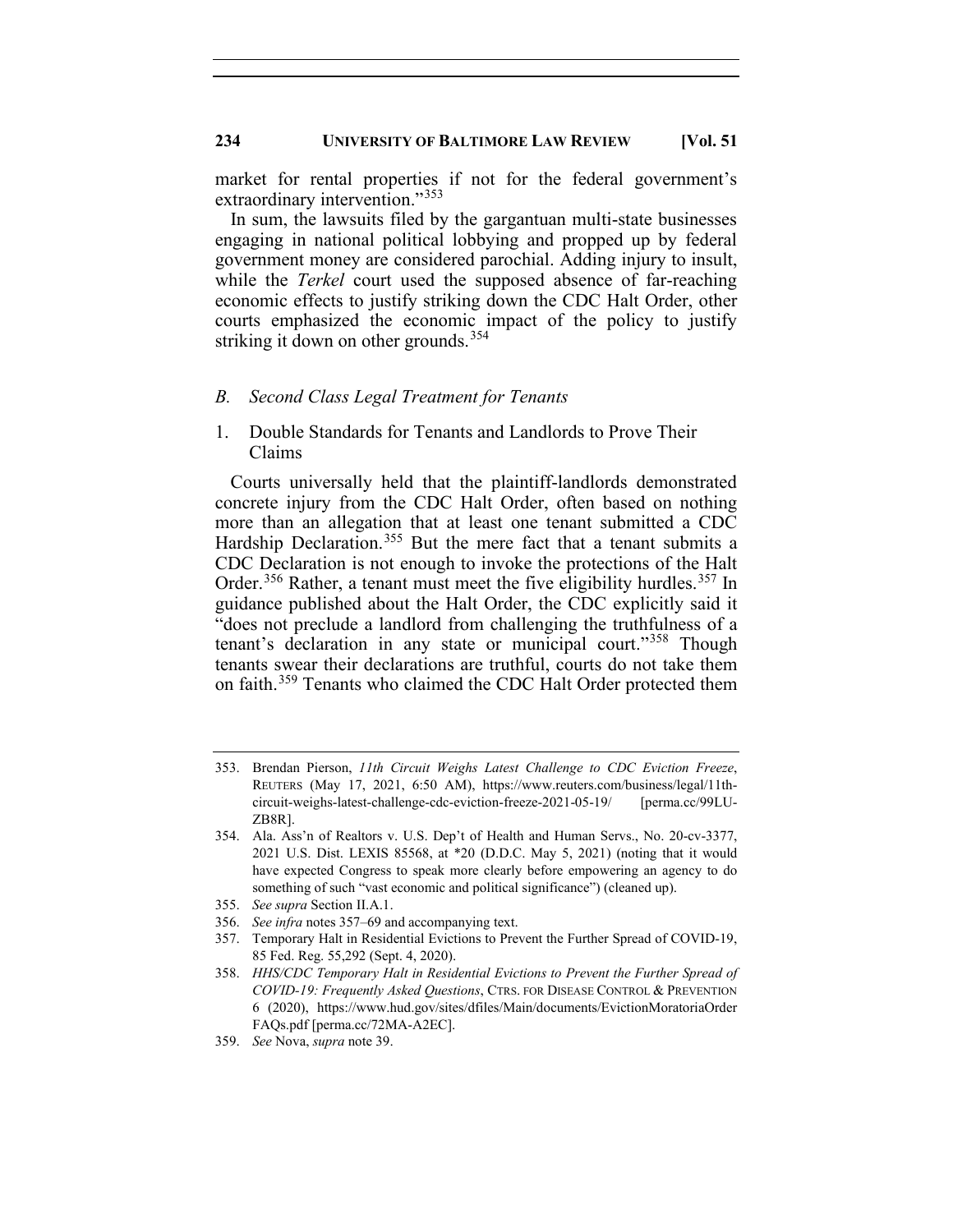market for rental properties if not for the federal government's extraordinary intervention."[353]

In sum, the lawsuits filed by the gargantuan multi-state businesses engaging in national political lobbying and propped up by federal government money are considered parochial. Adding injury to insult, while the *Terkel* court used the supposed absence of far-reaching economic effects to justify striking down the CDC Halt Order, other courts emphasized the economic impact of the policy to justify striking it down on other grounds.[354]

## *B. Second Class Legal Treatment for Tenants*

### 1. Double Standards for Tenants and Landlords to Prove Their Claims

Courts universally held that the plaintiff-landlords demonstrated concrete injury from the CDC Halt Order, often based on nothing more than an allegation that at least one tenant submitted a CDC Hardship Declaration.[355] But the mere fact that a tenant submits a CDC Declaration is not enough to invoke the protections of the Halt Order.[356] Rather, a tenant must meet the five eligibility hurdles.[357] In guidance published about the Halt Order, the CDC explicitly said it "does not preclude a landlord from challenging the truthfulness of a tenant's declaration in any state or municipal court."[358] Though tenants swear their declarations are truthful, courts do not take them on faith.[359] Tenants who claimed the CDC Halt Order protected them

---

353. Brendan Pierson, *11th Circuit Weighs Latest Challenge to CDC Eviction Freeze*, REUTERS (May 17, 2021, 6:50 AM), https://www.reuters.com/business/legal/11th-circuit-weighs-latest-challenge-cdc-eviction-freeze-2021-05-19/ [perma.cc/99LU-ZB8R].

354. Ala. Ass'n of Realtors v. U.S. Dep't of Health and Human Servs., No. 20-cv-3377, 2021 U.S. Dist. LEXIS 85568, at *20 (D.D.C. May 5, 2021) (noting that it would have expected Congress to speak more clearly before empowering an agency to do something of such "vast economic and political significance") (cleaned up).

355. *See supra* Section II.A.1.

356. *See infra* notes 357–69 and accompanying text.

357. Temporary Halt in Residential Evictions to Prevent the Further Spread of COVID-19, 85 Fed. Reg. 55,292 (Sept. 4, 2020).

358. *HHS/CDC Temporary Halt in Residential Evictions to Prevent the Further Spread of COVID-19: Frequently Asked Questions*, CTRS. FOR DISEASE CONTROL & PREVENTION 6 (2020), https://www.hud.gov/sites/dfiles/Main/documents/EvictionMoratoriaOrderFAQs.pdf [perma.cc/72MA-A2EC].

359. *See* Nova, *supra* note 39.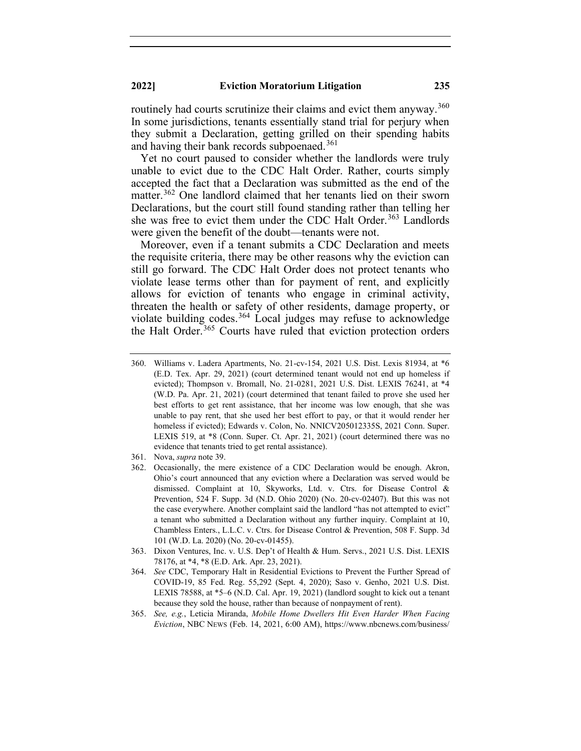routinely had courts scrutinize their claims and evict them anyway.[360] In some jurisdictions, tenants essentially stand trial for perjury when they submit a Declaration, getting grilled on their spending habits and having their bank records subpoenaed.[361]

Yet no court paused to consider whether the landlords were truly unable to evict due to the CDC Halt Order. Rather, courts simply accepted the fact that a Declaration was submitted as the end of the matter.[362] One landlord claimed that her tenants lied on their sworn Declarations, but the court still found standing rather than telling her she was free to evict them under the CDC Halt Order.[363] Landlords were given the benefit of the doubt—tenants were not.

Moreover, even if a tenant submits a CDC Declaration and meets the requisite criteria, there may be other reasons why the eviction can still go forward. The CDC Halt Order does not protect tenants who violate lease terms other than for payment of rent, and explicitly allows for eviction of tenants who engage in criminal activity, threaten the health or safety of other residents, damage property, or violate building codes.[364] Local judges may refuse to acknowledge the Halt Order.[365] Courts have ruled that eviction protection orders

---

360. Williams v. Ladera Apartments, No. 21-cv-154, 2021 U.S. Dist. Lexis 81934, at *6 (E.D. Tex. Apr. 29, 2021) (court determined tenant would not end up homeless if evicted); Thompson v. Bromall, No. 21-0281, 2021 U.S. Dist. LEXIS 76241, at *4 (W.D. Pa. Apr. 21, 2021) (court determined that tenant failed to prove she used her best efforts to get rent assistance, that her income was low enough, that she was unable to pay rent, that she used her best effort to pay, or that it would render her homeless if evicted); Edwards v. Colon, No. NNICV205012335S, 2021 Conn. Super. LEXIS 519, at *8 (Conn. Super. Ct. Apr. 21, 2021) (court determined there was no evidence that tenants tried to get rental assistance).

361. Nova, *supra* note 39.

362. Occasionally, the mere existence of a CDC Declaration would be enough. Akron, Ohio's court announced that any eviction where a Declaration was served would be dismissed. Complaint at 10, Skyworks, Ltd. v. Ctrs. for Disease Control & Prevention, 524 F. Supp. 3d (N.D. Ohio 2020) (No. 20-cv-02407). But this was not the case everywhere. Another complaint said the landlord "has not attempted to evict" a tenant who submitted a Declaration without any further inquiry. Complaint at 10, Chambless Enters., L.L.C. v. Ctrs. for Disease Control & Prevention, 508 F. Supp. 3d 101 (W.D. La. 2020) (No. 20-cv-01455).

363. Dixon Ventures, Inc. v. U.S. Dep't of Health & Hum. Servs., 2021 U.S. Dist. LEXIS 78176, at *4, *8 (E.D. Ark. Apr. 23, 2021).

364. *See* CDC, Temporary Halt in Residential Evictions to Prevent the Further Spread of COVID-19, 85 Fed. Reg. 55,292 (Sept. 4, 2020); Saso v. Genho, 2021 U.S. Dist. LEXIS 78588, at *5–6 (N.D. Cal. Apr. 19, 2021) (landlord sought to kick out a tenant because they sold the house, rather than because of nonpayment of rent).

365. *See, e.g.*, Leticia Miranda, *Mobile Home Dwellers Hit Even Harder When Facing Eviction*, NBC NEWS (Feb. 14, 2021, 6:00 AM), https://www.nbcnews.com/business/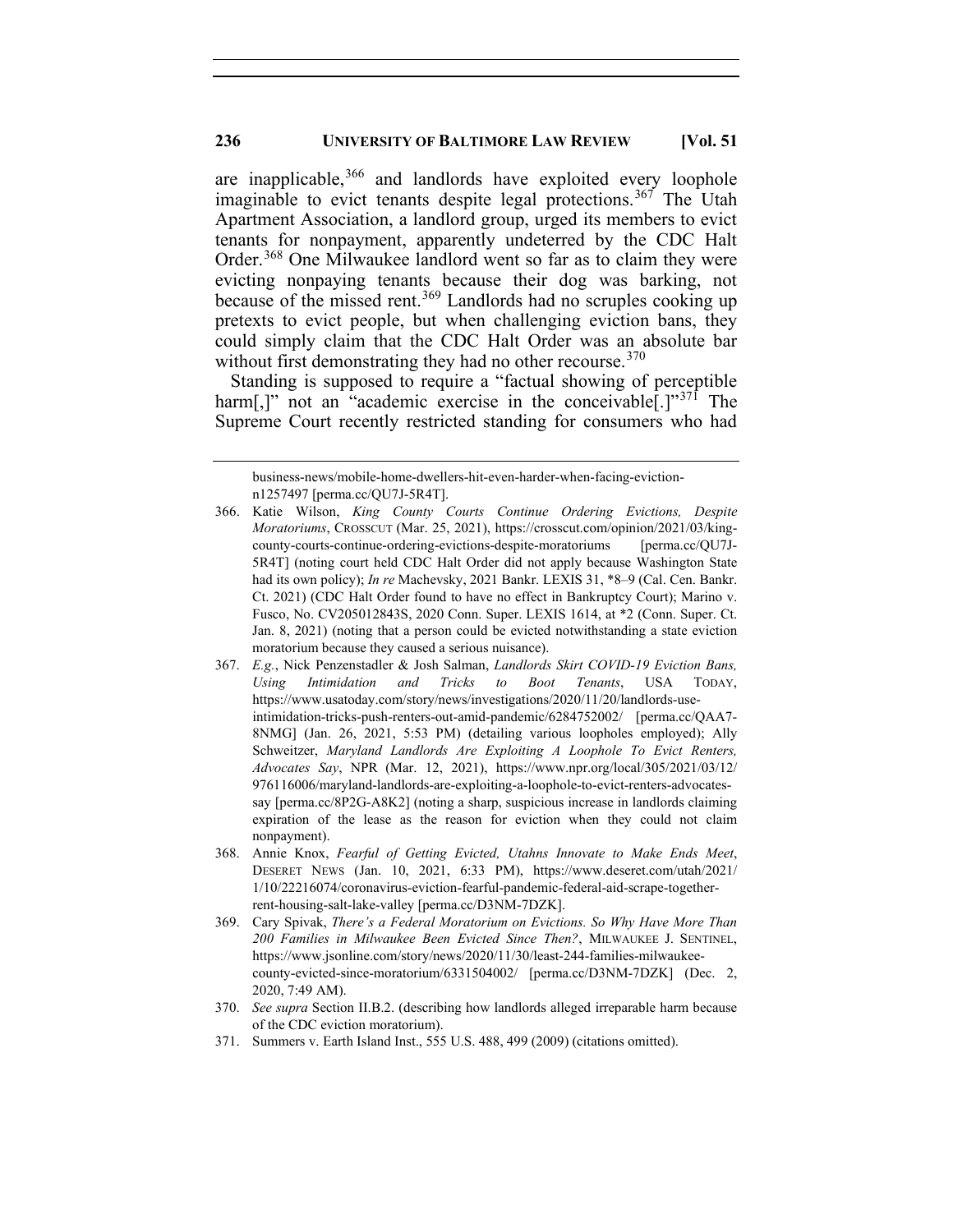are inapplicable,[366] and landlords have exploited every loophole imaginable to evict tenants despite legal protections.[367] The Utah Apartment Association, a landlord group, urged its members to evict tenants for nonpayment, apparently undeterred by the CDC Halt Order.[368] One Milwaukee landlord went so far as to claim they were evicting nonpaying tenants because their dog was barking, not because of the missed rent.[369] Landlords had no scruples cooking up pretexts to evict people, but when challenging eviction bans, they could simply claim that the CDC Halt Order was an absolute bar without first demonstrating they had no other recourse.[370]

Standing is supposed to require a "factual showing of perceptible harm[,]" not an "academic exercise in the conceivable[.]"[371] The Supreme Court recently restricted standing for consumers who had

---

business-news/mobile-home-dwellers-hit-even-harder-when-facing-eviction-n1257497 [perma.cc/QU7J-5R4T].

366. Katie Wilson, *King County Courts Continue Ordering Evictions, Despite Moratoriums*, CROSSCUT (Mar. 25, 2021), https://crosscut.com/opinion/2021/03/king-county-courts-continue-ordering-evictions-despite-moratoriums [perma.cc/QU7J-5R4T] (noting court held CDC Halt Order did not apply because Washington State had its own policy); *In re* Machevsky, 2021 Bankr. LEXIS 31, *8–9 (Cal. Cen. Bankr. Ct. 2021) (CDC Halt Order found to have no effect in Bankruptcy Court); Marino v. Fusco, No. CV205012843S, 2020 Conn. Super. LEXIS 1614, at *2 (Conn. Super. Ct. Jan. 8, 2021) (noting that a person could be evicted notwithstanding a state eviction moratorium because they caused a serious nuisance).

367. *E.g.*, Nick Penzenstadler & Josh Salman, *Landlords Skirt COVID-19 Eviction Bans, Using Intimidation and Tricks to Boot Tenants*, USA TODAY, https://www.usatoday.com/story/news/investigations/2020/11/20/landlords-use-intimidation-tricks-push-renters-out-amid-pandemic/6284752002/ [perma.cc/QAA7-8NMG] (Jan. 26, 2021, 5:53 PM) (detailing various loopholes employed); Ally Schweitzer, *Maryland Landlords Are Exploiting A Loophole To Evict Renters, Advocates Say*, NPR (Mar. 12, 2021), https://www.npr.org/local/305/2021/03/12/976116006/maryland-landlords-are-exploiting-a-loophole-to-evict-renters-advocates-say [perma.cc/8P2G-A8K2] (noting a sharp, suspicious increase in landlords claiming expiration of the lease as the reason for eviction when they could not claim nonpayment).

368. Annie Knox, *Fearful of Getting Evicted, Utahns Innovate to Make Ends Meet*, DESERET NEWS (Jan. 10, 2021, 6:33 PM), https://www.deseret.com/utah/2021/1/10/22216074/coronavirus-eviction-fearful-pandemic-federal-aid-scrape-together-rent-housing-salt-lake-valley [perma.cc/D3NM-7DZK].

369. Cary Spivak, *There's a Federal Moratorium on Evictions. So Why Have More Than 200 Families in Milwaukee Been Evicted Since Then?*, MILWAUKEE J. SENTINEL, https://www.jsonline.com/story/news/2020/11/30/least-244-families-milwaukee-county-evicted-since-moratorium/6331504002/ [perma.cc/D3NM-7DZK] (Dec. 2, 2020, 7:49 AM).

370. *See supra* Section II.B.2. (describing how landlords alleged irreparable harm because of the CDC eviction moratorium).

371. Summers v. Earth Island Inst., 555 U.S. 488, 499 (2009) (citations omitted).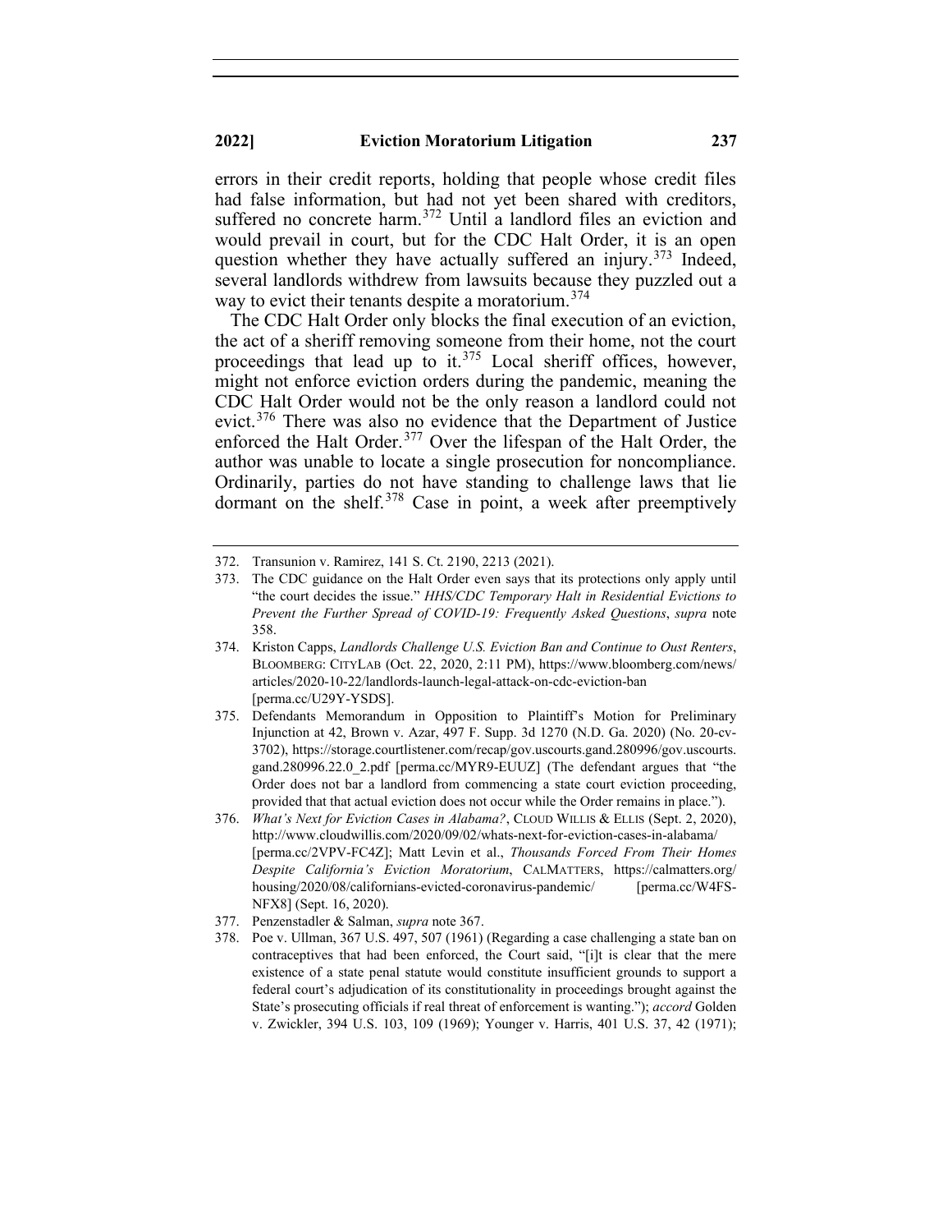errors in their credit reports, holding that people whose credit files had false information, but had not yet been shared with creditors, suffered no concrete harm.[372] Until a landlord files an eviction and would prevail in court, but for the CDC Halt Order, it is an open question whether they have actually suffered an injury.[373] Indeed, several landlords withdrew from lawsuits because they puzzled out a way to evict their tenants despite a moratorium.[374]

The CDC Halt Order only blocks the final execution of an eviction, the act of a sheriff removing someone from their home, not the court proceedings that lead up to it.[375] Local sheriff offices, however, might not enforce eviction orders during the pandemic, meaning the CDC Halt Order would not be the only reason a landlord could not evict.[376] There was also no evidence that the Department of Justice enforced the Halt Order.[377] Over the lifespan of the Halt Order, the author was unable to locate a single prosecution for noncompliance. Ordinarily, parties do not have standing to challenge laws that lie dormant on the shelf.[378] Case in point, a week after preemptively

---

372. Transunion v. Ramirez, 141 S. Ct. 2190, 2213 (2021).

373. The CDC guidance on the Halt Order even says that its protections only apply until "the court decides the issue." *HHS/CDC Temporary Halt in Residential Evictions to Prevent the Further Spread of COVID-19: Frequently Asked Questions*, *supra* note 358.

374. Kriston Capps, *Landlords Challenge U.S. Eviction Ban and Continue to Oust Renters*, BLOOMBERG: CITYLAB (Oct. 22, 2020, 2:11 PM), https://www.bloomberg.com/news/articles/2020-10-22/landlords-launch-legal-attack-on-cdc-eviction-ban [perma.cc/U29Y-YSDS].

375. Defendants Memorandum in Opposition to Plaintiff's Motion for Preliminary Injunction at 42, Brown v. Azar, 497 F. Supp. 3d 1270 (N.D. Ga. 2020) (No. 20-cv-3702), https://storage.courtlistener.com/recap/gov.uscourts.gand.280996/gov.uscourts.gand.280996.22.0_2.pdf [perma.cc/MYR9-EUUZ] (The defendant argues that "the Order does not bar a landlord from commencing a state court eviction proceeding, provided that that actual eviction does not occur while the Order remains in place.").

376. *What's Next for Eviction Cases in Alabama?*, CLOUD WILLIS & ELLIS (Sept. 2, 2020), http://www.cloudwillis.com/2020/09/02/whats-next-for-eviction-cases-in-alabama/ [perma.cc/2VPV-FC4Z]; Matt Levin et al., *Thousands Forced From Their Homes Despite California's Eviction Moratorium*, CALMATTERS, https://calmatters.org/housing/2020/08/californians-evicted-coronavirus-pandemic/ [perma.cc/W4FS-NFX8] (Sept. 16, 2020).

377. Penzenstadler & Salman, *supra* note 367.

378. Poe v. Ullman, 367 U.S. 497, 507 (1961) (Regarding a case challenging a state ban on contraceptives that had been enforced, the Court said, "[i]t is clear that the mere existence of a state penal statute would constitute insufficient grounds to support a federal court's adjudication of its constitutionality in proceedings brought against the State's prosecuting officials if real threat of enforcement is wanting."); *accord* Golden v. Zwickler, 394 U.S. 103, 109 (1969); Younger v. Harris, 401 U.S. 37, 42 (1971);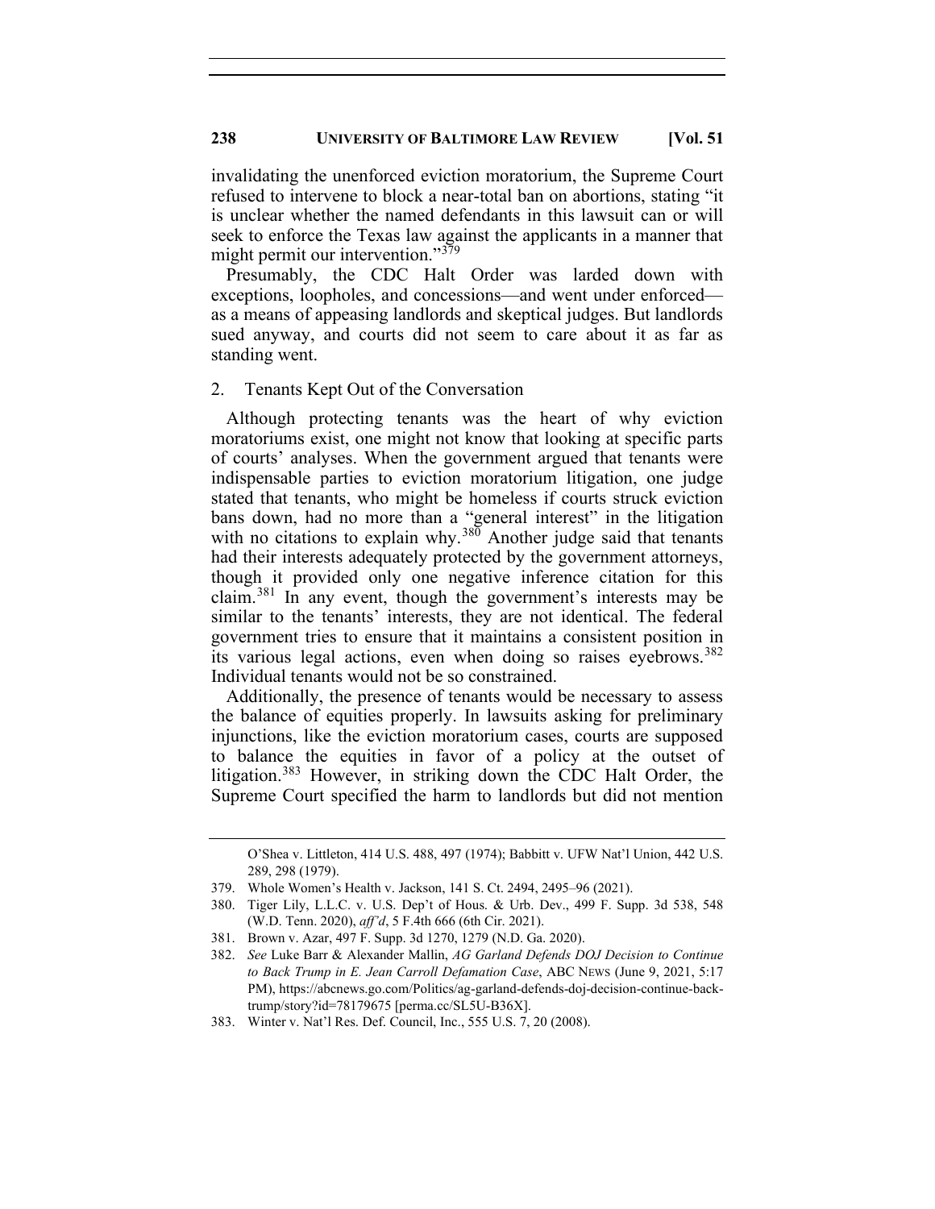invalidating the unenforced eviction moratorium, the Supreme Court refused to intervene to block a near-total ban on abortions, stating "it is unclear whether the named defendants in this lawsuit can or will seek to enforce the Texas law against the applicants in a manner that might permit our intervention."[379]

Presumably, the CDC Halt Order was larded down with exceptions, loopholes, and concessions—and went under enforced—as a means of appeasing landlords and skeptical judges. But landlords sued anyway, and courts did not seem to care about it as far as standing went.

2. Tenants Kept Out of the Conversation

Although protecting tenants was the heart of why eviction moratoriums exist, one might not know that looking at specific parts of courts' analyses. When the government argued that tenants were indispensable parties to eviction moratorium litigation, one judge stated that tenants, who might be homeless if courts struck eviction bans down, had no more than a "general interest" in the litigation with no citations to explain why.[380] Another judge said that tenants had their interests adequately protected by the government attorneys, though it provided only one negative inference citation for this claim.[381] In any event, though the government's interests may be similar to the tenants' interests, they are not identical. The federal government tries to ensure that it maintains a consistent position in its various legal actions, even when doing so raises eyebrows.[382] Individual tenants would not be so constrained.

Additionally, the presence of tenants would be necessary to assess the balance of equities properly. In lawsuits asking for preliminary injunctions, like the eviction moratorium cases, courts are supposed to balance the equities in favor of a policy at the outset of litigation.[383] However, in striking down the CDC Halt Order, the Supreme Court specified the harm to landlords but did not mention

---

O'Shea v. Littleton, 414 U.S. 488, 497 (1974); Babbitt v. UFW Nat'l Union, 442 U.S. 289, 298 (1979).

379. Whole Women's Health v. Jackson, 141 S. Ct. 2494, 2495–96 (2021).

380. Tiger Lily, L.L.C. v. U.S. Dep't of Hous. & Urb. Dev., 499 F. Supp. 3d 538, 548 (W.D. Tenn. 2020), *aff'd*, 5 F.4th 666 (6th Cir. 2021).

381. Brown v. Azar, 497 F. Supp. 3d 1270, 1279 (N.D. Ga. 2020).

382. *See* Luke Barr & Alexander Mallin, *AG Garland Defends DOJ Decision to Continue to Back Trump in E. Jean Carroll Defamation Case*, ABC NEWS (June 9, 2021, 5:17 PM), https://abcnews.go.com/Politics/ag-garland-defends-doj-decision-continue-back-trump/story?id=78179675 [perma.cc/SL5U-B36X].

383. Winter v. Nat'l Res. Def. Council, Inc., 555 U.S. 7, 20 (2008).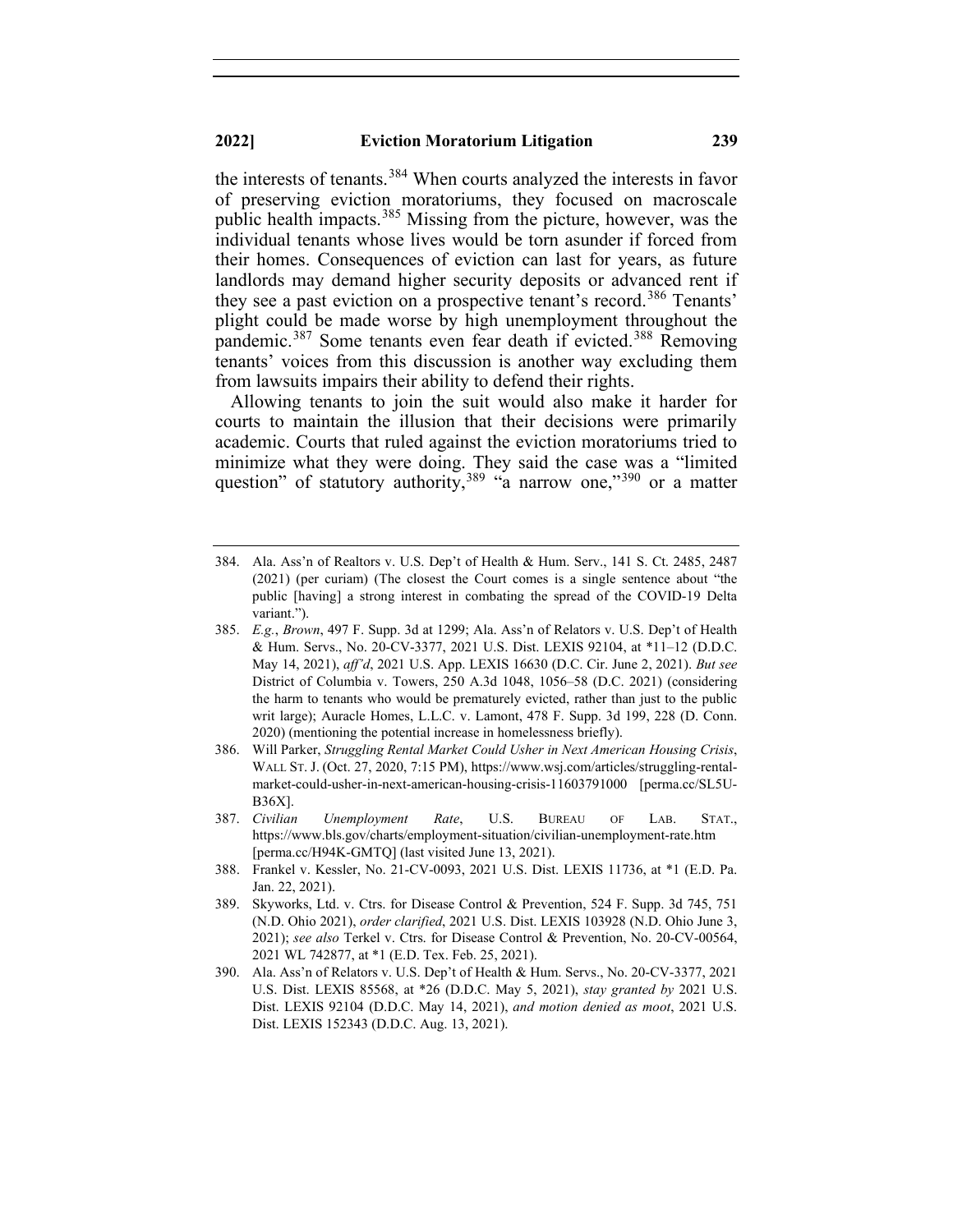the interests of tenants.[384] When courts analyzed the interests in favor of preserving eviction moratoriums, they focused on macroscale public health impacts.[385] Missing from the picture, however, was the individual tenants whose lives would be torn asunder if forced from their homes. Consequences of eviction can last for years, as future landlords may demand higher security deposits or advanced rent if they see a past eviction on a prospective tenant's record.[386] Tenants' plight could be made worse by high unemployment throughout the pandemic.[387] Some tenants even fear death if evicted.[388] Removing tenants' voices from this discussion is another way excluding them from lawsuits impairs their ability to defend their rights.

Allowing tenants to join the suit would also make it harder for courts to maintain the illusion that their decisions were primarily academic. Courts that ruled against the eviction moratoriums tried to minimize what they were doing. They said the case was a "limited question" of statutory authority,[389] "a narrow one,"[390] or a matter

---

384. Ala. Ass'n of Realtors v. U.S. Dep't of Health & Hum. Serv., 141 S. Ct. 2485, 2487 (2021) (per curiam) (The closest the Court comes is a single sentence about "the public [having] a strong interest in combating the spread of the COVID-19 Delta variant.").

385. *E.g.*, *Brown*, 497 F. Supp. 3d at 1299; Ala. Ass'n of Relators v. U.S. Dep't of Health & Hum. Servs., No. 20-CV-3377, 2021 U.S. Dist. LEXIS 92104, at *11–12 (D.D.C. May 14, 2021), *aff'd*, 2021 U.S. App. LEXIS 16630 (D.C. Cir. June 2, 2021). *But see* District of Columbia v. Towers, 250 A.3d 1048, 1056–58 (D.C. 2021) (considering the harm to tenants who would be prematurely evicted, rather than just to the public writ large); Auracle Homes, L.L.C. v. Lamont, 478 F. Supp. 3d 199, 228 (D. Conn. 2020) (mentioning the potential increase in homelessness briefly).

386. Will Parker, *Struggling Rental Market Could Usher in Next American Housing Crisis*, WALL ST. J. (Oct. 27, 2020, 7:15 PM), https://www.wsj.com/articles/struggling-rental-market-could-usher-in-next-american-housing-crisis-11603791000 [perma.cc/SL5U-B36X].

387. *Civilian Unemployment Rate*, U.S. BUREAU OF LAB. STAT., https://www.bls.gov/charts/employment-situation/civilian-unemployment-rate.htm [perma.cc/H94K-GMTQ] (last visited June 13, 2021).

388. Frankel v. Kessler, No. 21-CV-0093, 2021 U.S. Dist. LEXIS 11736, at *1 (E.D. Pa. Jan. 22, 2021).

389. Skyworks, Ltd. v. Ctrs. for Disease Control & Prevention, 524 F. Supp. 3d 745, 751 (N.D. Ohio 2021), *order clarified*, 2021 U.S. Dist. LEXIS 103928 (N.D. Ohio June 3, 2021); *see also* Terkel v. Ctrs. for Disease Control & Prevention, No. 20-CV-00564, 2021 WL 742877, at *1 (E.D. Tex. Feb. 25, 2021).

390. Ala. Ass'n of Relators v. U.S. Dep't of Health & Hum. Servs., No. 20-CV-3377, 2021 U.S. Dist. LEXIS 85568, at *26 (D.D.C. May 5, 2021), *stay granted by* 2021 U.S. Dist. LEXIS 92104 (D.D.C. May 14, 2021), *and motion denied as moot*, 2021 U.S. Dist. LEXIS 152343 (D.D.C. Aug. 13, 2021).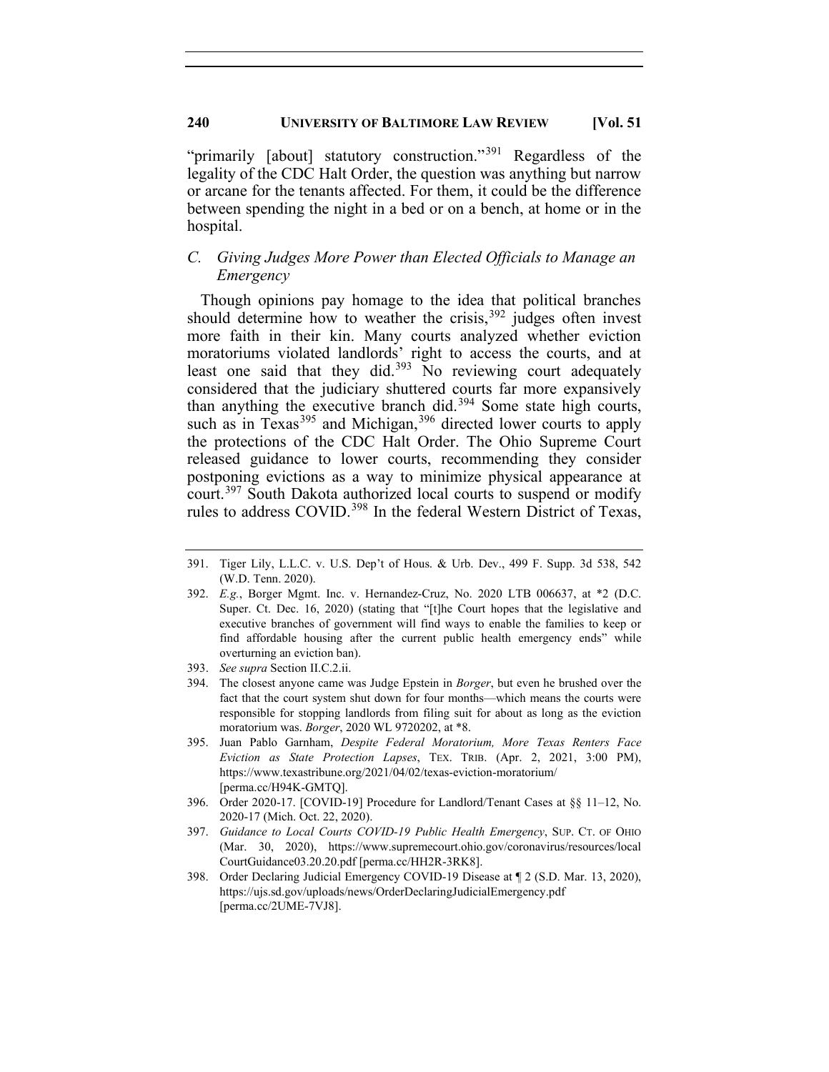"primarily [about] statutory construction."[391] Regardless of the legality of the CDC Halt Order, the question was anything but narrow or arcane for the tenants affected. For them, it could be the difference between spending the night in a bed or on a bench, at home or in the hospital.

### *C. Giving Judges More Power than Elected Officials to Manage an Emergency*

Though opinions pay homage to the idea that political branches should determine how to weather the crisis,[392] judges often invest more faith in their kin. Many courts analyzed whether eviction moratoriums violated landlords' right to access the courts, and at least one said that they did.[393] No reviewing court adequately considered that the judiciary shuttered courts far more expansively than anything the executive branch did.[394] Some state high courts, such as in Texas[395] and Michigan,[396] directed lower courts to apply the protections of the CDC Halt Order. The Ohio Supreme Court released guidance to lower courts, recommending they consider postponing evictions as a way to minimize physical appearance at court.[397] South Dakota authorized local courts to suspend or modify rules to address COVID.[398] In the federal Western District of Texas,

---

391. Tiger Lily, L.L.C. v. U.S. Dep't of Hous. & Urb. Dev., 499 F. Supp. 3d 538, 542 (W.D. Tenn. 2020).

392. *E.g.*, Borger Mgmt. Inc. v. Hernandez-Cruz, No. 2020 LTB 006637, at *2 (D.C. Super. Ct. Dec. 16, 2020) (stating that "[t]he Court hopes that the legislative and executive branches of government will find ways to enable the families to keep or find affordable housing after the current public health emergency ends" while overturning an eviction ban).

393. *See supra* Section II.C.2.ii.

394. The closest anyone came was Judge Epstein in *Borger*, but even he brushed over the fact that the court system shut down for four months—which means the courts were responsible for stopping landlords from filing suit for about as long as the eviction moratorium was. *Borger*, 2020 WL 9720202, at *8.

395. Juan Pablo Garnham, *Despite Federal Moratorium, More Texas Renters Face Eviction as State Protection Lapses*, TEX. TRIB. (Apr. 2, 2021, 3:00 PM), https://www.texastribune.org/2021/04/02/texas-eviction-moratorium/ [perma.cc/H94K-GMTQ].

396. Order 2020-17. [COVID-19] Procedure for Landlord/Tenant Cases at §§ 11–12, No. 2020-17 (Mich. Oct. 22, 2020).

397. *Guidance to Local Courts COVID-19 Public Health Emergency*, SUP. CT. OF OHIO (Mar. 30, 2020), https://www.supremecourt.ohio.gov/coronavirus/resources/localCourtGuidance03.20.20.pdf [perma.cc/HH2R-3RK8].

398. Order Declaring Judicial Emergency COVID-19 Disease at ¶ 2 (S.D. Mar. 13, 2020), https://ujs.sd.gov/uploads/news/OrderDeclaringJudicialEmergency.pdf [perma.cc/2UME-7VJ8].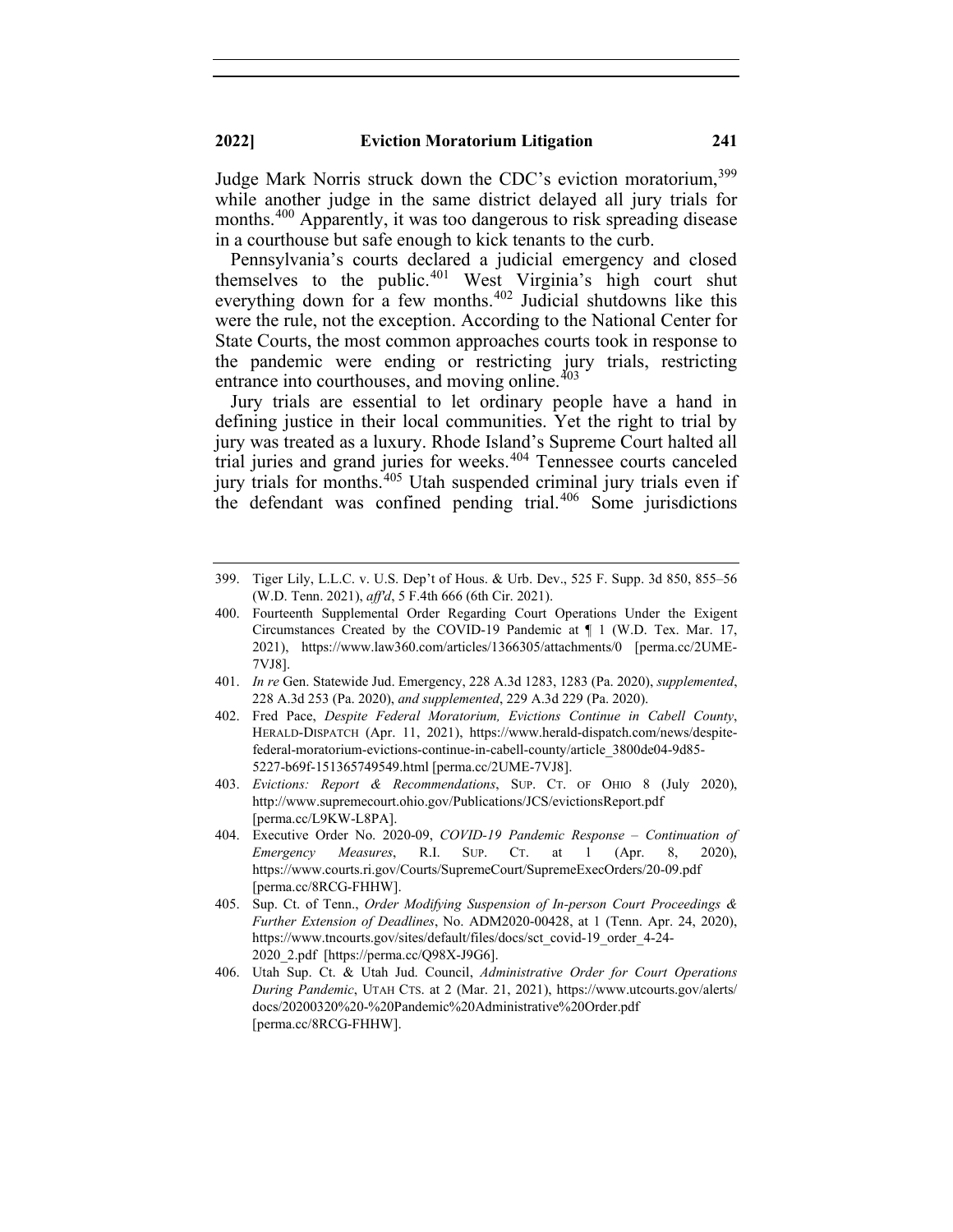Judge Mark Norris struck down the CDC's eviction moratorium,[399] while another judge in the same district delayed all jury trials for months.[400] Apparently, it was too dangerous to risk spreading disease in a courthouse but safe enough to kick tenants to the curb.

Pennsylvania's courts declared a judicial emergency and closed themselves to the public.[401] West Virginia's high court shut everything down for a few months.[402] Judicial shutdowns like this were the rule, not the exception. According to the National Center for State Courts, the most common approaches courts took in response to the pandemic were ending or restricting jury trials, restricting entrance into courthouses, and moving online.[403]

Jury trials are essential to let ordinary people have a hand in defining justice in their local communities. Yet the right to trial by jury was treated as a luxury. Rhode Island's Supreme Court halted all trial juries and grand juries for weeks.[404] Tennessee courts canceled jury trials for months.[405] Utah suspended criminal jury trials even if the defendant was confined pending trial.[406] Some jurisdictions

---

399. Tiger Lily, L.L.C. v. U.S. Dep't of Hous. & Urb. Dev., 525 F. Supp. 3d 850, 855–56 (W.D. Tenn. 2021), *aff'd*, 5 F.4th 666 (6th Cir. 2021).

400. Fourteenth Supplemental Order Regarding Court Operations Under the Exigent Circumstances Created by the COVID-19 Pandemic at ¶ 1 (W.D. Tex. Mar. 17, 2021), https://www.law360.com/articles/1366305/attachments/0 [perma.cc/2UME-7VJ8].

401. *In re* Gen. Statewide Jud. Emergency, 228 A.3d 1283, 1283 (Pa. 2020), *supplemented*, 228 A.3d 253 (Pa. 2020), *and supplemented*, 229 A.3d 229 (Pa. 2020).

402. Fred Pace, *Despite Federal Moratorium, Evictions Continue in Cabell County*, HERALD-DISPATCH (Apr. 11, 2021), https://www.herald-dispatch.com/news/despite-federal-moratorium-evictions-continue-in-cabell-county/article_3800de04-9d85-5227-b69f-151365749549.html [perma.cc/2UME-7VJ8].

403. *Evictions: Report & Recommendations*, SUP. CT. OF OHIO 8 (July 2020), http://www.supremecourt.ohio.gov/Publications/JCS/evictionsReport.pdf [perma.cc/L9KW-L8PA].

404. Executive Order No. 2020-09, *COVID-19 Pandemic Response – Continuation of Emergency Measures*, R.I. SUP. CT. at 1 (Apr. 8, 2020), https://www.courts.ri.gov/Courts/SupremeCourt/SupremeExecOrders/20-09.pdf [perma.cc/8RCG-FHHW].

405. Sup. Ct. of Tenn., *Order Modifying Suspension of In-person Court Proceedings & Further Extension of Deadlines*, No. ADM2020-00428, at 1 (Tenn. Apr. 24, 2020), https://www.tncourts.gov/sites/default/files/docs/sct_covid-19_order_4-24-2020_2.pdf [https://perma.cc/Q98X-J9G6].

406. Utah Sup. Ct. & Utah Jud. Council, *Administrative Order for Court Operations During Pandemic*, UTAH CTS. at 2 (Mar. 21, 2021), https://www.utcourts.gov/alerts/docs/20200320%20-%20Pandemic%20Administrative%20Order.pdf [perma.cc/8RCG-FHHW].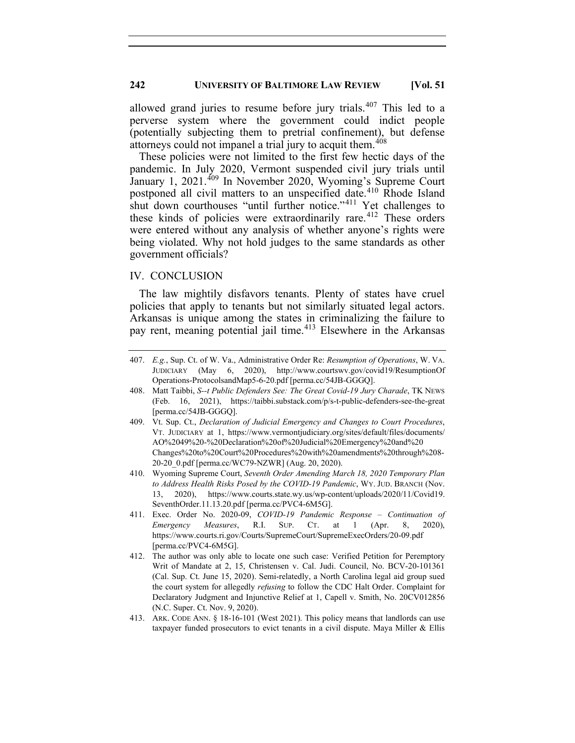allowed grand juries to resume before jury trials.[407] This led to a perverse system where the government could indict people (potentially subjecting them to pretrial confinement), but defense attorneys could not impanel a trial jury to acquit them.[408]

These policies were not limited to the first few hectic days of the pandemic. In July 2020, Vermont suspended civil jury trials until January 1, 2021.[409] In November 2020, Wyoming's Supreme Court postponed all civil matters to an unspecified date.[410] Rhode Island shut down courthouses "until further notice."[411] Yet challenges to these kinds of policies were extraordinarily rare.[412] These orders were entered without any analysis of whether anyone's rights were being violated. Why not hold judges to the same standards as other government officials?

## IV. CONCLUSION

The law mightily disfavors tenants. Plenty of states have cruel policies that apply to tenants but not similarly situated legal actors. Arkansas is unique among the states in criminalizing the failure to pay rent, meaning potential jail time.[413] Elsewhere in the Arkansas

---

407. *E.g.*, Sup. Ct. of W. Va., Administrative Order Re: *Resumption of Operations*, W. VA. JUDICIARY (May 6, 2020), http://www.courtswv.gov/covid19/ResumptionOfOperations-ProtocolsandMap5-6-20.pdf [perma.cc/54JB-GGGQ].

408. Matt Taibbi, *S--t Public Defenders See: The Great Covid-19 Jury Charade*, TK NEWS (Feb. 16, 2021), https://taibbi.substack.com/p/s-t-public-defenders-see-the-great [perma.cc/54JB-GGGQ].

409. Vt. Sup. Ct., *Declaration of Judicial Emergency and Changes to Court Procedures*, VT. JUDICIARY at 1, https://www.vermontjudiciary.org/sites/default/files/documents/AO%2049%20-%20Declaration%20of%20Judicial%20Emergency%20and%20Changes%20to%20Court%20Procedures%20with%20amendments%20through%208-20-20_0.pdf [perma.cc/WC79-NZWR] (Aug. 20, 2020).

410. Wyoming Supreme Court, *Seventh Order Amending March 18, 2020 Temporary Plan to Address Health Risks Posed by the COVID-19 Pandemic*, WY. JUD. BRANCH (Nov. 13, 2020), https://www.courts.state.wy.us/wp-content/uploads/2020/11/Covid19.SeventhOrder.11.13.20.pdf [perma.cc/PVC4-6M5G].

411. Exec. Order No. 2020-09, *COVID-19 Pandemic Response – Continuation of Emergency Measures*, R.I. SUP. CT. at 1 (Apr. 8, 2020), https://www.courts.ri.gov/Courts/SupremeCourt/SupremeExecOrders/20-09.pdf [perma.cc/PVC4-6M5G].

412. The author was only able to locate one such case: Verified Petition for Peremptory Writ of Mandate at 2, 15, Christensen v. Cal. Judi. Council, No. BCV-20-101361 (Cal. Sup. Ct. June 15, 2020). Semi-relatedly, a North Carolina legal aid group sued the court system for allegedly *refusing* to follow the CDC Halt Order. Complaint for Declaratory Judgment and Injunctive Relief at 1, Capell v. Smith, No. 20CV012856 (N.C. Super. Ct. Nov. 9, 2020).

413. ARK. CODE ANN. § 18-16-101 (West 2021). This policy means that landlords can use taxpayer funded prosecutors to evict tenants in a civil dispute. Maya Miller & Ellis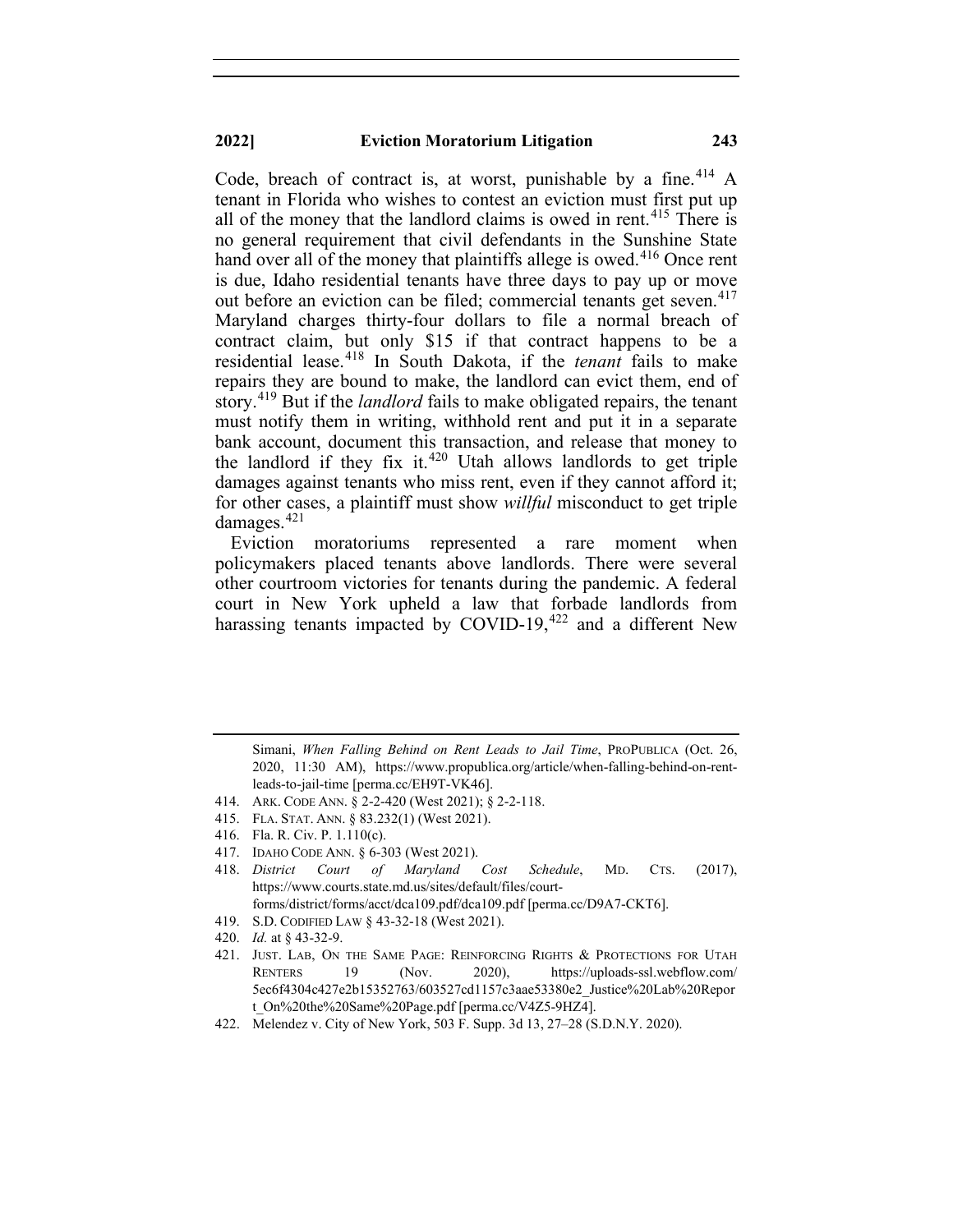Code, breach of contract is, at worst, punishable by a fine.[414] A tenant in Florida who wishes to contest an eviction must first put up all of the money that the landlord claims is owed in rent.[415] There is no general requirement that civil defendants in the Sunshine State hand over all of the money that plaintiffs allege is owed.[416] Once rent is due, Idaho residential tenants have three days to pay up or move out before an eviction can be filed; commercial tenants get seven.[417] Maryland charges thirty-four dollars to file a normal breach of contract claim, but only $15 if that contract happens to be a residential lease.[418] In South Dakota, if the *tenant* fails to make repairs they are bound to make, the landlord can evict them, end of story.[419] But if the *landlord* fails to make obligated repairs, the tenant must notify them in writing, withhold rent and put it in a separate bank account, document this transaction, and release that money to the landlord if they fix it.[420] Utah allows landlords to get triple damages against tenants who miss rent, even if they cannot afford it; for other cases, a plaintiff must show *willful* misconduct to get triple damages.[421]

Eviction moratoriums represented a rare moment when policymakers placed tenants above landlords. There were several other courtroom victories for tenants during the pandemic. A federal court in New York upheld a law that forbade landlords from harassing tenants impacted by COVID-19,[422] and a different New

---

Simani, *When Falling Behind on Rent Leads to Jail Time*, PROPUBLICA (Oct. 26, 2020, 11:30 AM), https://www.propublica.org/article/when-falling-behind-on-rent-leads-to-jail-time [perma.cc/EH9T-VK46].

414. ARK. CODE ANN. § 2-2-420 (West 2021); § 2-2-118.

415. FLA. STAT. ANN. § 83.232(1) (West 2021).

416. Fla. R. Civ. P. 1.110(c).

417. IDAHO CODE ANN. § 6-303 (West 2021).

418. *District Court of Maryland Cost Schedule*, MD. CTS. (2017), https://www.courts.state.md.us/sites/default/files/court-forms/district/forms/acct/dca109.pdf/dca109.pdf [perma.cc/D9A7-CKT6].

419. S.D. CODIFIED LAW § 43-32-18 (West 2021).

420. *Id.* at § 43-32-9.

421. JUST. LAB, ON THE SAME PAGE: REINFORCING RIGHTS & PROTECTIONS FOR UTAH RENTERS 19 (Nov. 2020), https://uploads-ssl.webflow.com/5ec6f4304c427e2b15352763/603527cd1157c3aae53380e2_Justice%20Lab%20Report_On%20the%20Same%20Page.pdf [perma.cc/V4Z5-9HZ4].

422. Melendez v. City of New York, 503 F. Supp. 3d 13, 27–28 (S.D.N.Y. 2020).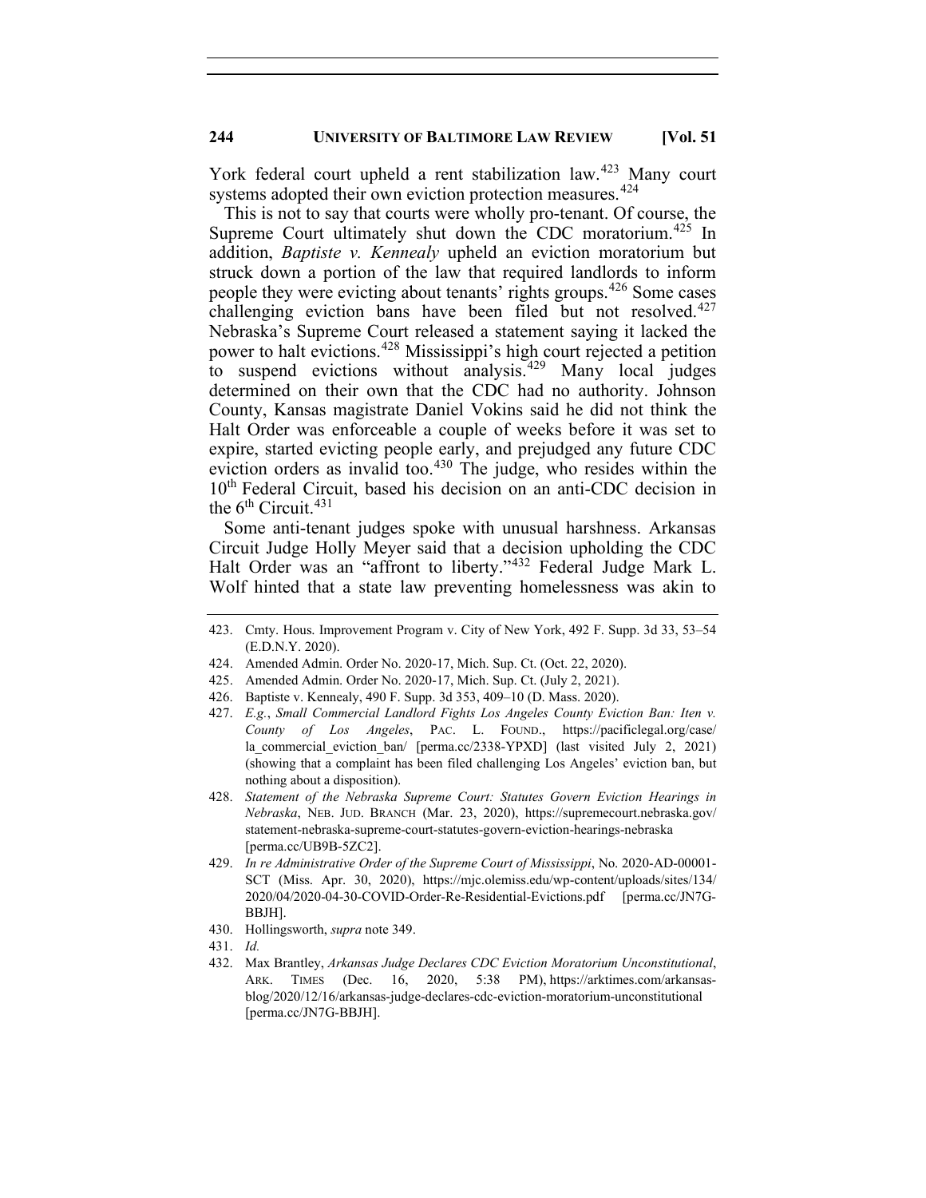York federal court upheld a rent stabilization law.[423] Many court systems adopted their own eviction protection measures.[424]

This is not to say that courts were wholly pro-tenant. Of course, the Supreme Court ultimately shut down the CDC moratorium.[425] In addition, *Baptiste v. Kennealy* upheld an eviction moratorium but struck down a portion of the law that required landlords to inform people they were evicting about tenants' rights groups.[426] Some cases challenging eviction bans have been filed but not resolved.[427] Nebraska's Supreme Court released a statement saying it lacked the power to halt evictions.[428] Mississippi's high court rejected a petition to suspend evictions without analysis.[429] Many local judges determined on their own that the CDC had no authority. Johnson County, Kansas magistrate Daniel Vokins said he did not think the Halt Order was enforceable a couple of weeks before it was set to expire, started evicting people early, and prejudged any future CDC eviction orders as invalid too.[430] The judge, who resides within the 10th Federal Circuit, based his decision on an anti-CDC decision in the 6th Circuit.[431]

Some anti-tenant judges spoke with unusual harshness. Arkansas Circuit Judge Holly Meyer said that a decision upholding the CDC Halt Order was an "affront to liberty."[432] Federal Judge Mark L. Wolf hinted that a state law preventing homelessness was akin to

---

423. Cmty. Hous. Improvement Program v. City of New York, 492 F. Supp. 3d 33, 53–54 (E.D.N.Y. 2020).
424. Amended Admin. Order No. 2020-17, Mich. Sup. Ct. (Oct. 22, 2020).
425. Amended Admin. Order No. 2020-17, Mich. Sup. Ct. (July 2, 2021).
426. Baptiste v. Kennealy, 490 F. Supp. 3d 353, 409–10 (D. Mass. 2020).
427. *E.g.*, *Small Commercial Landlord Fights Los Angeles County Eviction Ban: Iten v. County of Los Angeles*, PAC. L. FOUND., https://pacificlegal.org/case/la_commercial_eviction_ban/ [perma.cc/2338-YPXD] (last visited July 2, 2021) (showing that a complaint has been filed challenging Los Angeles' eviction ban, but nothing about a disposition).
428. *Statement of the Nebraska Supreme Court: Statutes Govern Eviction Hearings in Nebraska*, NEB. JUD. BRANCH (Mar. 23, 2020), https://supremecourt.nebraska.gov/statement-nebraska-supreme-court-statutes-govern-eviction-hearings-nebraska [perma.cc/UB9B-5ZC2].
429. *In re Administrative Order of the Supreme Court of Mississippi*, No. 2020-AD-00001-SCT (Miss. Apr. 30, 2020), https://mjc.olemiss.edu/wp-content/uploads/sites/134/2020/04/2020-04-30-COVID-Order-Re-Residential-Evictions.pdf [perma.cc/JN7G-BBJH].
430. Hollingsworth, *supra* note 349.
431. *Id.*
432. Max Brantley, *Arkansas Judge Declares CDC Eviction Moratorium Unconstitutional*, ARK. TIMES (Dec. 16, 2020, 5:38 PM), https://arktimes.com/arkansas-blog/2020/12/16/arkansas-judge-declares-cdc-eviction-moratorium-unconstitutional [perma.cc/JN7G-BBJH].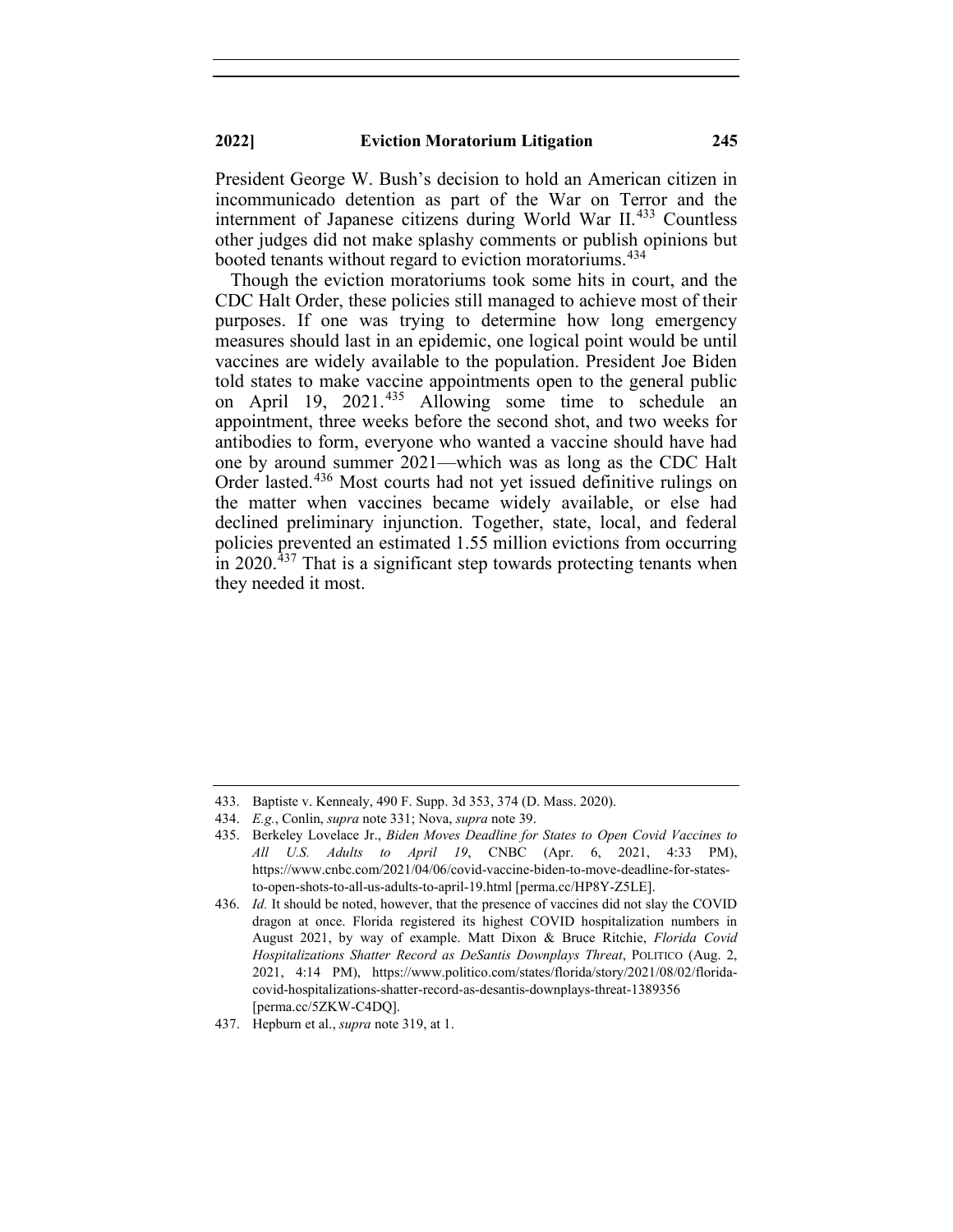President George W. Bush's decision to hold an American citizen in incommunicado detention as part of the War on Terror and the internment of Japanese citizens during World War II.[433] Countless other judges did not make splashy comments or publish opinions but booted tenants without regard to eviction moratoriums.[434]

Though the eviction moratoriums took some hits in court, and the CDC Halt Order, these policies still managed to achieve most of their purposes. If one was trying to determine how long emergency measures should last in an epidemic, one logical point would be until vaccines are widely available to the population. President Joe Biden told states to make vaccine appointments open to the general public on April 19, 2021.[435] Allowing some time to schedule an appointment, three weeks before the second shot, and two weeks for antibodies to form, everyone who wanted a vaccine should have had one by around summer 2021—which was as long as the CDC Halt Order lasted.[436] Most courts had not yet issued definitive rulings on the matter when vaccines became widely available, or else had declined preliminary injunction. Together, state, local, and federal policies prevented an estimated 1.55 million evictions from occurring in 2020.[437] That is a significant step towards protecting tenants when they needed it most.

---

433. Baptiste v. Kennealy, 490 F. Supp. 3d 353, 374 (D. Mass. 2020).

434. *E.g.*, Conlin, *supra* note 331; Nova, *supra* note 39.

435. Berkeley Lovelace Jr., *Biden Moves Deadline for States to Open Covid Vaccines to All U.S. Adults to April 19*, CNBC (Apr. 6, 2021, 4:33 PM), https://www.cnbc.com/2021/04/06/covid-vaccine-biden-to-move-deadline-for-states-to-open-shots-to-all-us-adults-to-april-19.html [perma.cc/HP8Y-Z5LE].

436. *Id.* It should be noted, however, that the presence of vaccines did not slay the COVID dragon at once. Florida registered its highest COVID hospitalization numbers in August 2021, by way of example. Matt Dixon & Bruce Ritchie, *Florida Covid Hospitalizations Shatter Record as DeSantis Downplays Threat*, POLITICO (Aug. 2, 2021, 4:14 PM), https://www.politico.com/states/florida/story/2021/08/02/florida-covid-hospitalizations-shatter-record-as-desantis-downplays-threat-1389356 [perma.cc/5ZKW-C4DQ].

437. Hepburn et al., *supra* note 319, at 1.